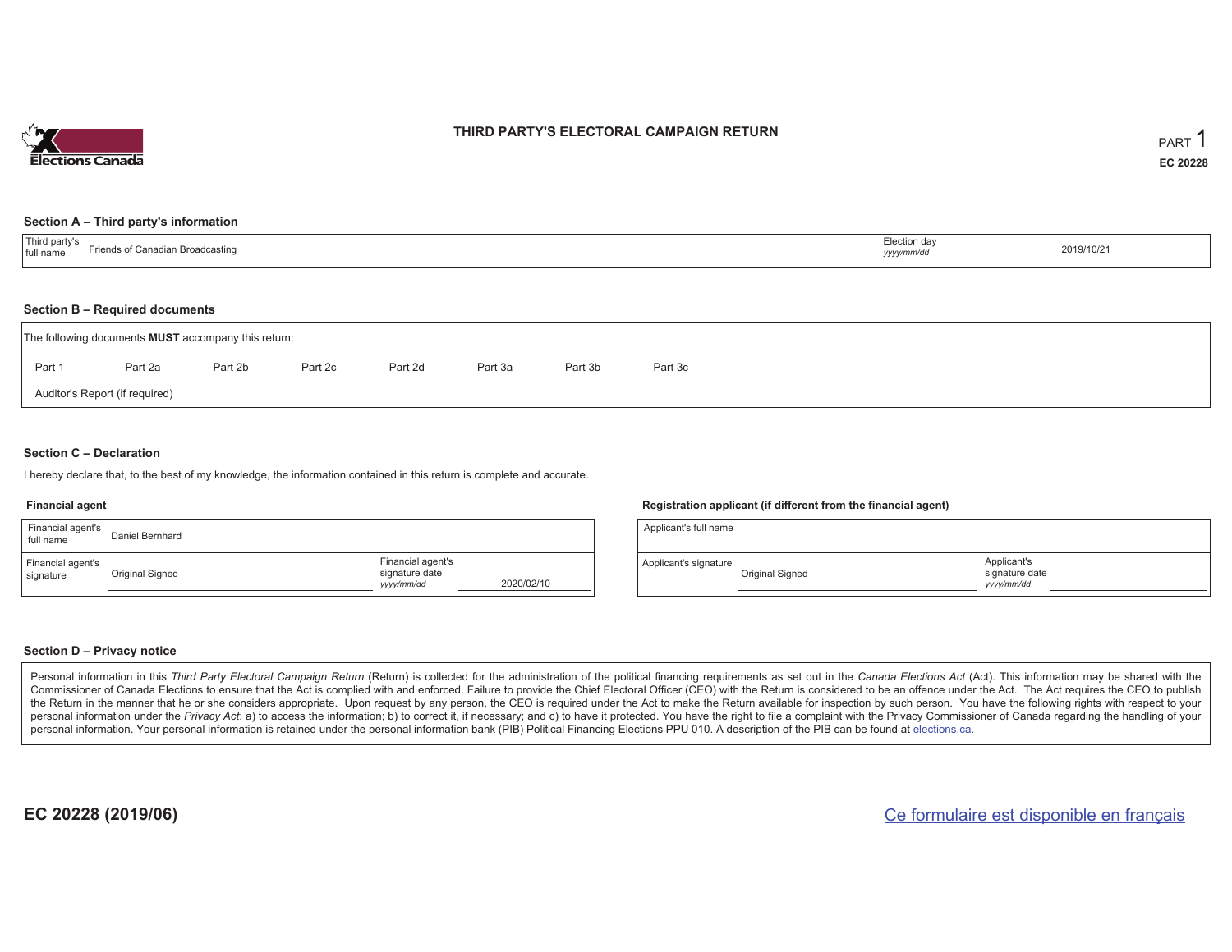# THIRD PARTY'S ELECTORAL CAMPAIGN RETURN

PART 1

EC 20228

## Section A – Third party's information

| Third party's full name | Friends of Canadian Broadcasting | Election day *yyyy/mm/dd* | 2019/10/21 |
|---|---|---|---|

## Section B – Required documents

The following documents **MUST** accompany this return:

Part 1 Part 2a Part 2b Part 2c Part 2d Part 3a Part 3b Part 3c

Auditor's Report (if required)

## Section C – Declaration

I hereby declare that, to the best of my knowledge, the information contained in this return is complete and accurate.

### Financial agent

| Financial agent's full name | Daniel Bernhard | | |
|---|---|---|---|
| Financial agent's signature | Original Signed | Financial agent's signature date *yyyy/mm/dd* | 2020/02/10 |

### Registration applicant (if different from the financial agent)

| Applicant's full name | | | |
|---|---|---|---|
| Applicant's signature | Original Signed | Applicant's signature date *yyyy/mm/dd* | |

## Section D – Privacy notice

Personal information in this *Third Party Electoral Campaign Return* (Return) is collected for the administration of the political financing requirements as set out in the *Canada Elections Act* (Act). This information may be shared with the Commissioner of Canada Elections to ensure that the Act is complied with and enforced. Failure to provide the Chief Electoral Officer (CEO) with the Return is considered to be an offence under the Act. The Act requires the CEO to publish the Return in the manner that he or she considers appropriate. Upon request by any person, the CEO is required under the Act to make the Return available for inspection by such person. You have the following rights with respect to your personal information under the *Privacy Act*: a) to access the information; b) to correct it, if necessary; and c) to have it protected. You have the right to file a complaint with the Privacy Commissioner of Canada regarding the handling of your personal information. Your personal information is retained under the personal information bank (PIB) Political Financing Elections PPU 010. A description of the PIB can be found at elections.ca.

EC 20228 (2019/06)

Ce formulaire est disponible en français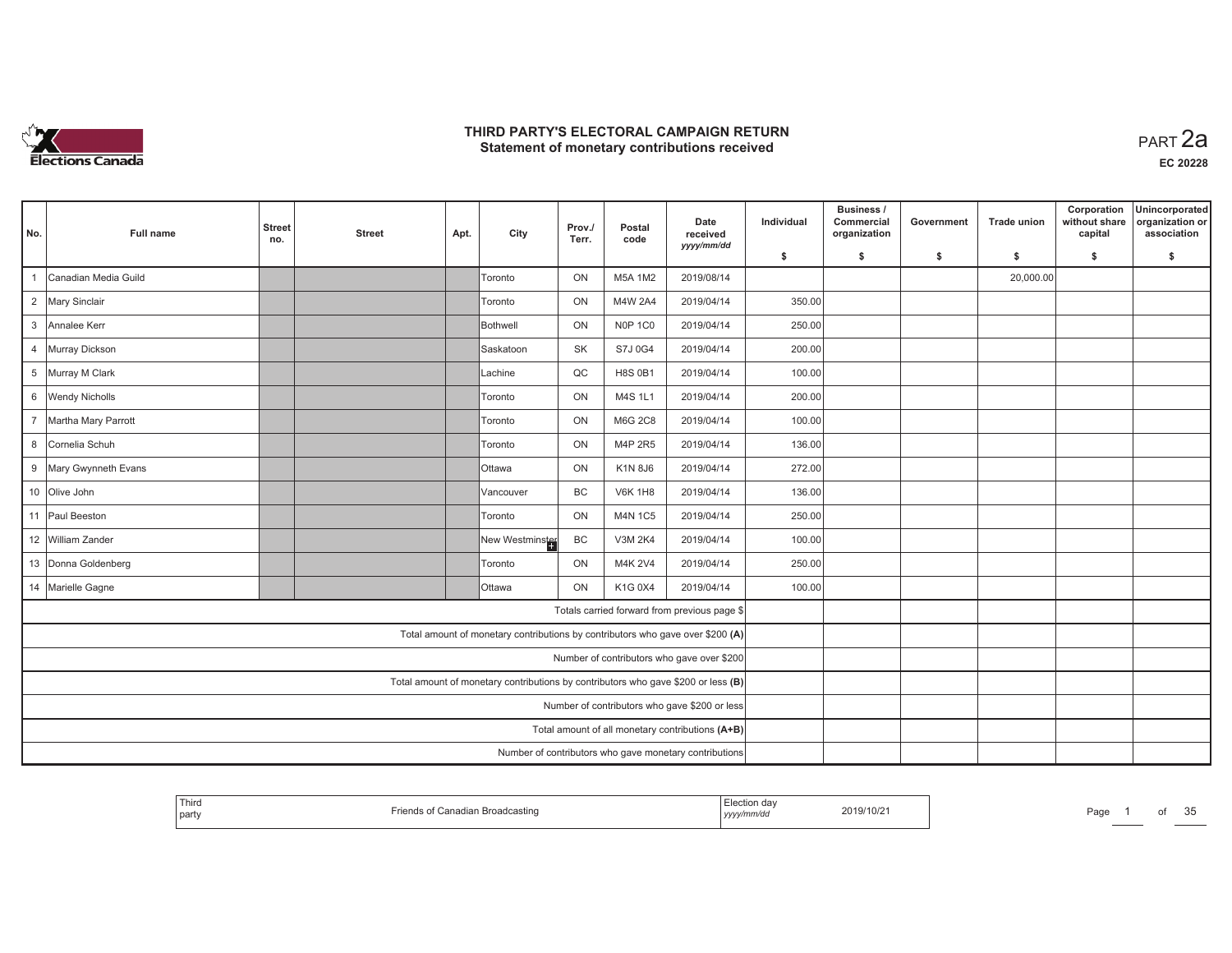# THIRD PARTY'S ELECTORAL CAMPAIGN RETURN
## Statement of monetary contributions received

PART 2a

EC 20228

| No. | Full name | Street no. | Street | Apt. | City | Prov./ Terr. | Postal code | Date received yyyy/mm/dd | Individual $ | Business / Commercial organization $ | Government $ | Trade union $ | Corporation without share capital $ | Unincorporated organization or association $ |
|---|---|---|---|---|---|---|---|---|---|---|---|---|---|---|
| 1 | Canadian Media Guild | | | | Toronto | ON | M5A 1M2 | 2019/08/14 | | | | 20,000.00 | | |
| 2 | Mary Sinclair | | | | Toronto | ON | M4W 2A4 | 2019/04/14 | 350.00 | | | | | |
| 3 | Annalee Kerr | | | | Bothwell | ON | N0P 1C0 | 2019/04/14 | 250.00 | | | | | |
| 4 | Murray Dickson | | | | Saskatoon | SK | S7J 0G4 | 2019/04/14 | 200.00 | | | | | |
| 5 | Murray M Clark | | | | Lachine | QC | H8S 0B1 | 2019/04/14 | 100.00 | | | | | |
| 6 | Wendy Nicholls | | | | Toronto | ON | M4S 1L1 | 2019/04/14 | 200.00 | | | | | |
| 7 | Martha Mary Parrott | | | | Toronto | ON | M6G 2C8 | 2019/04/14 | 100.00 | | | | | |
| 8 | Cornelia Schuh | | | | Toronto | ON | M4P 2R5 | 2019/04/14 | 136.00 | | | | | |
| 9 | Mary Gwynneth Evans | | | | Ottawa | ON | K1N 8J6 | 2019/04/14 | 272.00 | | | | | |
| 10 | Olive John | | | | Vancouver | BC | V6K 1H8 | 2019/04/14 | 136.00 | | | | | |
| 11 | Paul Beeston | | | | Toronto | ON | M4N 1C5 | 2019/04/14 | 250.00 | | | | | |
| 12 | William Zander | | | | New Westminster | BC | V3M 2K4 | 2019/04/14 | 100.00 | | | | | |
| 13 | Donna Goldenberg | | | | Toronto | ON | M4K 2V4 | 2019/04/14 | 250.00 | | | | | |
| 14 | Marielle Gagne | | | | Ottawa | ON | K1G 0X4 | 2019/04/14 | 100.00 | | | | | |
| | Totals carried forward from previous page $ | | | | | | | | | | | | | |
| | Total amount of monetary contributions by contributors who gave over $200 (A) | | | | | | | | | | | | | |
| | Number of contributors who gave over $200 | | | | | | | | | | | | | |
| | Total amount of monetary contributions by contributors who gave $200 or less (B) | | | | | | | | | | | | | |
| | Number of contributors who gave $200 or less | | | | | | | | | | | | | |
| | Total amount of all monetary contributions (A+B) | | | | | | | | | | | | | |
| | Number of contributors who gave monetary contributions | | | | | | | | | | | | | |

| Third party | Friends of Canadian Broadcasting | Election day yyyy/mm/dd | 2019/10/21 |
|---|---|---|---|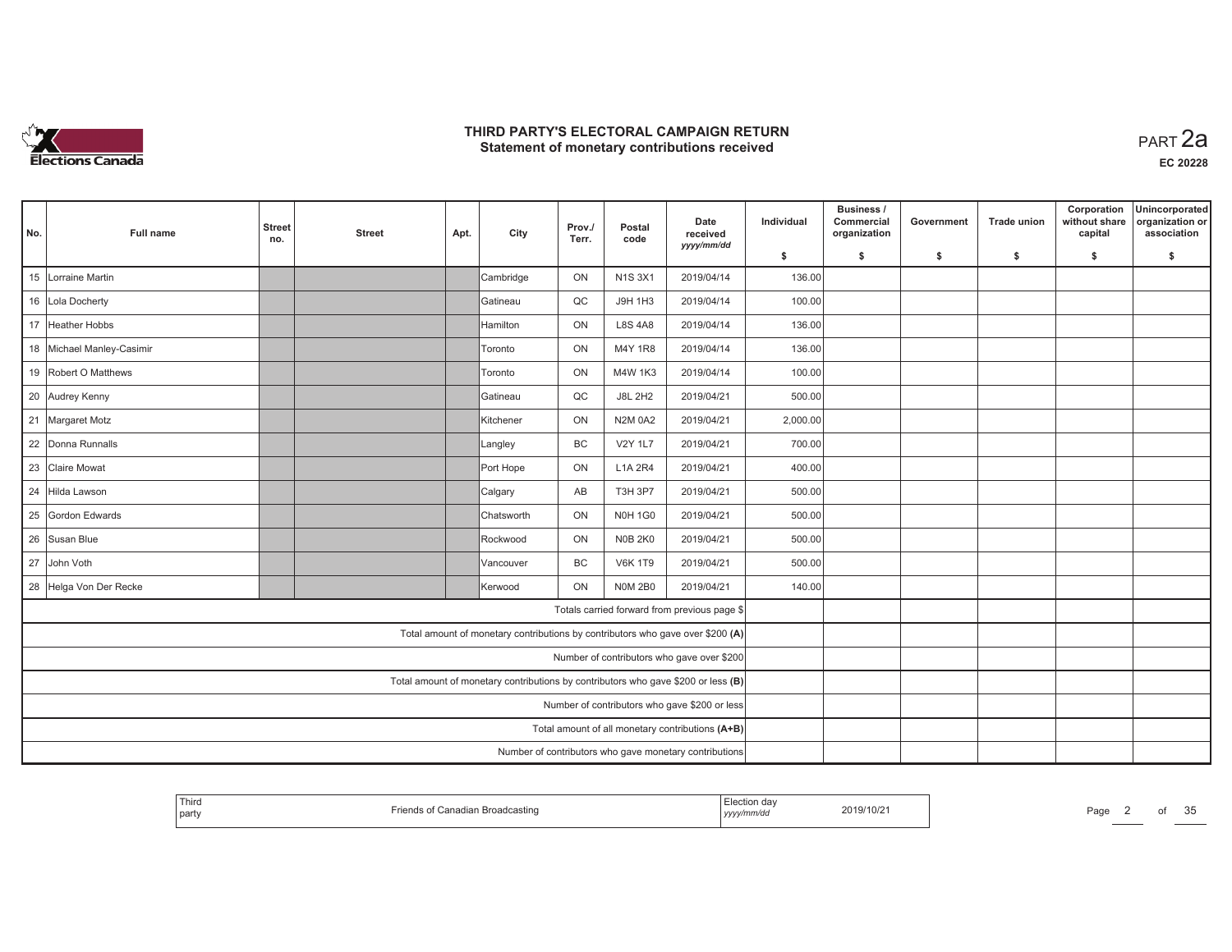# THIRD PARTY'S ELECTORAL CAMPAIGN RETURN
## Statement of monetary contributions received

PART 2a

EC 20228

| No. | Full name | Street no. | Street | Apt. | City | Prov./ Terr. | Postal code | Date received yyyy/mm/dd | Individual $ | Business / Commercial organization $ | Government $ | Trade union $ | Corporation without share capital $ | Unincorporated organization or association $ |
|---|---|---|---|---|---|---|---|---|---|---|---|---|---|---|
| 15 | Lorraine Martin | | | | Cambridge | ON | N1S 3X1 | 2019/04/14 | 136.00 | | | | | |
| 16 | Lola Docherty | | | | Gatineau | QC | J9H 1H3 | 2019/04/14 | 100.00 | | | | | |
| 17 | Heather Hobbs | | | | Hamilton | ON | L8S 4A8 | 2019/04/14 | 136.00 | | | | | |
| 18 | Michael Manley-Casimir | | | | Toronto | ON | M4Y 1R8 | 2019/04/14 | 136.00 | | | | | |
| 19 | Robert O Matthews | | | | Toronto | ON | M4W 1K3 | 2019/04/14 | 100.00 | | | | | |
| 20 | Audrey Kenny | | | | Gatineau | QC | J8L 2H2 | 2019/04/21 | 500.00 | | | | | |
| 21 | Margaret Motz | | | | Kitchener | ON | N2M 0A2 | 2019/04/21 | 2,000.00 | | | | | |
| 22 | Donna Runnalls | | | | Langley | BC | V2Y 1L7 | 2019/04/21 | 700.00 | | | | | |
| 23 | Claire Mowat | | | | Port Hope | ON | L1A 2R4 | 2019/04/21 | 400.00 | | | | | |
| 24 | Hilda Lawson | | | | Calgary | AB | T3H 3P7 | 2019/04/21 | 500.00 | | | | | |
| 25 | Gordon Edwards | | | | Chatsworth | ON | N0H 1G0 | 2019/04/21 | 500.00 | | | | | |
| 26 | Susan Blue | | | | Rockwood | ON | N0B 2K0 | 2019/04/21 | 500.00 | | | | | |
| 27 | John Voth | | | | Vancouver | BC | V6K 1T9 | 2019/04/21 | 500.00 | | | | | |
| 28 | Helga Von Der Recke | | | | Kerwood | ON | N0M 2B0 | 2019/04/21 | 140.00 | | | | | |
| | Totals carried forward from previous page $ | | | | | | | | | | | | | |
| | Total amount of monetary contributions by contributors who gave over $200 (A) | | | | | | | | | | | | | |
| | Number of contributors who gave over $200 | | | | | | | | | | | | | |
| | Total amount of monetary contributions by contributors who gave $200 or less (B) | | | | | | | | | | | | | |
| | Number of contributors who gave $200 or less | | | | | | | | | | | | | |
| | Total amount of all monetary contributions (A+B) | | | | | | | | | | | | | |
| | Number of contributors who gave monetary contributions | | | | | | | | | | | | | |

| Third party | Friends of Canadian Broadcasting | Election day yyyy/mm/dd | 2019/10/21 |
|---|---|---|---|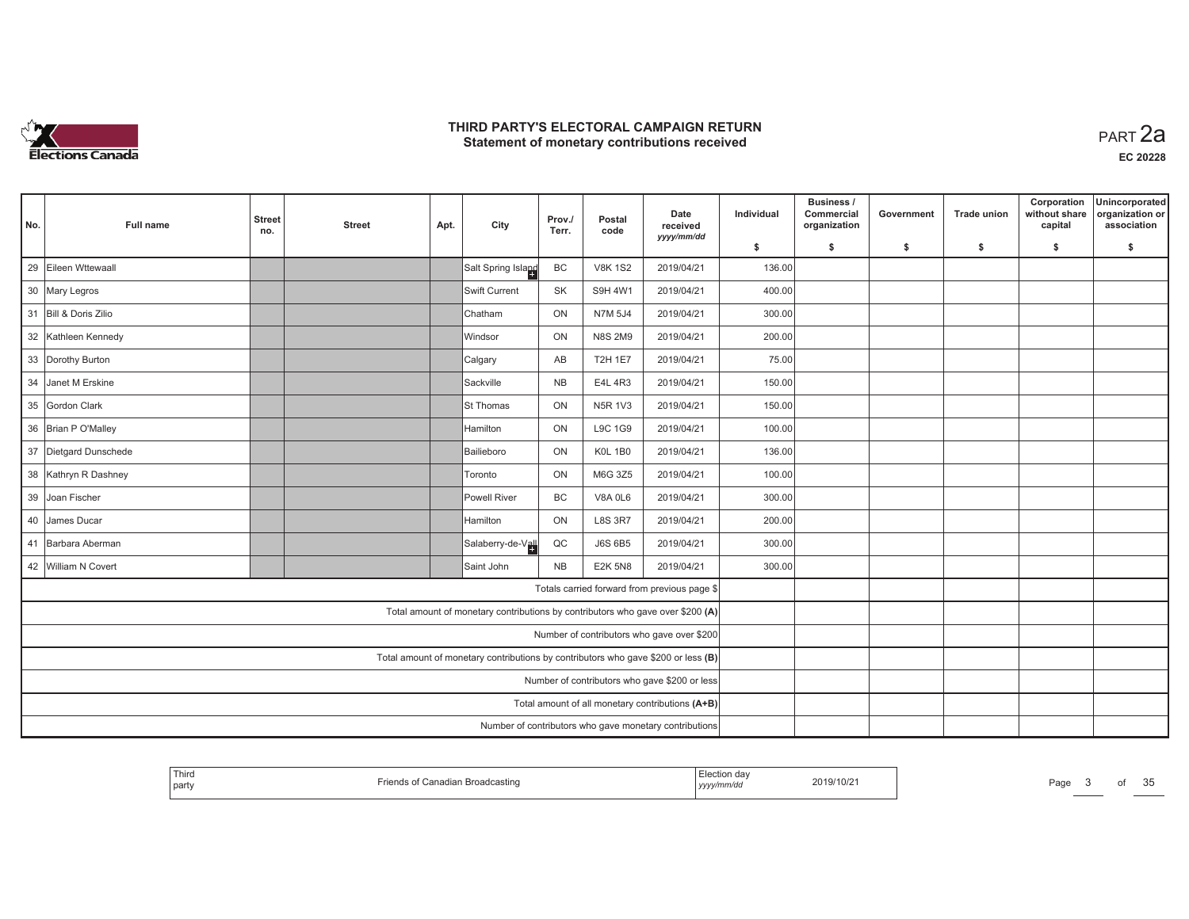# THIRD PARTY'S ELECTORAL CAMPAIGN RETURN
## Statement of monetary contributions received

PART 2a

EC 20228

| No. | Full name | Street no. | Street | Apt. | City | Prov./ Terr. | Postal code | Date received yyyy/mm/dd | Individual $ | Business / Commercial organization $ | Government $ | Trade union $ | Corporation without share capital $ | Unincorporated organization or association $ |
|---|---|---|---|---|---|---|---|---|---|---|---|---|---|---|
| 29 | Eileen Wttewaall | | | | Salt Spring Island | BC | V8K 1S2 | 2019/04/21 | 136.00 | | | | | |
| 30 | Mary Legros | | | | Swift Current | SK | S9H 4W1 | 2019/04/21 | 400.00 | | | | | |
| 31 | Bill & Doris Zilio | | | | Chatham | ON | N7M 5J4 | 2019/04/21 | 300.00 | | | | | |
| 32 | Kathleen Kennedy | | | | Windsor | ON | N8S 2M9 | 2019/04/21 | 200.00 | | | | | |
| 33 | Dorothy Burton | | | | Calgary | AB | T2H 1E7 | 2019/04/21 | 75.00 | | | | | |
| 34 | Janet M Erskine | | | | Sackville | NB | E4L 4R3 | 2019/04/21 | 150.00 | | | | | |
| 35 | Gordon Clark | | | | St Thomas | ON | N5R 1V3 | 2019/04/21 | 150.00 | | | | | |
| 36 | Brian P O'Malley | | | | Hamilton | ON | L9C 1G9 | 2019/04/21 | 100.00 | | | | | |
| 37 | Dietgard Dunschede | | | | Bailieboro | ON | K0L 1B0 | 2019/04/21 | 136.00 | | | | | |
| 38 | Kathryn R Dashney | | | | Toronto | ON | M6G 3Z5 | 2019/04/21 | 100.00 | | | | | |
| 39 | Joan Fischer | | | | Powell River | BC | V8A 0L6 | 2019/04/21 | 300.00 | | | | | |
| 40 | James Ducar | | | | Hamilton | ON | L8S 3R7 | 2019/04/21 | 200.00 | | | | | |
| 41 | Barbara Aberman | | | | Salaberry-de-Vall | QC | J6S 6B5 | 2019/04/21 | 300.00 | | | | | |
| 42 | William N Covert | | | | Saint John | NB | E2K 5N8 | 2019/04/21 | 300.00 | | | | | |
| | Totals carried forward from previous page $ | | | | | | | | | | | | | |
| | Total amount of monetary contributions by contributors who gave over $200 (A) | | | | | | | | | | | | | |
| | Number of contributors who gave over $200 | | | | | | | | | | | | | |
| | Total amount of monetary contributions by contributors who gave $200 or less (B) | | | | | | | | | | | | | |
| | Number of contributors who gave $200 or less | | | | | | | | | | | | | |
| | Total amount of all monetary contributions (A+B) | | | | | | | | | | | | | |
| | Number of contributors who gave monetary contributions | | | | | | | | | | | | | |

Third party: Friends of Canadian Broadcasting

Election day (yyyy/mm/dd): 2019/10/21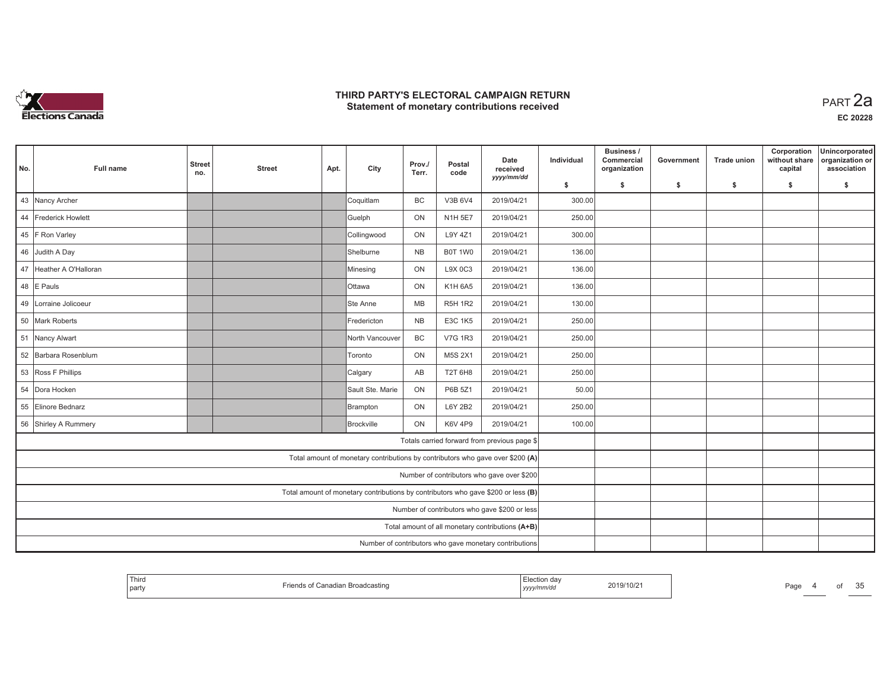# THIRD PARTY'S ELECTORAL CAMPAIGN RETURN
## Statement of monetary contributions received

PART 2a

EC 20228

| No. | Full name | Street no. | Street | Apt. | City | Prov./ Terr. | Postal code | Date received yyyy/mm/dd | Individual $ | Business / Commercial organization $ | Government $ | Trade union $ | Corporation without share capital $ | Unincorporated organization or association $ |
|---|---|---|---|---|---|---|---|---|---|---|---|---|---|---|
| 43 | Nancy Archer | | | | Coquitlam | BC | V3B 6V4 | 2019/04/21 | 300.00 | | | | | |
| 44 | Frederick Howlett | | | | Guelph | ON | N1H 5E7 | 2019/04/21 | 250.00 | | | | | |
| 45 | F Ron Varley | | | | Collingwood | ON | L9Y 4Z1 | 2019/04/21 | 300.00 | | | | | |
| 46 | Judith A Day | | | | Shelburne | NB | B0T 1W0 | 2019/04/21 | 136.00 | | | | | |
| 47 | Heather A O'Halloran | | | | Minesing | ON | L9X 0C3 | 2019/04/21 | 136.00 | | | | | |
| 48 | E Pauls | | | | Ottawa | ON | K1H 6A5 | 2019/04/21 | 136.00 | | | | | |
| 49 | Lorraine Jolicoeur | | | | Ste Anne | MB | R5H 1R2 | 2019/04/21 | 130.00 | | | | | |
| 50 | Mark Roberts | | | | Fredericton | NB | E3C 1K5 | 2019/04/21 | 250.00 | | | | | |
| 51 | Nancy Alwart | | | | North Vancouver | BC | V7G 1R3 | 2019/04/21 | 250.00 | | | | | |
| 52 | Barbara Rosenblum | | | | Toronto | ON | M5S 2X1 | 2019/04/21 | 250.00 | | | | | |
| 53 | Ross F Phillips | | | | Calgary | AB | T2T 6H8 | 2019/04/21 | 250.00 | | | | | |
| 54 | Dora Hocken | | | | Sault Ste. Marie | ON | P6B 5Z1 | 2019/04/21 | 50.00 | | | | | |
| 55 | Elinore Bednarz | | | | Brampton | ON | L6Y 2B2 | 2019/04/21 | 250.00 | | | | | |
| 56 | Shirley A Rummery | | | | Brockville | ON | K6V 4P9 | 2019/04/21 | 100.00 | | | | | |
| | Totals carried forward from previous page $ | | | | | | | | | | | | | |
| | Total amount of monetary contributions by contributors who gave over $200 (A) | | | | | | | | | | | | | |
| | Number of contributors who gave over $200 | | | | | | | | | | | | | |
| | Total amount of monetary contributions by contributors who gave $200 or less (B) | | | | | | | | | | | | | |
| | Number of contributors who gave $200 or less | | | | | | | | | | | | | |
| | Total amount of all monetary contributions (A+B) | | | | | | | | | | | | | |
| | Number of contributors who gave monetary contributions | | | | | | | | | | | | | |

| Third party | Friends of Canadian Broadcasting | Election day yyyy/mm/dd | 2019/10/21 |
|---|---|---|---|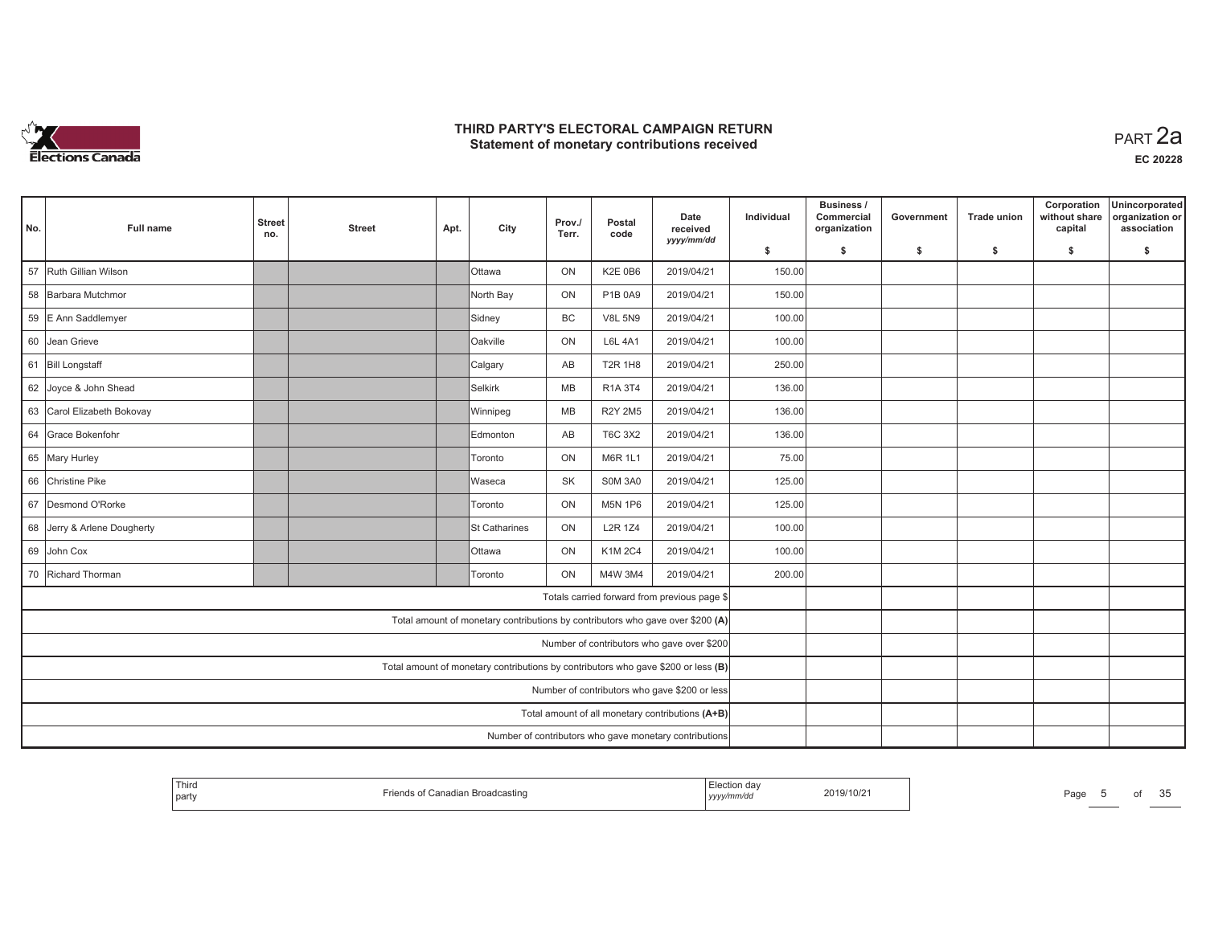# THIRD PARTY'S ELECTORAL CAMPAIGN RETURN
## Statement of monetary contributions received

PART 2a

EC 20228

| No. | Full name | Street no. | Street | Apt. | City | Prov./ Terr. | Postal code | Date received yyyy/mm/dd | Individual $ | Business / Commercial organization $ | Government $ | Trade union $ | Corporation without share capital $ | Unincorporated organization or association $ |
|---|---|---|---|---|---|---|---|---|---|---|---|---|---|---|
| 57 | Ruth Gillian Wilson | | | | Ottawa | ON | K2E 0B6 | 2019/04/21 | 150.00 | | | | | |
| 58 | Barbara Mutchmor | | | | North Bay | ON | P1B 0A9 | 2019/04/21 | 150.00 | | | | | |
| 59 | E Ann Saddlemyer | | | | Sidney | BC | V8L 5N9 | 2019/04/21 | 100.00 | | | | | |
| 60 | Jean Grieve | | | | Oakville | ON | L6L 4A1 | 2019/04/21 | 100.00 | | | | | |
| 61 | Bill Longstaff | | | | Calgary | AB | T2R 1H8 | 2019/04/21 | 250.00 | | | | | |
| 62 | Joyce & John Shead | | | | Selkirk | MB | R1A 3T4 | 2019/04/21 | 136.00 | | | | | |
| 63 | Carol Elizabeth Bokovay | | | | Winnipeg | MB | R2Y 2M5 | 2019/04/21 | 136.00 | | | | | |
| 64 | Grace Bokenfohr | | | | Edmonton | AB | T6C 3X2 | 2019/04/21 | 136.00 | | | | | |
| 65 | Mary Hurley | | | | Toronto | ON | M6R 1L1 | 2019/04/21 | 75.00 | | | | | |
| 66 | Christine Pike | | | | Waseca | SK | S0M 3A0 | 2019/04/21 | 125.00 | | | | | |
| 67 | Desmond O'Rorke | | | | Toronto | ON | M5N 1P6 | 2019/04/21 | 125.00 | | | | | |
| 68 | Jerry & Arlene Dougherty | | | | St Catharines | ON | L2R 1Z4 | 2019/04/21 | 100.00 | | | | | |
| 69 | John Cox | | | | Ottawa | ON | K1M 2C4 | 2019/04/21 | 100.00 | | | | | |
| 70 | Richard Thorman | | | | Toronto | ON | M4W 3M4 | 2019/04/21 | 200.00 | | | | | |
| | Totals carried forward from previous page $ | | | | | | | | | | | | | |
| | Total amount of monetary contributions by contributors who gave over $200 (A) | | | | | | | | | | | | | |
| | Number of contributors who gave over $200 | | | | | | | | | | | | | |
| | Total amount of monetary contributions by contributors who gave $200 or less (B) | | | | | | | | | | | | | |
| | Number of contributors who gave $200 or less | | | | | | | | | | | | | |
| | Total amount of all monetary contributions (A+B) | | | | | | | | | | | | | |
| | Number of contributors who gave monetary contributions | | | | | | | | | | | | | |

| Third party | Friends of Canadian Broadcasting | Election day yyyy/mm/dd | 2019/10/21 |
|---|---|---|---|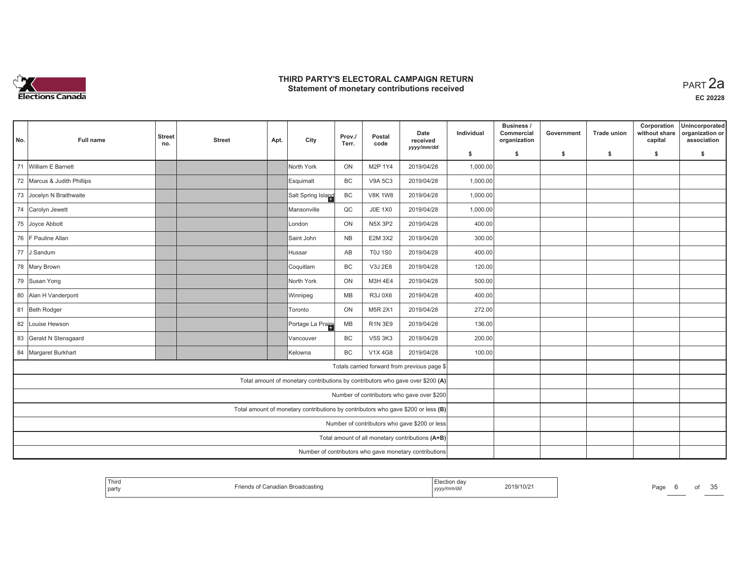# THIRD PARTY'S ELECTORAL CAMPAIGN RETURN
## Statement of monetary contributions received

PART 2a

EC 20228

| No. | Full name | Street no. | Street | Apt. | City | Prov./ Terr. | Postal code | Date received yyyy/mm/dd | Individual $ | Business / Commercial organization $ | Government $ | Trade union $ | Corporation without share capital $ | Unincorporated organization or association $ |
|---|---|---|---|---|---|---|---|---|---|---|---|---|---|---|
| 71 | William E Barnett | | | | North York | ON | M2P 1Y4 | 2019/04/28 | 1,000.00 | | | | | |
| 72 | Marcus & Judith Phillips | | | | Esquimalt | BC | V9A 5C3 | 2019/04/28 | 1,000.00 | | | | | |
| 73 | Jocelyn N Braithwaite | | | | Salt Spring Island | BC | V8K 1W8 | 2019/04/28 | 1,000.00 | | | | | |
| 74 | Carolyn Jewett | | | | Mansonville | QC | J0E 1X0 | 2019/04/28 | 1,000.00 | | | | | |
| 75 | Joyce Abbott | | | | London | ON | N5X 3P2 | 2019/04/28 | 400.00 | | | | | |
| 76 | F Pauline Allan | | | | Saint John | NB | E2M 3X2 | 2019/04/28 | 300.00 | | | | | |
| 77 | J Sandum | | | | Hussar | AB | T0J 1S0 | 2019/04/28 | 400.00 | | | | | |
| 78 | Mary Brown | | | | Coquitlam | BC | V3J 2E8 | 2019/04/28 | 120.00 | | | | | |
| 79 | Susan Yong | | | | North York | ON | M3H 4E4 | 2019/04/28 | 500.00 | | | | | |
| 80 | Alan H Vanderpont | | | | Winnipeg | MB | R3J 0X6 | 2019/04/28 | 400.00 | | | | | |
| 81 | Beth Rodger | | | | Toronto | ON | M5R 2X1 | 2019/04/28 | 272.00 | | | | | |
| 82 | Louise Hewson | | | | Portage La Prairie | MB | R1N 3E9 | 2019/04/28 | 136.00 | | | | | |
| 83 | Gerald N Stensgaard | | | | Vancouver | BC | V5S 3K3 | 2019/04/28 | 200.00 | | | | | |
| 84 | Margaret Burkhart | | | | Kelowna | BC | V1X 4G8 | 2019/04/28 | 100.00 | | | | | |
| | Totals carried forward from previous page $ | | | | | | | | | | | | | |
| | Total amount of monetary contributions by contributors who gave over $200 (A) | | | | | | | | | | | | | |
| | Number of contributors who gave over $200 | | | | | | | | | | | | | |
| | Total amount of monetary contributions by contributors who gave $200 or less (B) | | | | | | | | | | | | | |
| | Number of contributors who gave $200 or less | | | | | | | | | | | | | |
| | Total amount of all monetary contributions (A+B) | | | | | | | | | | | | | |
| | Number of contributors who gave monetary contributions | | | | | | | | | | | | | |

Third party: Friends of Canadian Broadcasting

Election day (yyyy/mm/dd): 2019/10/21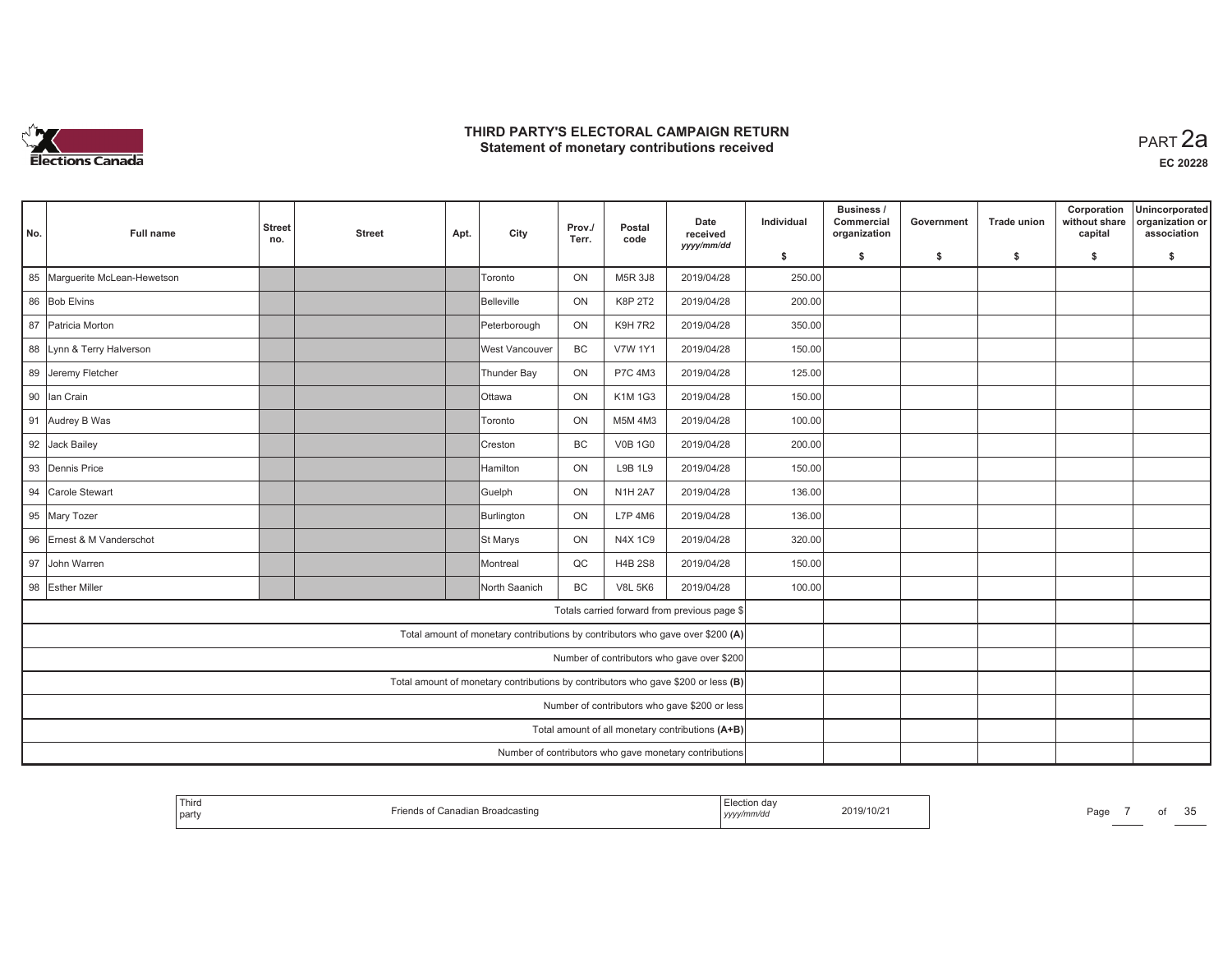# THIRD PARTY'S ELECTORAL CAMPAIGN RETURN
## Statement of monetary contributions received

PART 2a

EC 20228

| No. | Full name | Street no. | Street | Apt. | City | Prov./ Terr. | Postal code | Date received yyyy/mm/dd | Individual $ | Business / Commercial organization $ | Government $ | Trade union $ | Corporation without share capital $ | Unincorporated organization or association $ |
|---|---|---|---|---|---|---|---|---|---|---|---|---|---|---|
| 85 | Marguerite McLean-Hewetson | | | | Toronto | ON | M5R 3J8 | 2019/04/28 | 250.00 | | | | | |
| 86 | Bob Elvins | | | | Belleville | ON | K8P 2T2 | 2019/04/28 | 200.00 | | | | | |
| 87 | Patricia Morton | | | | Peterborough | ON | K9H 7R2 | 2019/04/28 | 350.00 | | | | | |
| 88 | Lynn & Terry Halverson | | | | West Vancouver | BC | V7W 1Y1 | 2019/04/28 | 150.00 | | | | | |
| 89 | Jeremy Fletcher | | | | Thunder Bay | ON | P7C 4M3 | 2019/04/28 | 125.00 | | | | | |
| 90 | Ian Crain | | | | Ottawa | ON | K1M 1G3 | 2019/04/28 | 150.00 | | | | | |
| 91 | Audrey B Was | | | | Toronto | ON | M5M 4M3 | 2019/04/28 | 100.00 | | | | | |
| 92 | Jack Bailey | | | | Creston | BC | V0B 1G0 | 2019/04/28 | 200.00 | | | | | |
| 93 | Dennis Price | | | | Hamilton | ON | L9B 1L9 | 2019/04/28 | 150.00 | | | | | |
| 94 | Carole Stewart | | | | Guelph | ON | N1H 2A7 | 2019/04/28 | 136.00 | | | | | |
| 95 | Mary Tozer | | | | Burlington | ON | L7P 4M6 | 2019/04/28 | 136.00 | | | | | |
| 96 | Ernest & M Vanderschot | | | | St Marys | ON | N4X 1C9 | 2019/04/28 | 320.00 | | | | | |
| 97 | John Warren | | | | Montreal | QC | H4B 2S8 | 2019/04/28 | 150.00 | | | | | |
| 98 | Esther Miller | | | | North Saanich | BC | V8L 5K6 | 2019/04/28 | 100.00 | | | | | |
| | Totals carried forward from previous page $ | | | | | | | | | | | | | |
| | Total amount of monetary contributions by contributors who gave over $200 (A) | | | | | | | | | | | | | |
| | Number of contributors who gave over $200 | | | | | | | | | | | | | |
| | Total amount of monetary contributions by contributors who gave $200 or less (B) | | | | | | | | | | | | | |
| | Number of contributors who gave $200 or less | | | | | | | | | | | | | |
| | Total amount of all monetary contributions (A+B) | | | | | | | | | | | | | |
| | Number of contributors who gave monetary contributions | | | | | | | | | | | | | |

| Third party | Friends of Canadian Broadcasting | Election day yyyy/mm/dd | 2019/10/21 |
|---|---|---|---|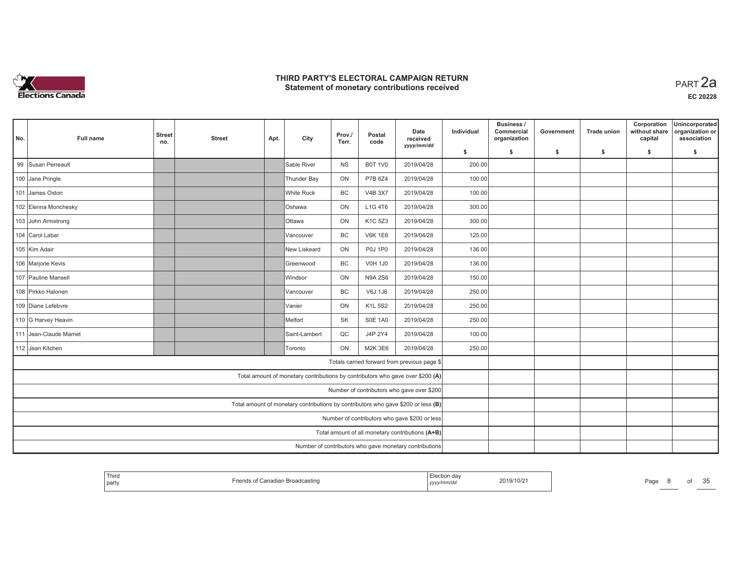# THIRD PARTY'S ELECTORAL CAMPAIGN RETURN
## Statement of monetary contributions received

PART 2a

EC 20228

| No. | Full name | Street no. | Street | Apt. | City | Prov./ Terr. | Postal code | Date received yyyy/mm/dd | Individual $ | Business / Commercial organization $ | Government $ | Trade union $ | Corporation without share capital $ | Unincorporated organization or association $ |
|---|---|---|---|---|---|---|---|---|---|---|---|---|---|---|
| 99 | Susan Perreault | | | | Sable River | NS | B0T 1V0 | 2019/04/28 | 200.00 | | | | | |
| 100 | Jane Pringle | | | | Thunder Bay | ON | P7B 6Z4 | 2019/04/28 | 100.00 | | | | | |
| 101 | James Oxton | | | | White Rock | BC | V4B 3X7 | 2019/04/28 | 100.00 | | | | | |
| 102 | Elenna Monchesky | | | | Oshawa | ON | L1G 4T6 | 2019/04/28 | 300.00 | | | | | |
| 103 | John Armstrong | | | | Ottawa | ON | K1C 5Z3 | 2019/04/28 | 300.00 | | | | | |
| 104 | Carol Labar | | | | Vancouver | BC | V6K 1E6 | 2019/04/28 | 125.00 | | | | | |
| 105 | Kim Adair | | | | New Liskeard | ON | P0J 1P0 | 2019/04/28 | 136.00 | | | | | |
| 106 | Marjorie Kevis | | | | Greenwood | BC | V0H 1J0 | 2019/04/28 | 136.00 | | | | | |
| 107 | Pauline Mansell | | | | Windsor | ON | N9A 2S6 | 2019/04/28 | 150.00 | | | | | |
| 108 | Pirkko Halonen | | | | Vancouver | BC | V6J 1J6 | 2019/04/28 | 250.00 | | | | | |
| 109 | Diane Lefebvre | | | | Vanier | ON | K1L 5S2 | 2019/04/28 | 250.00 | | | | | |
| 110 | G Harvey Heavin | | | | Melfort | SK | S0E 1A0 | 2019/04/28 | 250.00 | | | | | |
| 111 | Jean-Claude Mamet | | | | Saint-Lambert | QC | J4P 2Y4 | 2019/04/28 | 100.00 | | | | | |
| 112 | Jean Kitchen | | | | Toronto | ON | M2K 3E6 | 2019/04/28 | 250.00 | | | | | |
| | Totals carried forward from previous page $ | | | | | | | | | | | | | |
| | Total amount of monetary contributions by contributors who gave over $200 (A) | | | | | | | | | | | | | |
| | Number of contributors who gave over $200 | | | | | | | | | | | | | |
| | Total amount of monetary contributions by contributors who gave $200 or less (B) | | | | | | | | | | | | | |
| | Number of contributors who gave $200 or less | | | | | | | | | | | | | |
| | Total amount of all monetary contributions (A+B) | | | | | | | | | | | | | |
| | Number of contributors who gave monetary contributions | | | | | | | | | | | | | |

Third party: Friends of Canadian Broadcasting

Election day (yyyy/mm/dd): 2019/10/21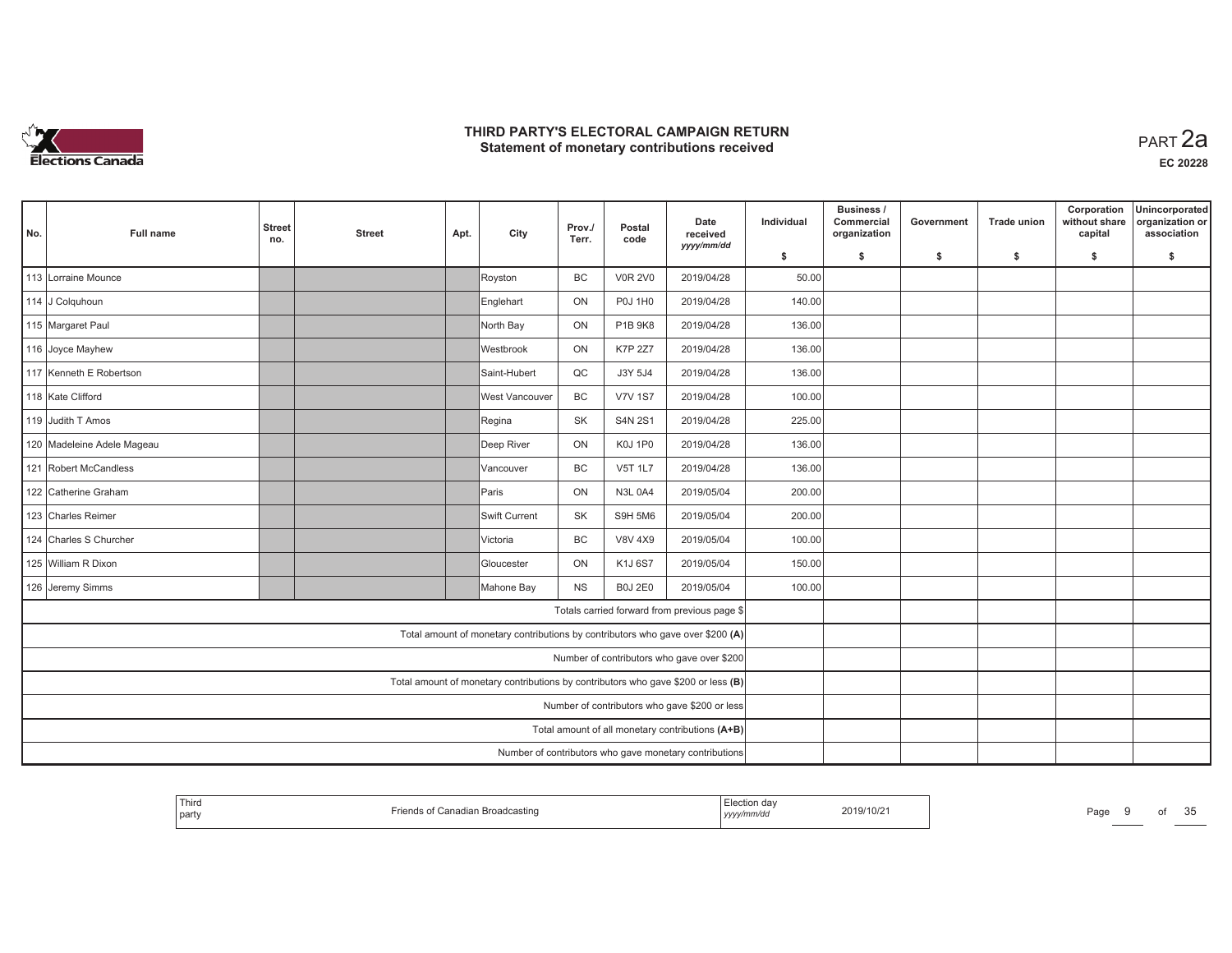# THIRD PARTY'S ELECTORAL CAMPAIGN RETURN
## Statement of monetary contributions received

PART 2a

EC 20228

| No. | Full name | Street no. | Street | Apt. | City | Prov./ Terr. | Postal code | Date received yyyy/mm/dd | Individual $ | Business / Commercial organization $ | Government $ | Trade union $ | Corporation without share capital $ | Unincorporated organization or association $ |
|---|---|---|---|---|---|---|---|---|---|---|---|---|---|---|
| 113 | Lorraine Mounce | | | | Royston | BC | V0R 2V0 | 2019/04/28 | 50.00 | | | | | |
| 114 | J Colquhoun | | | | Englehart | ON | P0J 1H0 | 2019/04/28 | 140.00 | | | | | |
| 115 | Margaret Paul | | | | North Bay | ON | P1B 9K8 | 2019/04/28 | 136.00 | | | | | |
| 116 | Joyce Mayhew | | | | Westbrook | ON | K7P 2Z7 | 2019/04/28 | 136.00 | | | | | |
| 117 | Kenneth E Robertson | | | | Saint-Hubert | QC | J3Y 5J4 | 2019/04/28 | 136.00 | | | | | |
| 118 | Kate Clifford | | | | West Vancouver | BC | V7V 1S7 | 2019/04/28 | 100.00 | | | | | |
| 119 | Judith T Amos | | | | Regina | SK | S4N 2S1 | 2019/04/28 | 225.00 | | | | | |
| 120 | Madeleine Adele Mageau | | | | Deep River | ON | K0J 1P0 | 2019/04/28 | 136.00 | | | | | |
| 121 | Robert McCandless | | | | Vancouver | BC | V5T 1L7 | 2019/04/28 | 136.00 | | | | | |
| 122 | Catherine Graham | | | | Paris | ON | N3L 0A4 | 2019/05/04 | 200.00 | | | | | |
| 123 | Charles Reimer | | | | Swift Current | SK | S9H 5M6 | 2019/05/04 | 200.00 | | | | | |
| 124 | Charles S Churcher | | | | Victoria | BC | V8V 4X9 | 2019/05/04 | 100.00 | | | | | |
| 125 | William R Dixon | | | | Gloucester | ON | K1J 6S7 | 2019/05/04 | 150.00 | | | | | |
| 126 | Jeremy Simms | | | | Mahone Bay | NS | B0J 2E0 | 2019/05/04 | 100.00 | | | | | |
| | Totals carried forward from previous page $ | | | | | | | | | | | | | |
| | Total amount of monetary contributions by contributors who gave over $200 (A) | | | | | | | | | | | | | |
| | Number of contributors who gave over $200 | | | | | | | | | | | | | |
| | Total amount of monetary contributions by contributors who gave $200 or less (B) | | | | | | | | | | | | | |
| | Number of contributors who gave $200 or less | | | | | | | | | | | | | |
| | Total amount of all monetary contributions (A+B) | | | | | | | | | | | | | |
| | Number of contributors who gave monetary contributions | | | | | | | | | | | | | |

| Third party | Friends of Canadian Broadcasting | Election day yyyy/mm/dd | 2019/10/21 |
|---|---|---|---|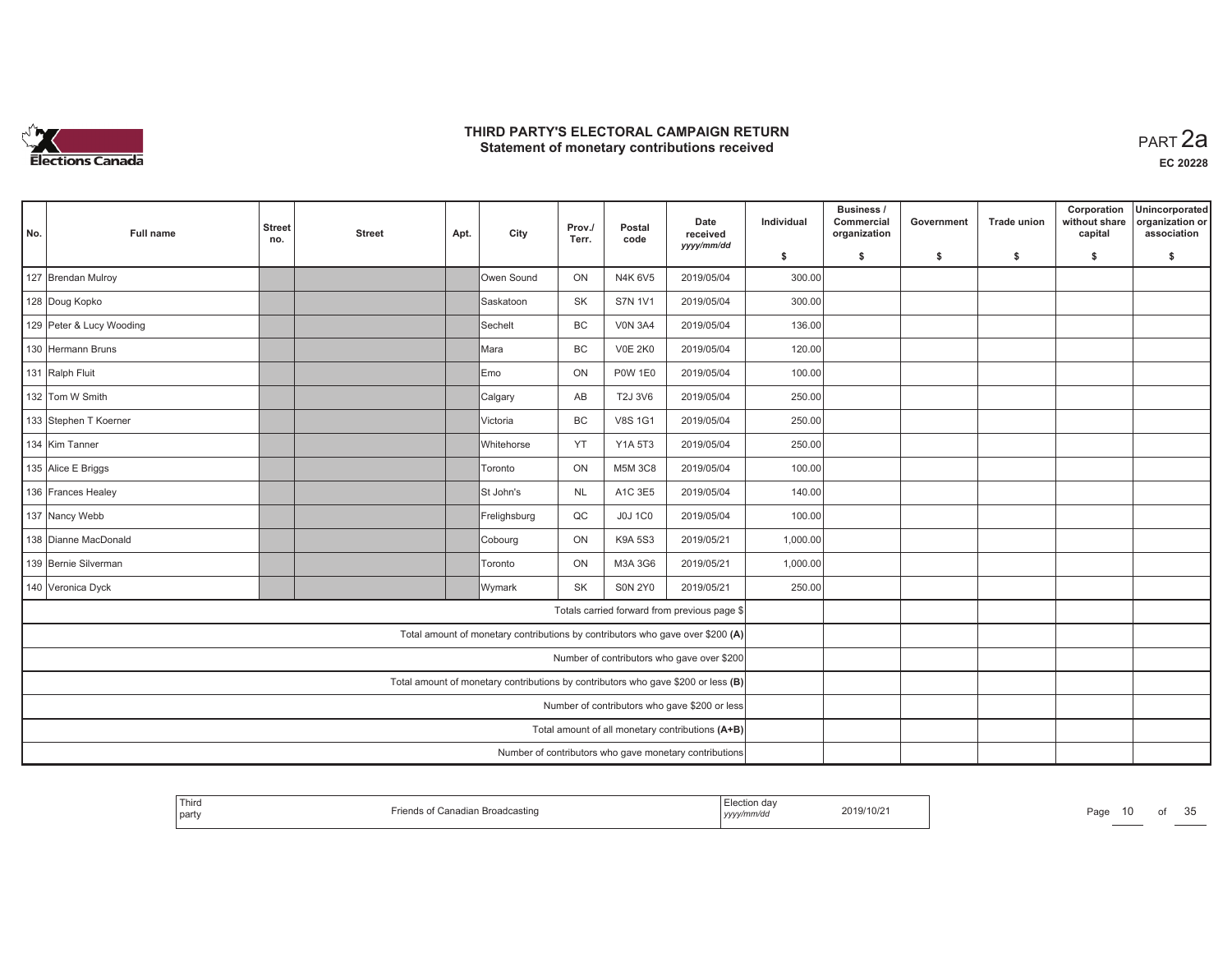# THIRD PARTY'S ELECTORAL CAMPAIGN RETURN
## Statement of monetary contributions received

PART 2a

EC 20228

| No. | Full name | Street no. | Street | Apt. | City | Prov./ Terr. | Postal code | Date received yyyy/mm/dd | Individual $ | Business / Commercial organization $ | Government $ | Trade union $ | Corporation without share capital $ | Unincorporated organization or association $ |
|---|---|---|---|---|---|---|---|---|---|---|---|---|---|---|
| 127 | Brendan Mulroy | | | | Owen Sound | ON | N4K 6V5 | 2019/05/04 | 300.00 | | | | | |
| 128 | Doug Kopko | | | | Saskatoon | SK | S7N 1V1 | 2019/05/04 | 300.00 | | | | | |
| 129 | Peter & Lucy Wooding | | | | Sechelt | BC | V0N 3A4 | 2019/05/04 | 136.00 | | | | | |
| 130 | Hermann Bruns | | | | Mara | BC | V0E 2K0 | 2019/05/04 | 120.00 | | | | | |
| 131 | Ralph Fluit | | | | Emo | ON | P0W 1E0 | 2019/05/04 | 100.00 | | | | | |
| 132 | Tom W Smith | | | | Calgary | AB | T2J 3V6 | 2019/05/04 | 250.00 | | | | | |
| 133 | Stephen T Koerner | | | | Victoria | BC | V8S 1G1 | 2019/05/04 | 250.00 | | | | | |
| 134 | Kim Tanner | | | | Whitehorse | YT | Y1A 5T3 | 2019/05/04 | 250.00 | | | | | |
| 135 | Alice E Briggs | | | | Toronto | ON | M5M 3C8 | 2019/05/04 | 100.00 | | | | | |
| 136 | Frances Healey | | | | St John's | NL | A1C 3E5 | 2019/05/04 | 140.00 | | | | | |
| 137 | Nancy Webb | | | | Frelighsburg | QC | J0J 1C0 | 2019/05/04 | 100.00 | | | | | |
| 138 | Dianne MacDonald | | | | Cobourg | ON | K9A 5S3 | 2019/05/21 | 1,000.00 | | | | | |
| 139 | Bernie Silverman | | | | Toronto | ON | M3A 3G6 | 2019/05/21 | 1,000.00 | | | | | |
| 140 | Veronica Dyck | | | | Wymark | SK | S0N 2Y0 | 2019/05/21 | 250.00 | | | | | |
| | Totals carried forward from previous page $ | | | | | | | | | | | | | |
| | Total amount of monetary contributions by contributors who gave over $200 (A) | | | | | | | | | | | | | |
| | Number of contributors who gave over $200 | | | | | | | | | | | | | |
| | Total amount of monetary contributions by contributors who gave $200 or less (B) | | | | | | | | | | | | | |
| | Number of contributors who gave $200 or less | | | | | | | | | | | | | |
| | Total amount of all monetary contributions (A+B) | | | | | | | | | | | | | |
| | Number of contributors who gave monetary contributions | | | | | | | | | | | | | |

| Third party | Friends of Canadian Broadcasting | Election day yyyy/mm/dd | 2019/10/21 |
|---|---|---|---|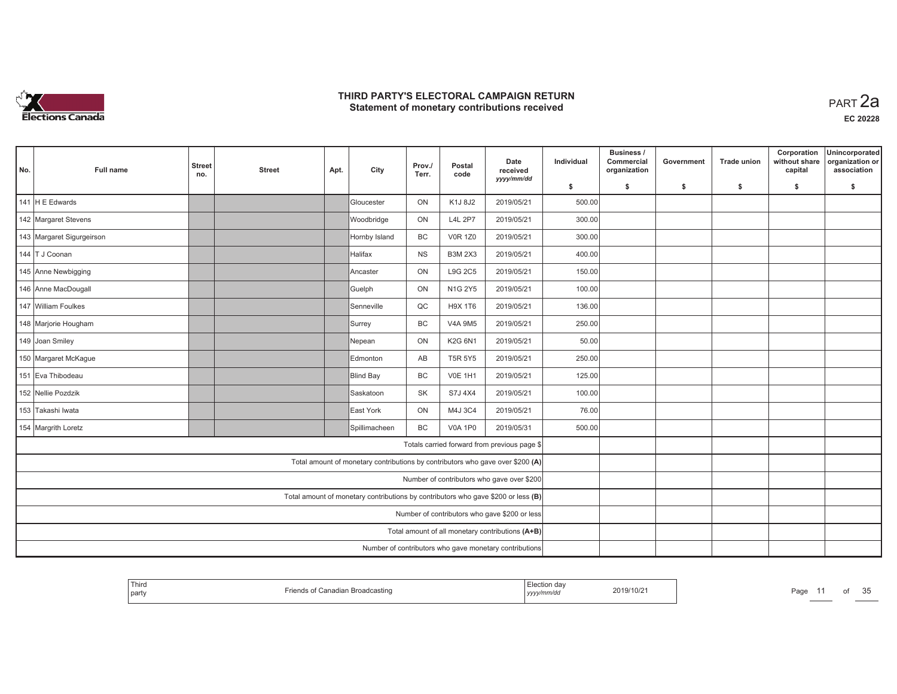# THIRD PARTY'S ELECTORAL CAMPAIGN RETURN
## Statement of monetary contributions received

PART 2a

EC 20228

| No. | Full name | Street no. | Street | Apt. | City | Prov./ Terr. | Postal code | Date received yyyy/mm/dd | Individual $ | Business / Commercial organization $ | Government $ | Trade union $ | Corporation without share capital $ | Unincorporated organization or association $ |
|---|---|---|---|---|---|---|---|---|---|---|---|---|---|---|
| 141 | H E Edwards | | | | Gloucester | ON | K1J 8J2 | 2019/05/21 | 500.00 | | | | | |
| 142 | Margaret Stevens | | | | Woodbridge | ON | L4L 2P7 | 2019/05/21 | 300.00 | | | | | |
| 143 | Margaret Sigurgeirson | | | | Hornby Island | BC | V0R 1Z0 | 2019/05/21 | 300.00 | | | | | |
| 144 | T J Coonan | | | | Halifax | NS | B3M 2X3 | 2019/05/21 | 400.00 | | | | | |
| 145 | Anne Newbigging | | | | Ancaster | ON | L9G 2C5 | 2019/05/21 | 150.00 | | | | | |
| 146 | Anne MacDougall | | | | Guelph | ON | N1G 2Y5 | 2019/05/21 | 100.00 | | | | | |
| 147 | William Foulkes | | | | Senneville | QC | H9X 1T6 | 2019/05/21 | 136.00 | | | | | |
| 148 | Marjorie Hougham | | | | Surrey | BC | V4A 9M5 | 2019/05/21 | 250.00 | | | | | |
| 149 | Joan Smiley | | | | Nepean | ON | K2G 6N1 | 2019/05/21 | 50.00 | | | | | |
| 150 | Margaret McKague | | | | Edmonton | AB | T5R 5Y5 | 2019/05/21 | 250.00 | | | | | |
| 151 | Eva Thibodeau | | | | Blind Bay | BC | V0E 1H1 | 2019/05/21 | 125.00 | | | | | |
| 152 | Nellie Pozdzik | | | | Saskatoon | SK | S7J 4X4 | 2019/05/21 | 100.00 | | | | | |
| 153 | Takashi Iwata | | | | East York | ON | M4J 3C4 | 2019/05/21 | 76.00 | | | | | |
| 154 | Margrith Loretz | | | | Spillimacheen | BC | V0A 1P0 | 2019/05/31 | 500.00 | | | | | |
| | Totals carried forward from previous page $ | | | | | | | | | | | | | |
| | Total amount of monetary contributions by contributors who gave over $200 (A) | | | | | | | | | | | | | |
| | Number of contributors who gave over $200 | | | | | | | | | | | | | |
| | Total amount of monetary contributions by contributors who gave $200 or less (B) | | | | | | | | | | | | | |
| | Number of contributors who gave $200 or less | | | | | | | | | | | | | |
| | Total amount of all monetary contributions (A+B) | | | | | | | | | | | | | |
| | Number of contributors who gave monetary contributions | | | | | | | | | | | | | |

| Third party | Friends of Canadian Broadcasting | Election day yyyy/mm/dd | 2019/10/21 |
|---|---|---|---|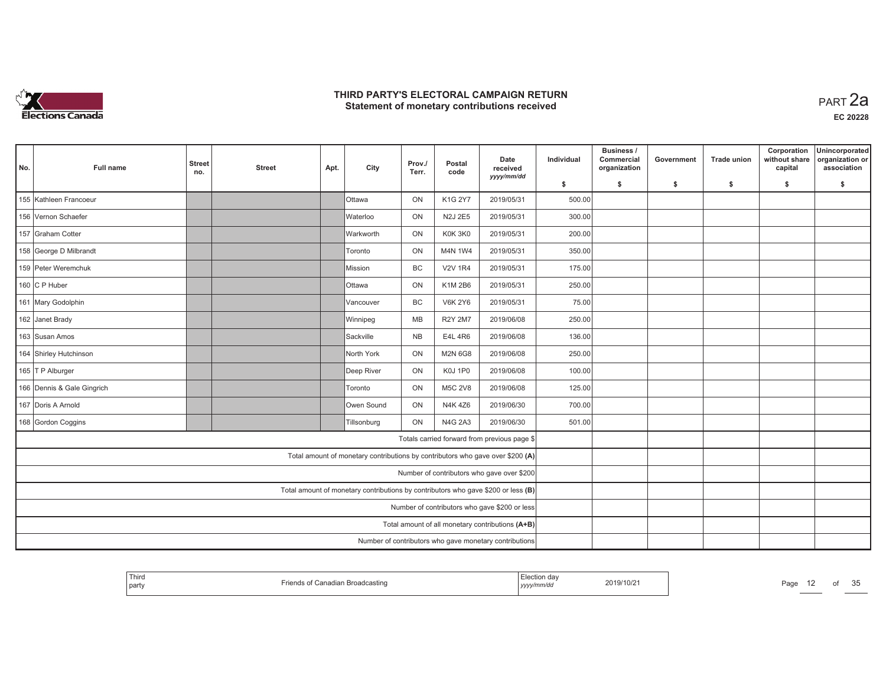# THIRD PARTY'S ELECTORAL CAMPAIGN RETURN
## Statement of monetary contributions received

PART 2a

EC 20228

| No. | Full name | Street no. | Street | Apt. | City | Prov./ Terr. | Postal code | Date received yyyy/mm/dd | Individual $ | Business / Commercial organization $ | Government $ | Trade union $ | Corporation without share capital $ | Unincorporated organization or association $ |
|---|---|---|---|---|---|---|---|---|---|---|---|---|---|---|
| 155 | Kathleen Francoeur | | | | Ottawa | ON | K1G 2Y7 | 2019/05/31 | 500.00 | | | | | |
| 156 | Vernon Schaefer | | | | Waterloo | ON | N2J 2E5 | 2019/05/31 | 300.00 | | | | | |
| 157 | Graham Cotter | | | | Warkworth | ON | K0K 3K0 | 2019/05/31 | 200.00 | | | | | |
| 158 | George D Milbrandt | | | | Toronto | ON | M4N 1W4 | 2019/05/31 | 350.00 | | | | | |
| 159 | Peter Weremchuk | | | | Mission | BC | V2V 1R4 | 2019/05/31 | 175.00 | | | | | |
| 160 | C P Huber | | | | Ottawa | ON | K1M 2B6 | 2019/05/31 | 250.00 | | | | | |
| 161 | Mary Godolphin | | | | Vancouver | BC | V6K 2Y6 | 2019/05/31 | 75.00 | | | | | |
| 162 | Janet Brady | | | | Winnipeg | MB | R2Y 2M7 | 2019/06/08 | 250.00 | | | | | |
| 163 | Susan Amos | | | | Sackville | NB | E4L 4R6 | 2019/06/08 | 136.00 | | | | | |
| 164 | Shirley Hutchinson | | | | North York | ON | M2N 6G8 | 2019/06/08 | 250.00 | | | | | |
| 165 | T P Alburger | | | | Deep River | ON | K0J 1P0 | 2019/06/08 | 100.00 | | | | | |
| 166 | Dennis & Gale Gingrich | | | | Toronto | ON | M5C 2V8 | 2019/06/08 | 125.00 | | | | | |
| 167 | Doris A Arnold | | | | Owen Sound | ON | N4K 4Z6 | 2019/06/30 | 700.00 | | | | | |
| 168 | Gordon Coggins | | | | Tillsonburg | ON | N4G 2A3 | 2019/06/30 | 501.00 | | | | | |
| | Totals carried forward from previous page $ | | | | | | | | | | | | | |
| | Total amount of monetary contributions by contributors who gave over $200 (A) | | | | | | | | | | | | | |
| | Number of contributors who gave over $200 | | | | | | | | | | | | | |
| | Total amount of monetary contributions by contributors who gave $200 or less (B) | | | | | | | | | | | | | |
| | Number of contributors who gave $200 or less | | | | | | | | | | | | | |
| | Total amount of all monetary contributions (A+B) | | | | | | | | | | | | | |
| | Number of contributors who gave monetary contributions | | | | | | | | | | | | | |

| Third party | Friends of Canadian Broadcasting | Election day yyyy/mm/dd | 2019/10/21 |
|---|---|---|---|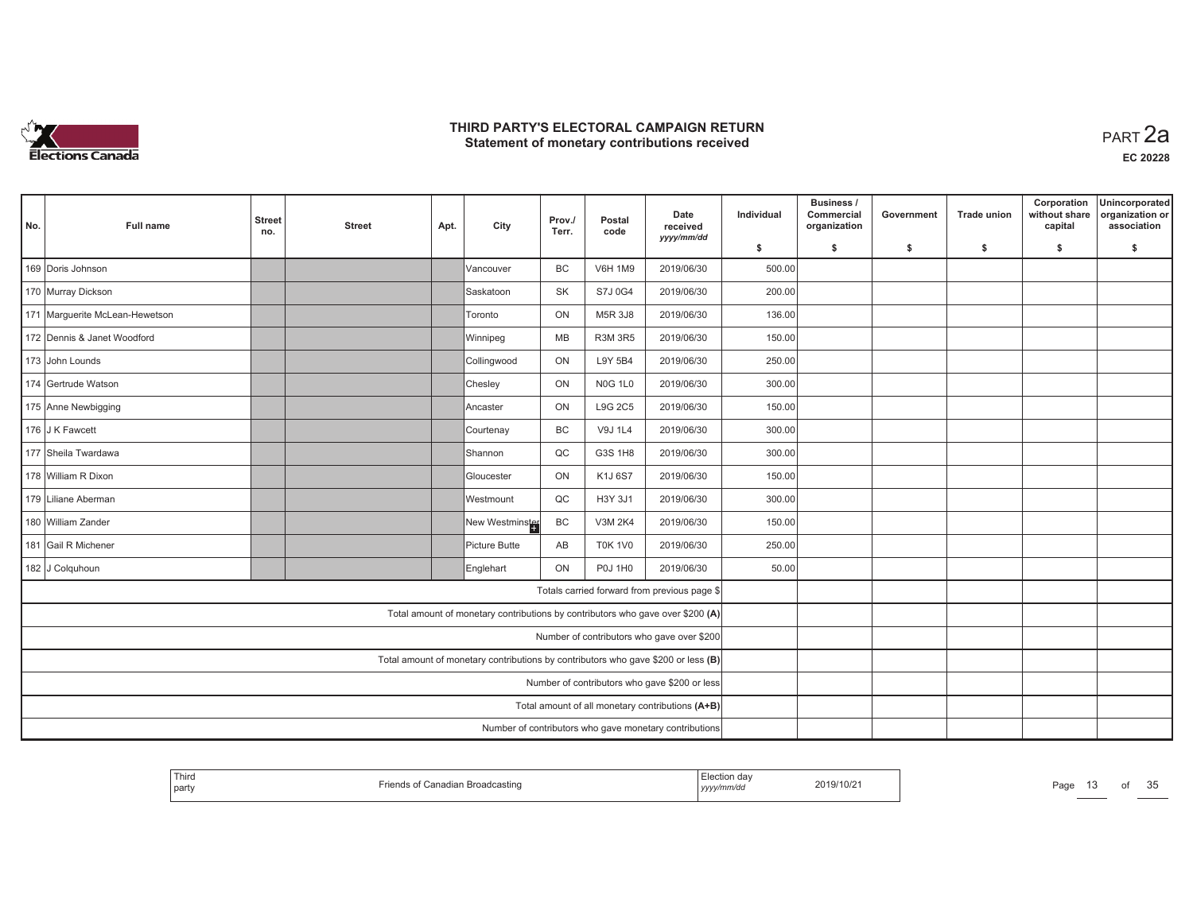# THIRD PARTY'S ELECTORAL CAMPAIGN RETURN
## Statement of monetary contributions received

PART 2a

EC 20228

| No. | Full name | Street no. | Street | Apt. | City | Prov./ Terr. | Postal code | Date received yyyy/mm/dd | Individual $ | Business / Commercial organization $ | Government $ | Trade union $ | Corporation without share capital $ | Unincorporated organization or association $ |
|---|---|---|---|---|---|---|---|---|---|---|---|---|---|---|
| 169 | Doris Johnson | | | | Vancouver | BC | V6H 1M9 | 2019/06/30 | 500.00 | | | | | |
| 170 | Murray Dickson | | | | Saskatoon | SK | S7J 0G4 | 2019/06/30 | 200.00 | | | | | |
| 171 | Marguerite McLean-Hewetson | | | | Toronto | ON | M5R 3J8 | 2019/06/30 | 136.00 | | | | | |
| 172 | Dennis & Janet Woodford | | | | Winnipeg | MB | R3M 3R5 | 2019/06/30 | 150.00 | | | | | |
| 173 | John Lounds | | | | Collingwood | ON | L9Y 5B4 | 2019/06/30 | 250.00 | | | | | |
| 174 | Gertrude Watson | | | | Chesley | ON | N0G 1L0 | 2019/06/30 | 300.00 | | | | | |
| 175 | Anne Newbigging | | | | Ancaster | ON | L9G 2C5 | 2019/06/30 | 150.00 | | | | | |
| 176 | J K Fawcett | | | | Courtenay | BC | V9J 1L4 | 2019/06/30 | 300.00 | | | | | |
| 177 | Sheila Twardawa | | | | Shannon | QC | G3S 1H8 | 2019/06/30 | 300.00 | | | | | |
| 178 | William R Dixon | | | | Gloucester | ON | K1J 6S7 | 2019/06/30 | 150.00 | | | | | |
| 179 | Liliane Aberman | | | | Westmount | QC | H3Y 3J1 | 2019/06/30 | 300.00 | | | | | |
| 180 | William Zander | | | | New Westminster | BC | V3M 2K4 | 2019/06/30 | 150.00 | | | | | |
| 181 | Gail R Michener | | | | Picture Butte | AB | T0K 1V0 | 2019/06/30 | 250.00 | | | | | |
| 182 | J Colquhoun | | | | Englehart | ON | P0J 1H0 | 2019/06/30 | 50.00 | | | | | |
| | | | | | | | | Totals carried forward from previous page $ | | | | | | |
| | | | | | | | | Total amount of monetary contributions by contributors who gave over $200 (A) | | | | | | |
| | | | | | | | | Number of contributors who gave over $200 | | | | | | |
| | | | | | | | | Total amount of monetary contributions by contributors who gave $200 or less (B) | | | | | | |
| | | | | | | | | Number of contributors who gave $200 or less | | | | | | |
| | | | | | | | | Total amount of all monetary contributions (A+B) | | | | | | |
| | | | | | | | | Number of contributors who gave monetary contributions | | | | | | |

| Third party | Friends of Canadian Broadcasting | Election day yyyy/mm/dd | 2019/10/21 |
|---|---|---|---|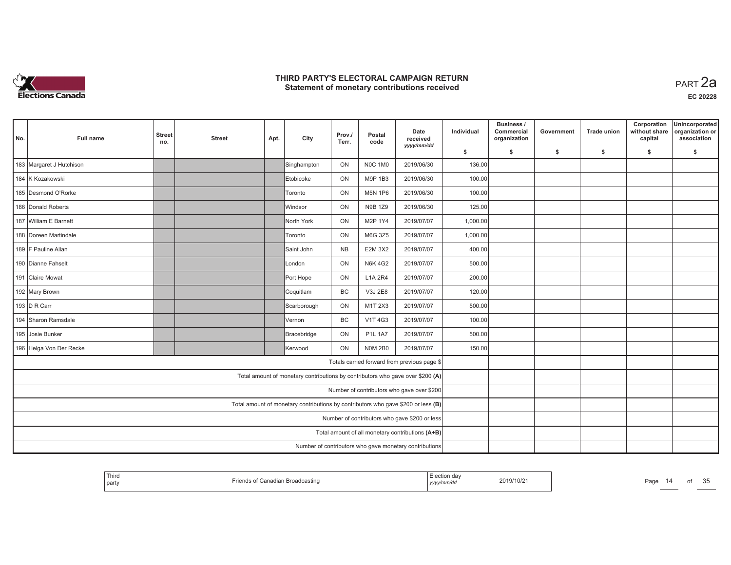# THIRD PARTY'S ELECTORAL CAMPAIGN RETURN
## Statement of monetary contributions received

PART 2a

EC 20228

| No. | Full name | Street no. | Street | Apt. | City | Prov./ Terr. | Postal code | Date received yyyy/mm/dd | Individual $ | Business / Commercial organization $ | Government $ | Trade union $ | Corporation without share capital $ | Unincorporated organization or association $ |
|---|---|---|---|---|---|---|---|---|---|---|---|---|---|---|
| 183 | Margaret J Hutchison | | | | Singhampton | ON | N0C 1M0 | 2019/06/30 | 136.00 | | | | | |
| 184 | K Kozakowski | | | | Etobicoke | ON | M9P 1B3 | 2019/06/30 | 100.00 | | | | | |
| 185 | Desmond O'Rorke | | | | Toronto | ON | M5N 1P6 | 2019/06/30 | 100.00 | | | | | |
| 186 | Donald Roberts | | | | Windsor | ON | N9B 1Z9 | 2019/06/30 | 125.00 | | | | | |
| 187 | William E Barnett | | | | North York | ON | M2P 1Y4 | 2019/07/07 | 1,000.00 | | | | | |
| 188 | Doreen Martindale | | | | Toronto | ON | M6G 3Z5 | 2019/07/07 | 1,000.00 | | | | | |
| 189 | F Pauline Allan | | | | Saint John | NB | E2M 3X2 | 2019/07/07 | 400.00 | | | | | |
| 190 | Dianne Fahselt | | | | London | ON | N6K 4G2 | 2019/07/07 | 500.00 | | | | | |
| 191 | Claire Mowat | | | | Port Hope | ON | L1A 2R4 | 2019/07/07 | 200.00 | | | | | |
| 192 | Mary Brown | | | | Coquitlam | BC | V3J 2E8 | 2019/07/07 | 120.00 | | | | | |
| 193 | D R Carr | | | | Scarborough | ON | M1T 2X3 | 2019/07/07 | 500.00 | | | | | |
| 194 | Sharon Ramsdale | | | | Vernon | BC | V1T 4G3 | 2019/07/07 | 100.00 | | | | | |
| 195 | Josie Bunker | | | | Bracebridge | ON | P1L 1A7 | 2019/07/07 | 500.00 | | | | | |
| 196 | Helga Von Der Recke | | | | Kerwood | ON | N0M 2B0 | 2019/07/07 | 150.00 | | | | | |
| | Totals carried forward from previous page $ | | | | | | | | | | | | | |
| | Total amount of monetary contributions by contributors who gave over $200 (A) | | | | | | | | | | | | | |
| | Number of contributors who gave over $200 | | | | | | | | | | | | | |
| | Total amount of monetary contributions by contributors who gave $200 or less (B) | | | | | | | | | | | | | |
| | Number of contributors who gave $200 or less | | | | | | | | | | | | | |
| | Total amount of all monetary contributions (A+B) | | | | | | | | | | | | | |
| | Number of contributors who gave monetary contributions | | | | | | | | | | | | | |

| Third party | Friends of Canadian Broadcasting | Election day yyyy/mm/dd | 2019/10/21 |
|---|---|---|---|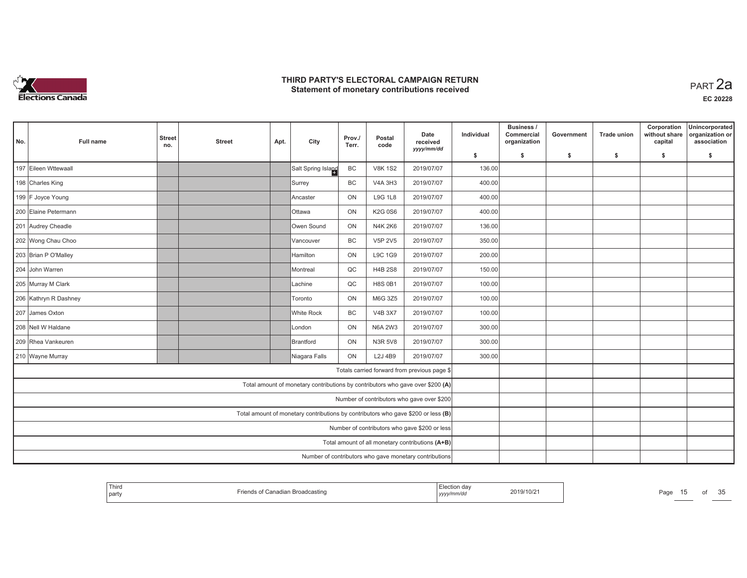# THIRD PARTY'S ELECTORAL CAMPAIGN RETURN
## Statement of monetary contributions received

PART 2a

EC 20228

| No. | Full name | Street no. | Street | Apt. | City | Prov./ Terr. | Postal code | Date received yyyy/mm/dd | Individual $ | Business / Commercial organization $ | Government $ | Trade union $ | Corporation without share capital $ | Unincorporated organization or association $ |
|---|---|---|---|---|---|---|---|---|---|---|---|---|---|---|
| 197 | Eileen Wttewaall | | | | Salt Spring Island | BC | V8K 1S2 | 2019/07/07 | 136.00 | | | | | |
| 198 | Charles King | | | | Surrey | BC | V4A 3H3 | 2019/07/07 | 400.00 | | | | | |
| 199 | F Joyce Young | | | | Ancaster | ON | L9G 1L8 | 2019/07/07 | 400.00 | | | | | |
| 200 | Elaine Petermann | | | | Ottawa | ON | K2G 0S6 | 2019/07/07 | 400.00 | | | | | |
| 201 | Audrey Cheadle | | | | Owen Sound | ON | N4K 2K6 | 2019/07/07 | 136.00 | | | | | |
| 202 | Wong Chau Choo | | | | Vancouver | BC | V5P 2V5 | 2019/07/07 | 350.00 | | | | | |
| 203 | Brian P O'Malley | | | | Hamilton | ON | L9C 1G9 | 2019/07/07 | 200.00 | | | | | |
| 204 | John Warren | | | | Montreal | QC | H4B 2S8 | 2019/07/07 | 150.00 | | | | | |
| 205 | Murray M Clark | | | | Lachine | QC | H8S 0B1 | 2019/07/07 | 100.00 | | | | | |
| 206 | Kathryn R Dashney | | | | Toronto | ON | M6G 3Z5 | 2019/07/07 | 100.00 | | | | | |
| 207 | James Oxton | | | | White Rock | BC | V4B 3X7 | 2019/07/07 | 100.00 | | | | | |
| 208 | Nell W Haldane | | | | London | ON | N6A 2W3 | 2019/07/07 | 300.00 | | | | | |
| 209 | Rhea Vankeuren | | | | Brantford | ON | N3R 5V8 | 2019/07/07 | 300.00 | | | | | |
| 210 | Wayne Murray | | | | Niagara Falls | ON | L2J 4B9 | 2019/07/07 | 300.00 | | | | | |
| | Totals carried forward from previous page $ | | | | | | | | | | | | | |
| | Total amount of monetary contributions by contributors who gave over $200 (A) | | | | | | | | | | | | | |
| | Number of contributors who gave over $200 | | | | | | | | | | | | | |
| | Total amount of monetary contributions by contributors who gave $200 or less (B) | | | | | | | | | | | | | |
| | Number of contributors who gave $200 or less | | | | | | | | | | | | | |
| | Total amount of all monetary contributions (A+B) | | | | | | | | | | | | | |
| | Number of contributors who gave monetary contributions | | | | | | | | | | | | | |

| Third party | Friends of Canadian Broadcasting | Election day yyyy/mm/dd | 2019/10/21 |
|---|---|---|---|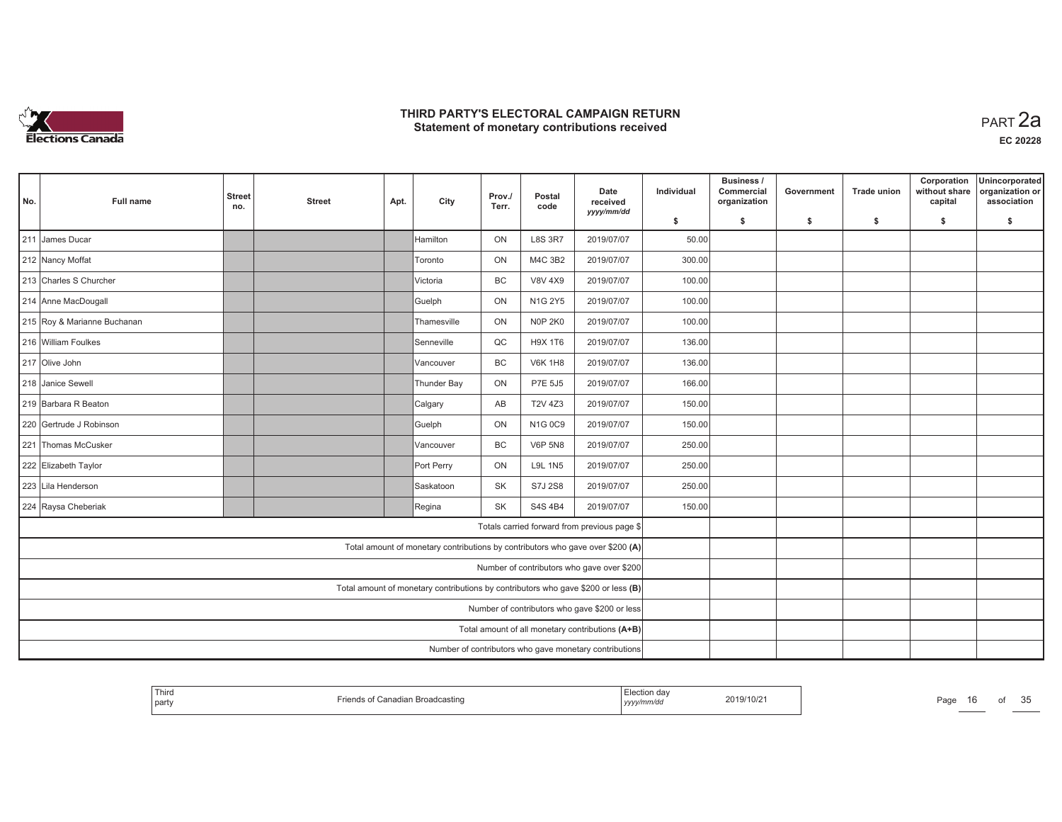# THIRD PARTY'S ELECTORAL CAMPAIGN RETURN
## Statement of monetary contributions received

PART 2a

EC 20228

| No. | Full name | Street no. | Street | Apt. | City | Prov./ Terr. | Postal code | Date received yyyy/mm/dd | Individual $ | Business / Commercial organization $ | Government $ | Trade union $ | Corporation without share capital $ | Unincorporated organization or association $ |
|---|---|---|---|---|---|---|---|---|---|---|---|---|---|---|
| 211 | James Ducar | | | | Hamilton | ON | L8S 3R7 | 2019/07/07 | 50.00 | | | | | |
| 212 | Nancy Moffat | | | | Toronto | ON | M4C 3B2 | 2019/07/07 | 300.00 | | | | | |
| 213 | Charles S Churcher | | | | Victoria | BC | V8V 4X9 | 2019/07/07 | 100.00 | | | | | |
| 214 | Anne MacDougall | | | | Guelph | ON | N1G 2Y5 | 2019/07/07 | 100.00 | | | | | |
| 215 | Roy & Marianne Buchanan | | | | Thamesville | ON | N0P 2K0 | 2019/07/07 | 100.00 | | | | | |
| 216 | William Foulkes | | | | Senneville | QC | H9X 1T6 | 2019/07/07 | 136.00 | | | | | |
| 217 | Olive John | | | | Vancouver | BC | V6K 1H8 | 2019/07/07 | 136.00 | | | | | |
| 218 | Janice Sewell | | | | Thunder Bay | ON | P7E 5J5 | 2019/07/07 | 166.00 | | | | | |
| 219 | Barbara R Beaton | | | | Calgary | AB | T2V 4Z3 | 2019/07/07 | 150.00 | | | | | |
| 220 | Gertrude J Robinson | | | | Guelph | ON | N1G 0C9 | 2019/07/07 | 150.00 | | | | | |
| 221 | Thomas McCusker | | | | Vancouver | BC | V6P 5N8 | 2019/07/07 | 250.00 | | | | | |
| 222 | Elizabeth Taylor | | | | Port Perry | ON | L9L 1N5 | 2019/07/07 | 250.00 | | | | | |
| 223 | Lila Henderson | | | | Saskatoon | SK | S7J 2S8 | 2019/07/07 | 250.00 | | | | | |
| 224 | Raysa Cheberiak | | | | Regina | SK | S4S 4B4 | 2019/07/07 | 150.00 | | | | | |
| | Totals carried forward from previous page $ | | | | | | | | | | | | | |
| | Total amount of monetary contributions by contributors who gave over $200 (A) | | | | | | | | | | | | | |
| | Number of contributors who gave over $200 | | | | | | | | | | | | | |
| | Total amount of monetary contributions by contributors who gave $200 or less (B) | | | | | | | | | | | | | |
| | Number of contributors who gave $200 or less | | | | | | | | | | | | | |
| | Total amount of all monetary contributions (A+B) | | | | | | | | | | | | | |
| | Number of contributors who gave monetary contributions | | | | | | | | | | | | | |

| Third party | Friends of Canadian Broadcasting | Election day yyyy/mm/dd | 2019/10/21 |
|---|---|---|---|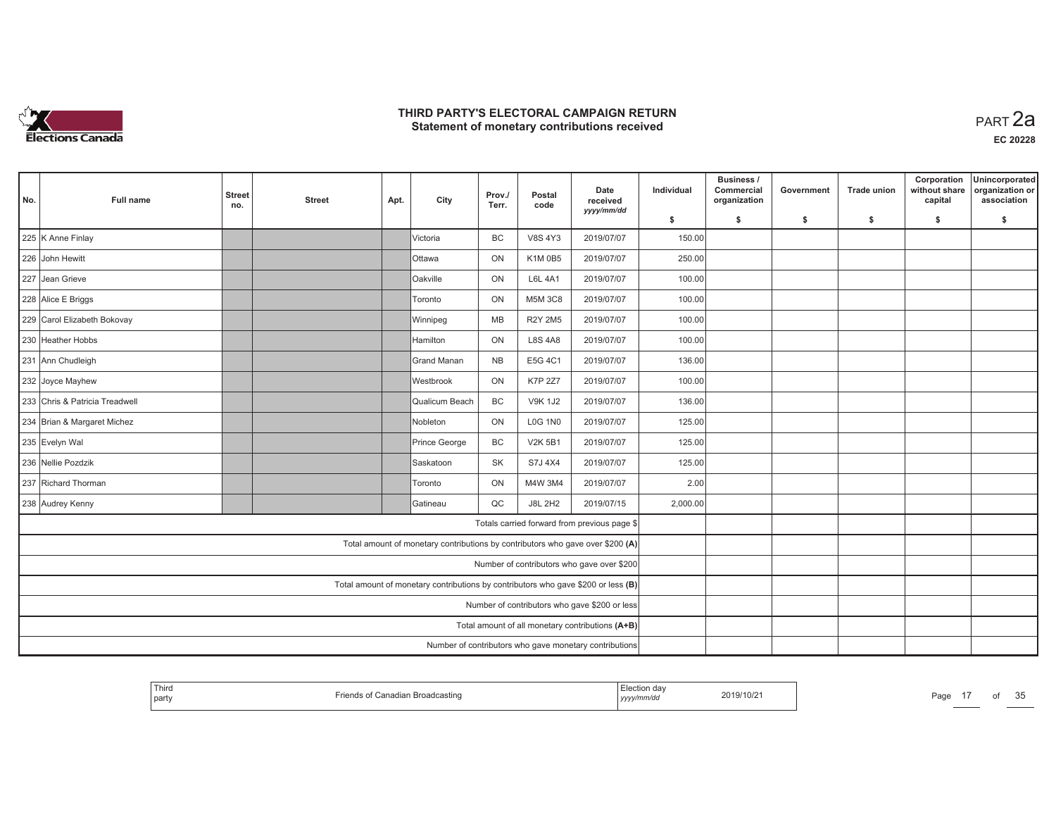# THIRD PARTY'S ELECTORAL CAMPAIGN RETURN
## Statement of monetary contributions received

PART 2a

EC 20228

| No. | Full name | Street no. | Street | Apt. | City | Prov./ Terr. | Postal code | Date received yyyy/mm/dd | Individual $ | Business / Commercial organization $ | Government $ | Trade union $ | Corporation without share capital $ | Unincorporated organization or association $ |
|---|---|---|---|---|---|---|---|---|---|---|---|---|---|---|
| 225 | K Anne Finlay | | | | Victoria | BC | V8S 4Y3 | 2019/07/07 | 150.00 | | | | | |
| 226 | John Hewitt | | | | Ottawa | ON | K1M 0B5 | 2019/07/07 | 250.00 | | | | | |
| 227 | Jean Grieve | | | | Oakville | ON | L6L 4A1 | 2019/07/07 | 100.00 | | | | | |
| 228 | Alice E Briggs | | | | Toronto | ON | M5M 3C8 | 2019/07/07 | 100.00 | | | | | |
| 229 | Carol Elizabeth Bokovay | | | | Winnipeg | MB | R2Y 2M5 | 2019/07/07 | 100.00 | | | | | |
| 230 | Heather Hobbs | | | | Hamilton | ON | L8S 4A8 | 2019/07/07 | 100.00 | | | | | |
| 231 | Ann Chudleigh | | | | Grand Manan | NB | E5G 4C1 | 2019/07/07 | 136.00 | | | | | |
| 232 | Joyce Mayhew | | | | Westbrook | ON | K7P 2Z7 | 2019/07/07 | 100.00 | | | | | |
| 233 | Chris & Patricia Treadwell | | | | Qualicum Beach | BC | V9K 1J2 | 2019/07/07 | 136.00 | | | | | |
| 234 | Brian & Margaret Michez | | | | Nobleton | ON | L0G 1N0 | 2019/07/07 | 125.00 | | | | | |
| 235 | Evelyn Wal | | | | Prince George | BC | V2K 5B1 | 2019/07/07 | 125.00 | | | | | |
| 236 | Nellie Pozdzik | | | | Saskatoon | SK | S7J 4X4 | 2019/07/07 | 125.00 | | | | | |
| 237 | Richard Thorman | | | | Toronto | ON | M4W 3M4 | 2019/07/07 | 2.00 | | | | | |
| 238 | Audrey Kenny | | | | Gatineau | QC | J8L 2H2 | 2019/07/15 | 2,000.00 | | | | | |
| | Totals carried forward from previous page $ | | | | | | | | | | | | | |
| | Total amount of monetary contributions by contributors who gave over $200 (A) | | | | | | | | | | | | | |
| | Number of contributors who gave over $200 | | | | | | | | | | | | | |
| | Total amount of monetary contributions by contributors who gave $200 or less (B) | | | | | | | | | | | | | |
| | Number of contributors who gave $200 or less | | | | | | | | | | | | | |
| | Total amount of all monetary contributions (A+B) | | | | | | | | | | | | | |
| | Number of contributors who gave monetary contributions | | | | | | | | | | | | | |

| Third party | Friends of Canadian Broadcasting | Election day yyyy/mm/dd | 2019/10/21 |
|---|---|---|---|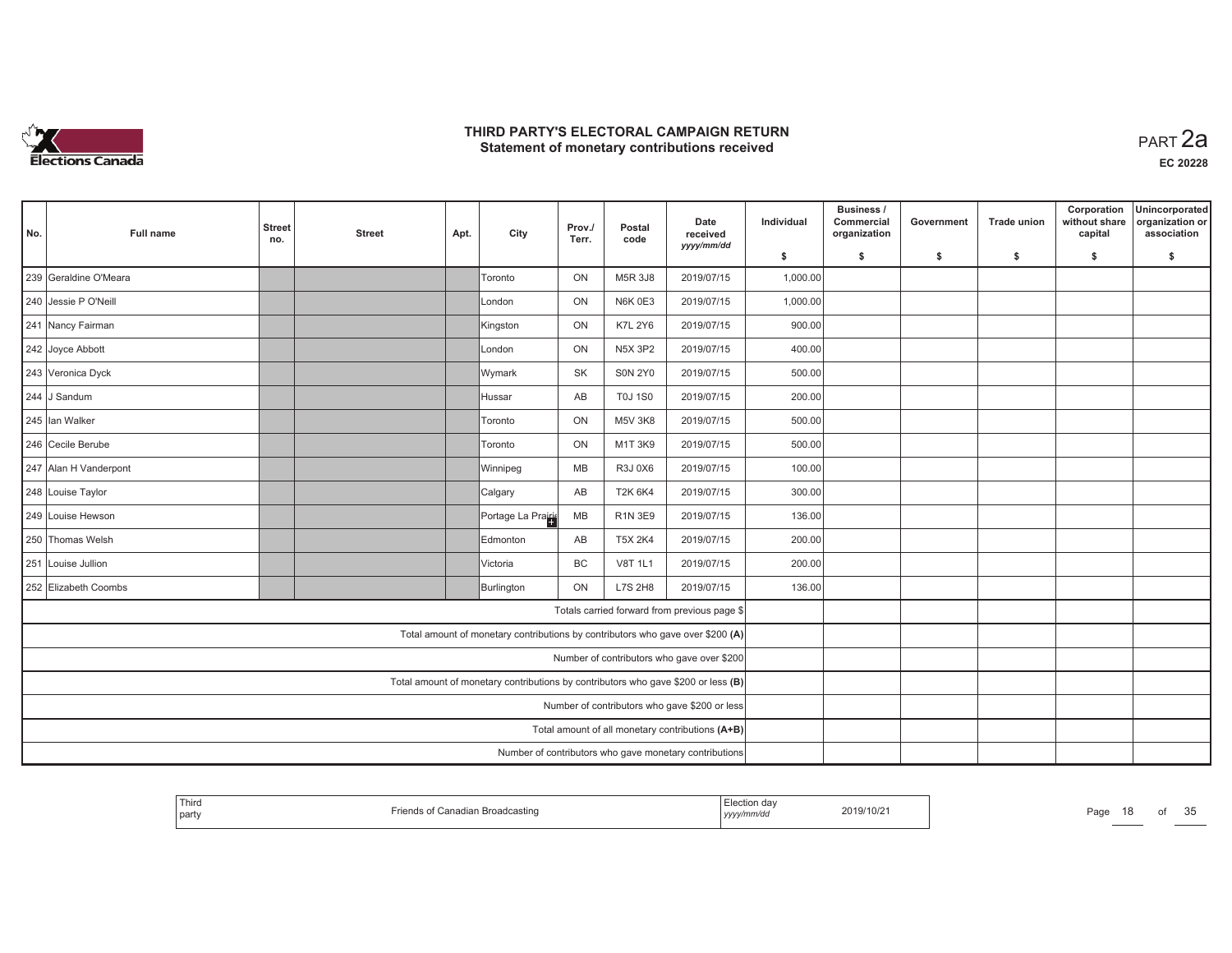# THIRD PARTY'S ELECTORAL CAMPAIGN RETURN
## Statement of monetary contributions received

PART 2a

**EC 20228**

| No. | Full name | Street no. | Street | Apt. | City | Prov./ Terr. | Postal code | Date received yyyy/mm/dd | Individual $ | Business / Commercial organization $ | Government $ | Trade union $ | Corporation without share capital $ | Unincorporated organization or association $ |
|---|---|---|---|---|---|---|---|---|---|---|---|---|---|---|
| 239 | Geraldine O'Meara | | | | Toronto | ON | M5R 3J8 | 2019/07/15 | 1,000.00 | | | | | |
| 240 | Jessie P O'Neill | | | | London | ON | N6K 0E3 | 2019/07/15 | 1,000.00 | | | | | |
| 241 | Nancy Fairman | | | | Kingston | ON | K7L 2Y6 | 2019/07/15 | 900.00 | | | | | |
| 242 | Joyce Abbott | | | | London | ON | N5X 3P2 | 2019/07/15 | 400.00 | | | | | |
| 243 | Veronica Dyck | | | | Wymark | SK | S0N 2Y0 | 2019/07/15 | 500.00 | | | | | |
| 244 | J Sandum | | | | Hussar | AB | T0J 1S0 | 2019/07/15 | 200.00 | | | | | |
| 245 | Ian Walker | | | | Toronto | ON | M5V 3K8 | 2019/07/15 | 500.00 | | | | | |
| 246 | Cecile Berube | | | | Toronto | ON | M1T 3K9 | 2019/07/15 | 500.00 | | | | | |
| 247 | Alan H Vanderpont | | | | Winnipeg | MB | R3J 0X6 | 2019/07/15 | 100.00 | | | | | |
| 248 | Louise Taylor | | | | Calgary | AB | T2K 6K4 | 2019/07/15 | 300.00 | | | | | |
| 249 | Louise Hewson | | | | Portage La Prairie | MB | R1N 3E9 | 2019/07/15 | 136.00 | | | | | |
| 250 | Thomas Welsh | | | | Edmonton | AB | T5X 2K4 | 2019/07/15 | 200.00 | | | | | |
| 251 | Louise Jullion | | | | Victoria | BC | V8T 1L1 | 2019/07/15 | 200.00 | | | | | |
| 252 | Elizabeth Coombs | | | | Burlington | ON | L7S 2H8 | 2019/07/15 | 136.00 | | | | | |
| | Totals carried forward from previous page $ | | | | | | | | | | | | | |
| | Total amount of monetary contributions by contributors who gave over $200 (A) | | | | | | | | | | | | | |
| | Number of contributors who gave over $200 | | | | | | | | | | | | | |
| | Total amount of monetary contributions by contributors who gave $200 or less (B) | | | | | | | | | | | | | |
| | Number of contributors who gave $200 or less | | | | | | | | | | | | | |
| | Total amount of all monetary contributions (A+B) | | | | | | | | | | | | | |
| | Number of contributors who gave monetary contributions | | | | | | | | | | | | | |

Third party: Friends of Canadian Broadcasting

Election day (yyyy/mm/dd): 2019/10/21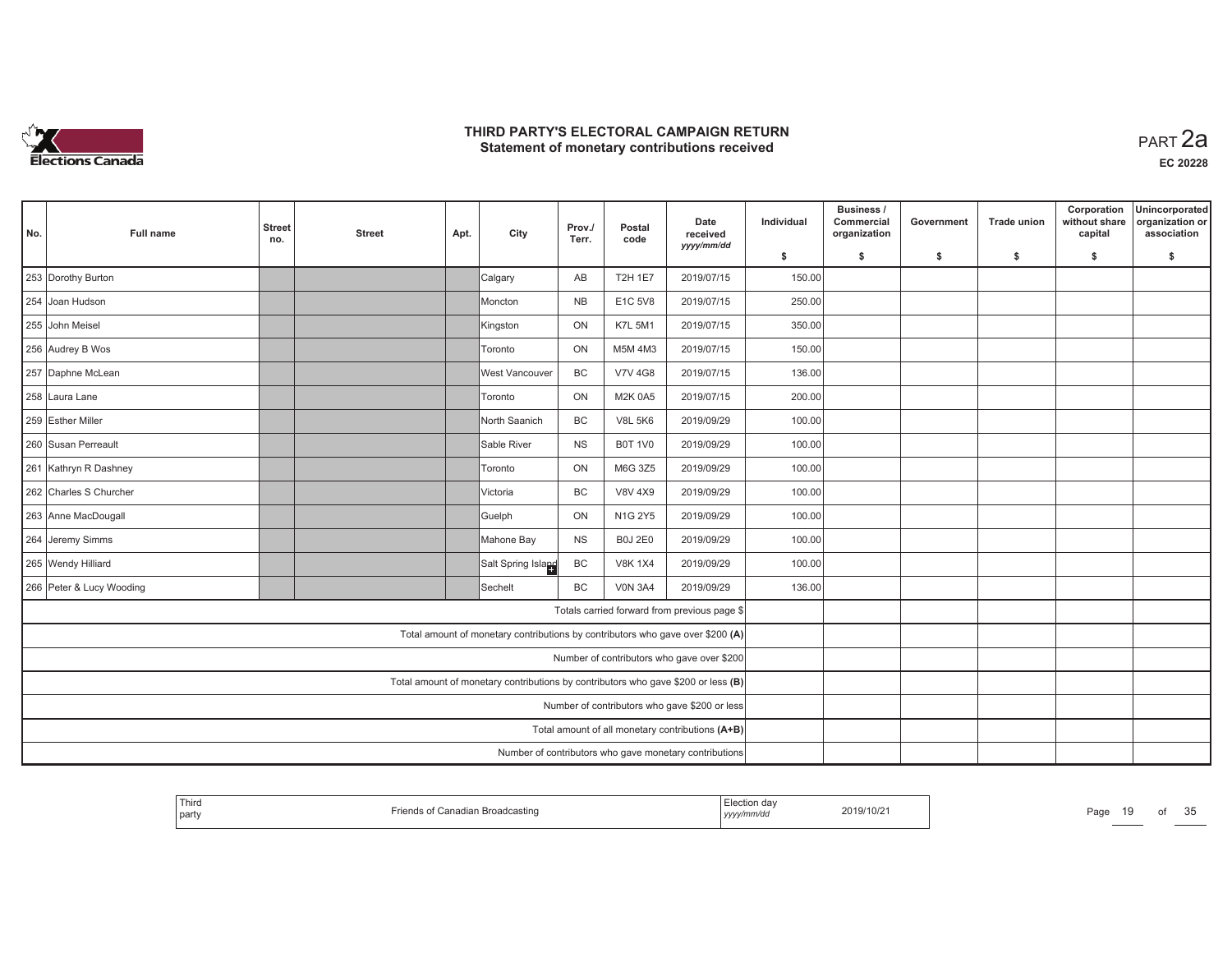# THIRD PARTY'S ELECTORAL CAMPAIGN RETURN
## Statement of monetary contributions received

PART 2a

EC 20228

| No. | Full name | Street no. | Street | Apt. | City | Prov./ Terr. | Postal code | Date received yyyy/mm/dd | Individual $ | Business / Commercial organization $ | Government $ | Trade union $ | Corporation without share capital $ | Unincorporated organization or association $ |
|---|---|---|---|---|---|---|---|---|---|---|---|---|---|---|
| 253 | Dorothy Burton | | | | Calgary | AB | T2H 1E7 | 2019/07/15 | 150.00 | | | | | |
| 254 | Joan Hudson | | | | Moncton | NB | E1C 5V8 | 2019/07/15 | 250.00 | | | | | |
| 255 | John Meisel | | | | Kingston | ON | K7L 5M1 | 2019/07/15 | 350.00 | | | | | |
| 256 | Audrey B Wos | | | | Toronto | ON | M5M 4M3 | 2019/07/15 | 150.00 | | | | | |
| 257 | Daphne McLean | | | | West Vancouver | BC | V7V 4G8 | 2019/07/15 | 136.00 | | | | | |
| 258 | Laura Lane | | | | Toronto | ON | M2K 0A5 | 2019/07/15 | 200.00 | | | | | |
| 259 | Esther Miller | | | | North Saanich | BC | V8L 5K6 | 2019/09/29 | 100.00 | | | | | |
| 260 | Susan Perreault | | | | Sable River | NS | B0T 1V0 | 2019/09/29 | 100.00 | | | | | |
| 261 | Kathryn R Dashney | | | | Toronto | ON | M6G 3Z5 | 2019/09/29 | 100.00 | | | | | |
| 262 | Charles S Churcher | | | | Victoria | BC | V8V 4X9 | 2019/09/29 | 100.00 | | | | | |
| 263 | Anne MacDougall | | | | Guelph | ON | N1G 2Y5 | 2019/09/29 | 100.00 | | | | | |
| 264 | Jeremy Simms | | | | Mahone Bay | NS | B0J 2E0 | 2019/09/29 | 100.00 | | | | | |
| 265 | Wendy Hilliard | | | | Salt Spring Island | BC | V8K 1X4 | 2019/09/29 | 100.00 | | | | | |
| 266 | Peter & Lucy Wooding | | | | Sechelt | BC | V0N 3A4 | 2019/09/29 | 136.00 | | | | | |
| | Totals carried forward from previous page $ | | | | | | | | | | | | | |
| | Total amount of monetary contributions by contributors who gave over $200 (A) | | | | | | | | | | | | | |
| | Number of contributors who gave over $200 | | | | | | | | | | | | | |
| | Total amount of monetary contributions by contributors who gave $200 or less (B) | | | | | | | | | | | | | |
| | Number of contributors who gave $200 or less | | | | | | | | | | | | | |
| | Total amount of all monetary contributions (A+B) | | | | | | | | | | | | | |
| | Number of contributors who gave monetary contributions | | | | | | | | | | | | | |

| Third party | Friends of Canadian Broadcasting | Election day yyyy/mm/dd | 2019/10/21 |
|---|---|---|---|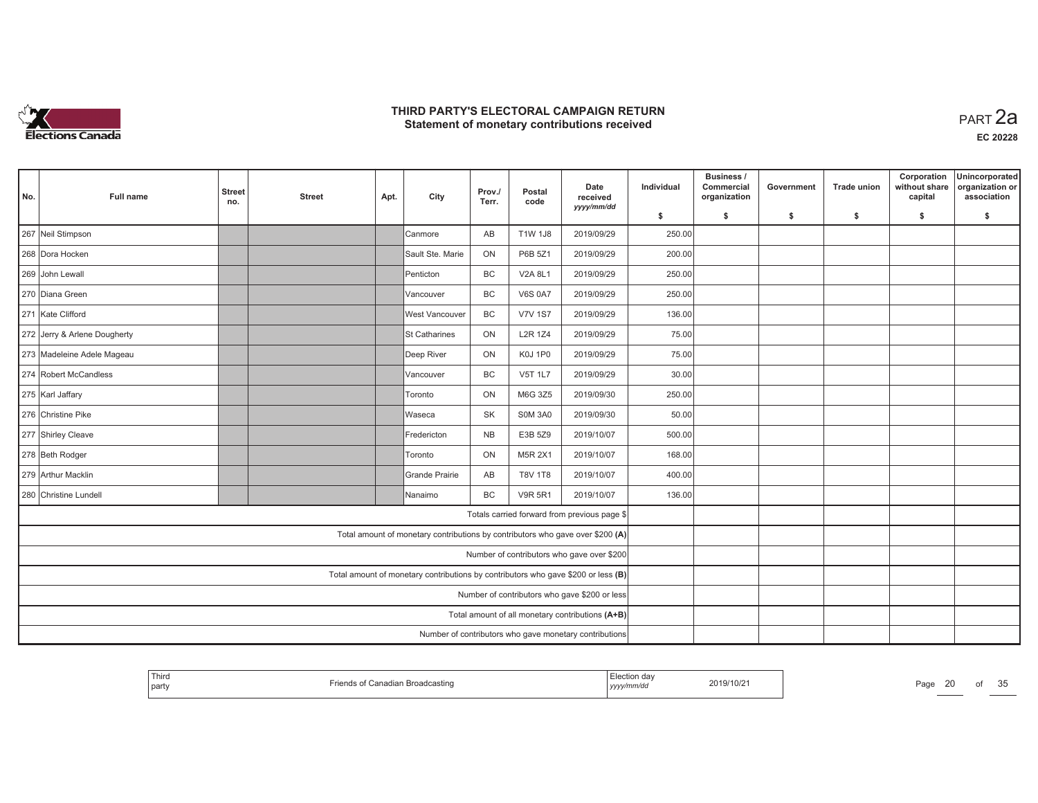# THIRD PARTY'S ELECTORAL CAMPAIGN RETURN
## Statement of monetary contributions received

PART 2a

EC 20228

| No. | Full name | Street no. | Street | Apt. | City | Prov./ Terr. | Postal code | Date received yyyy/mm/dd | Individual $ | Business / Commercial organization $ | Government $ | Trade union $ | Corporation without share capital $ | Unincorporated organization or association $ |
|---|---|---|---|---|---|---|---|---|---|---|---|---|---|---|
| 267 | Neil Stimpson | | | | Canmore | AB | T1W 1J8 | 2019/09/29 | 250.00 | | | | | |
| 268 | Dora Hocken | | | | Sault Ste. Marie | ON | P6B 5Z1 | 2019/09/29 | 200.00 | | | | | |
| 269 | John Lewall | | | | Penticton | BC | V2A 8L1 | 2019/09/29 | 250.00 | | | | | |
| 270 | Diana Green | | | | Vancouver | BC | V6S 0A7 | 2019/09/29 | 250.00 | | | | | |
| 271 | Kate Clifford | | | | West Vancouver | BC | V7V 1S7 | 2019/09/29 | 136.00 | | | | | |
| 272 | Jerry & Arlene Dougherty | | | | St Catharines | ON | L2R 1Z4 | 2019/09/29 | 75.00 | | | | | |
| 273 | Madeleine Adele Mageau | | | | Deep River | ON | K0J 1P0 | 2019/09/29 | 75.00 | | | | | |
| 274 | Robert McCandless | | | | Vancouver | BC | V5T 1L7 | 2019/09/29 | 30.00 | | | | | |
| 275 | Karl Jaffary | | | | Toronto | ON | M6G 3Z5 | 2019/09/30 | 250.00 | | | | | |
| 276 | Christine Pike | | | | Waseca | SK | S0M 3A0 | 2019/09/30 | 50.00 | | | | | |
| 277 | Shirley Cleave | | | | Fredericton | NB | E3B 5Z9 | 2019/10/07 | 500.00 | | | | | |
| 278 | Beth Rodger | | | | Toronto | ON | M5R 2X1 | 2019/10/07 | 168.00 | | | | | |
| 279 | Arthur Macklin | | | | Grande Prairie | AB | T8V 1T8 | 2019/10/07 | 400.00 | | | | | |
| 280 | Christine Lundell | | | | Nanaimo | BC | V9R 5R1 | 2019/10/07 | 136.00 | | | | | |
| | Totals carried forward from previous page $ | | | | | | | | | | | | | |
| | Total amount of monetary contributions by contributors who gave over $200 (A) | | | | | | | | | | | | | |
| | Number of contributors who gave over $200 | | | | | | | | | | | | | |
| | Total amount of monetary contributions by contributors who gave $200 or less (B) | | | | | | | | | | | | | |
| | Number of contributors who gave $200 or less | | | | | | | | | | | | | |
| | Total amount of all monetary contributions (A+B) | | | | | | | | | | | | | |
| | Number of contributors who gave monetary contributions | | | | | | | | | | | | | |

| Third party | Friends of Canadian Broadcasting | Election day yyyy/mm/dd | 2019/10/21 |
|---|---|---|---|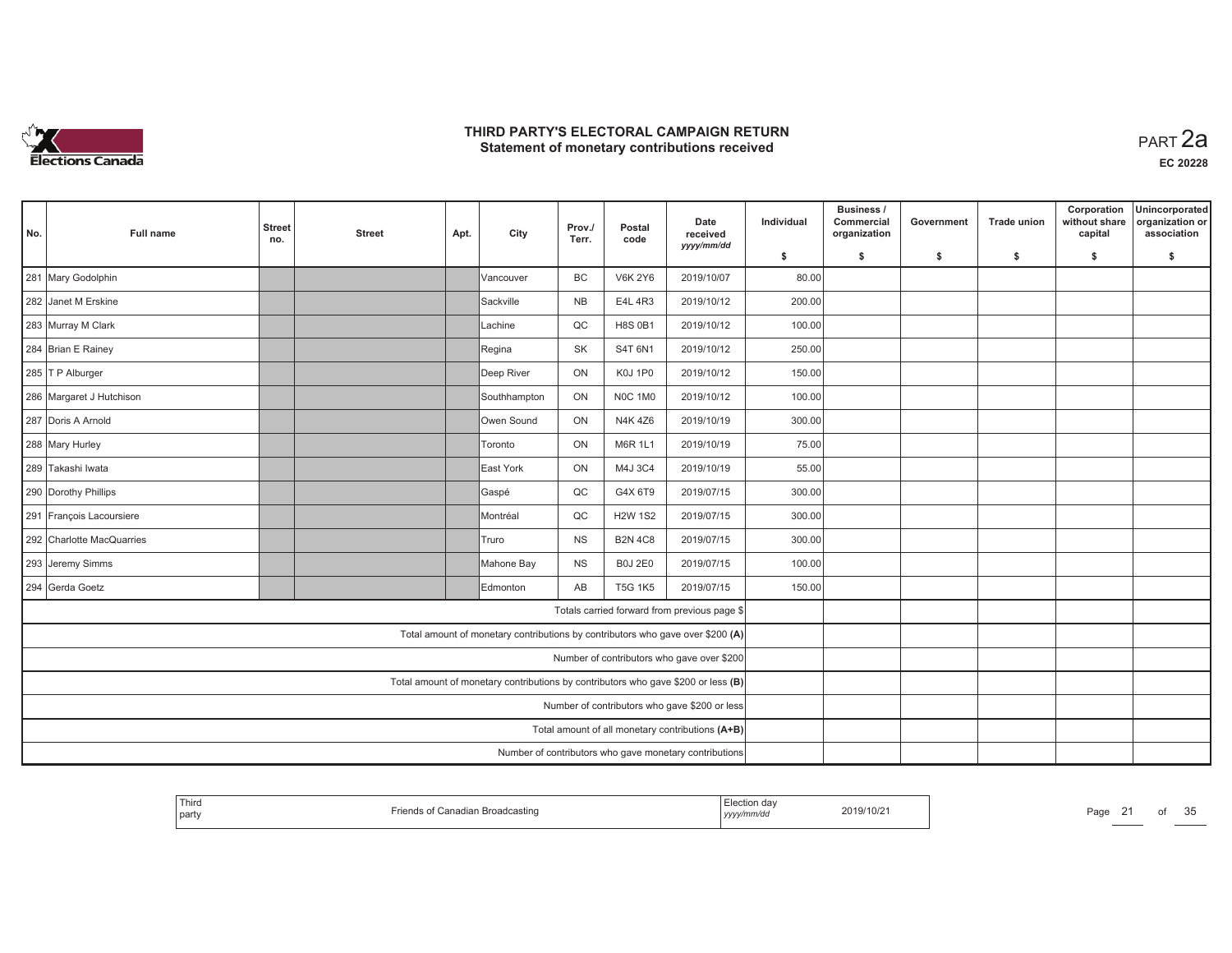# THIRD PARTY'S ELECTORAL CAMPAIGN RETURN
## Statement of monetary contributions received

PART 2a

EC 20228

| No. | Full name | Street no. | Street | Apt. | City | Prov./ Terr. | Postal code | Date received yyyy/mm/dd | Individual $ | Business / Commercial organization $ | Government $ | Trade union $ | Corporation without share capital $ | Unincorporated organization or association $ |
|---|---|---|---|---|---|---|---|---|---|---|---|---|---|---|
| 281 | Mary Godolphin | | | | Vancouver | BC | V6K 2Y6 | 2019/10/07 | 80.00 | | | | | |
| 282 | Janet M Erskine | | | | Sackville | NB | E4L 4R3 | 2019/10/12 | 200.00 | | | | | |
| 283 | Murray M Clark | | | | Lachine | QC | H8S 0B1 | 2019/10/12 | 100.00 | | | | | |
| 284 | Brian E Rainey | | | | Regina | SK | S4T 6N1 | 2019/10/12 | 250.00 | | | | | |
| 285 | T P Alburger | | | | Deep River | ON | K0J 1P0 | 2019/10/12 | 150.00 | | | | | |
| 286 | Margaret J Hutchison | | | | Southhampton | ON | N0C 1M0 | 2019/10/12 | 100.00 | | | | | |
| 287 | Doris A Arnold | | | | Owen Sound | ON | N4K 4Z6 | 2019/10/19 | 300.00 | | | | | |
| 288 | Mary Hurley | | | | Toronto | ON | M6R 1L1 | 2019/10/19 | 75.00 | | | | | |
| 289 | Takashi Iwata | | | | East York | ON | M4J 3C4 | 2019/10/19 | 55.00 | | | | | |
| 290 | Dorothy Phillips | | | | Gaspé | QC | G4X 6T9 | 2019/07/15 | 300.00 | | | | | |
| 291 | François Lacoursiere | | | | Montréal | QC | H2W 1S2 | 2019/07/15 | 300.00 | | | | | |
| 292 | Charlotte MacQuarries | | | | Truro | NS | B2N 4C8 | 2019/07/15 | 300.00 | | | | | |
| 293 | Jeremy Simms | | | | Mahone Bay | NS | B0J 2E0 | 2019/07/15 | 100.00 | | | | | |
| 294 | Gerda Goetz | | | | Edmonton | AB | T5G 1K5 | 2019/07/15 | 150.00 | | | | | |
| | Totals carried forward from previous page $ | | | | | | | | | | | | | |
| | Total amount of monetary contributions by contributors who gave over $200 (A) | | | | | | | | | | | | | |
| | Number of contributors who gave over $200 | | | | | | | | | | | | | |
| | Total amount of monetary contributions by contributors who gave $200 or less (B) | | | | | | | | | | | | | |
| | Number of contributors who gave $200 or less | | | | | | | | | | | | | |
| | Total amount of all monetary contributions (A+B) | | | | | | | | | | | | | |
| | Number of contributors who gave monetary contributions | | | | | | | | | | | | | |

| Third party | Friends of Canadian Broadcasting | Election day yyyy/mm/dd | 2019/10/21 |
|---|---|---|---|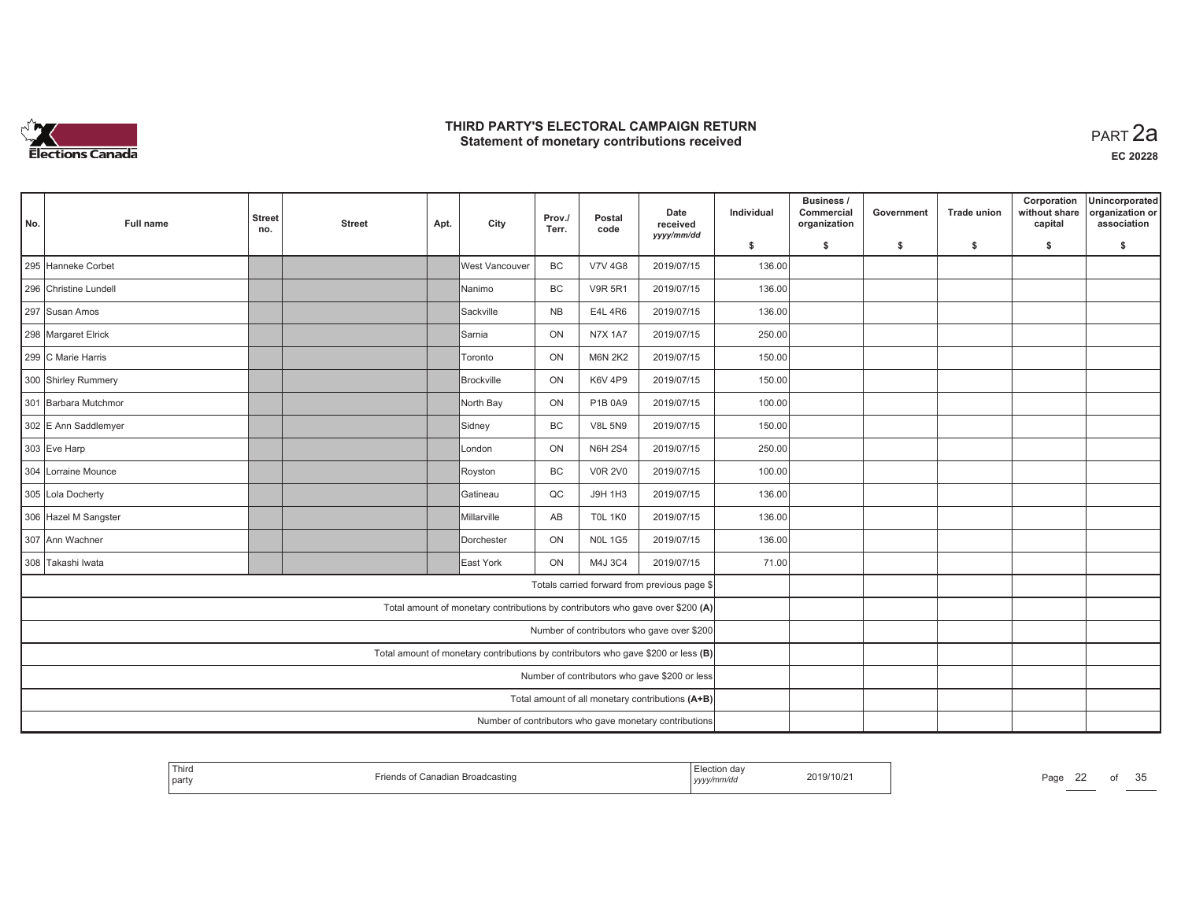# THIRD PARTY'S ELECTORAL CAMPAIGN RETURN
## Statement of monetary contributions received

PART 2a

EC 20228

| No. | Full name | Street no. | Street | Apt. | City | Prov./ Terr. | Postal code | Date received yyyy/mm/dd | Individual $ | Business / Commercial organization $ | Government $ | Trade union $ | Corporation without share capital $ | Unincorporated organization or association $ |
|---|---|---|---|---|---|---|---|---|---|---|---|---|---|---|
| 295 | Hanneke Corbet | | | | West Vancouver | BC | V7V 4G8 | 2019/07/15 | 136.00 | | | | | |
| 296 | Christine Lundell | | | | Nanimo | BC | V9R 5R1 | 2019/07/15 | 136.00 | | | | | |
| 297 | Susan Amos | | | | Sackville | NB | E4L 4R6 | 2019/07/15 | 136.00 | | | | | |
| 298 | Margaret Elrick | | | | Sarnia | ON | N7X 1A7 | 2019/07/15 | 250.00 | | | | | |
| 299 | C Marie Harris | | | | Toronto | ON | M6N 2K2 | 2019/07/15 | 150.00 | | | | | |
| 300 | Shirley Rummery | | | | Brockville | ON | K6V 4P9 | 2019/07/15 | 150.00 | | | | | |
| 301 | Barbara Mutchmor | | | | North Bay | ON | P1B 0A9 | 2019/07/15 | 100.00 | | | | | |
| 302 | E Ann Saddlemyer | | | | Sidney | BC | V8L 5N9 | 2019/07/15 | 150.00 | | | | | |
| 303 | Eve Harp | | | | London | ON | N6H 2S4 | 2019/07/15 | 250.00 | | | | | |
| 304 | Lorraine Mounce | | | | Royston | BC | V0R 2V0 | 2019/07/15 | 100.00 | | | | | |
| 305 | Lola Docherty | | | | Gatineau | QC | J9H 1H3 | 2019/07/15 | 136.00 | | | | | |
| 306 | Hazel M Sangster | | | | Millarville | AB | T0L 1K0 | 2019/07/15 | 136.00 | | | | | |
| 307 | Ann Wachner | | | | Dorchester | ON | N0L 1G5 | 2019/07/15 | 136.00 | | | | | |
| 308 | Takashi Iwata | | | | East York | ON | M4J 3C4 | 2019/07/15 | 71.00 | | | | | |
| | Totals carried forward from previous page $ | | | | | | | | | | | | | |
| | Total amount of monetary contributions by contributors who gave over $200 (A) | | | | | | | | | | | | | |
| | Number of contributors who gave over $200 | | | | | | | | | | | | | |
| | Total amount of monetary contributions by contributors who gave $200 or less (B) | | | | | | | | | | | | | |
| | Number of contributors who gave $200 or less | | | | | | | | | | | | | |
| | Total amount of all monetary contributions (A+B) | | | | | | | | | | | | | |
| | Number of contributors who gave monetary contributions | | | | | | | | | | | | | |

| Third party | Friends of Canadian Broadcasting | Election day yyyy/mm/dd | 2019/10/21 |
|---|---|---|---|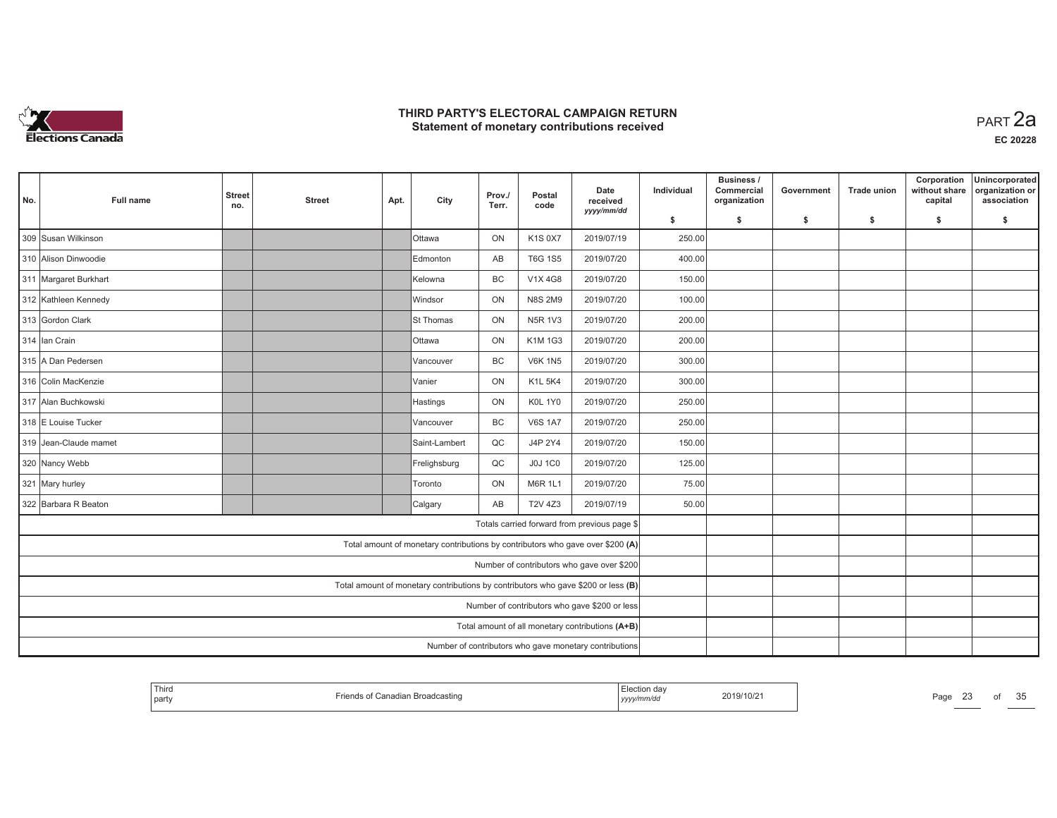# THIRD PARTY'S ELECTORAL CAMPAIGN RETURN
## Statement of monetary contributions received

PART 2a

EC 20228

| No. | Full name | Street no. | Street | Apt. | City | Prov./ Terr. | Postal code | Date received yyyy/mm/dd | Individual $ | Business / Commercial organization $ | Government $ | Trade union $ | Corporation without share capital $ | Unincorporated organization or association $ |
|---|---|---|---|---|---|---|---|---|---|---|---|---|---|---|
| 309 | Susan Wilkinson | | | | Ottawa | ON | K1S 0X7 | 2019/07/19 | 250.00 | | | | | |
| 310 | Alison Dinwoodie | | | | Edmonton | AB | T6G 1S5 | 2019/07/20 | 400.00 | | | | | |
| 311 | Margaret Burkhart | | | | Kelowna | BC | V1X 4G8 | 2019/07/20 | 150.00 | | | | | |
| 312 | Kathleen Kennedy | | | | Windsor | ON | N8S 2M9 | 2019/07/20 | 100.00 | | | | | |
| 313 | Gordon Clark | | | | St Thomas | ON | N5R 1V3 | 2019/07/20 | 200.00 | | | | | |
| 314 | Ian Crain | | | | Ottawa | ON | K1M 1G3 | 2019/07/20 | 200.00 | | | | | |
| 315 | A Dan Pedersen | | | | Vancouver | BC | V6K 1N5 | 2019/07/20 | 300.00 | | | | | |
| 316 | Colin MacKenzie | | | | Vanier | ON | K1L 5K4 | 2019/07/20 | 300.00 | | | | | |
| 317 | Alan Buchkowski | | | | Hastings | ON | K0L 1Y0 | 2019/07/20 | 250.00 | | | | | |
| 318 | E Louise Tucker | | | | Vancouver | BC | V6S 1A7 | 2019/07/20 | 250.00 | | | | | |
| 319 | Jean-Claude mamet | | | | Saint-Lambert | QC | J4P 2Y4 | 2019/07/20 | 150.00 | | | | | |
| 320 | Nancy Webb | | | | Frelighsburg | QC | J0J 1C0 | 2019/07/20 | 125.00 | | | | | |
| 321 | Mary hurley | | | | Toronto | ON | M6R 1L1 | 2019/07/20 | 75.00 | | | | | |
| 322 | Barbara R Beaton | | | | Calgary | AB | T2V 4Z3 | 2019/07/19 | 50.00 | | | | | |
| | Totals carried forward from previous page $ | | | | | | | | | | | | | |
| | Total amount of monetary contributions by contributors who gave over $200 (A) | | | | | | | | | | | | | |
| | Number of contributors who gave over $200 | | | | | | | | | | | | | |
| | Total amount of monetary contributions by contributors who gave $200 or less (B) | | | | | | | | | | | | | |
| | Number of contributors who gave $200 or less | | | | | | | | | | | | | |
| | Total amount of all monetary contributions (A+B) | | | | | | | | | | | | | |
| | Number of contributors who gave monetary contributions | | | | | | | | | | | | | |

Third party: Friends of Canadian Broadcasting

Election day (yyyy/mm/dd): 2019/10/21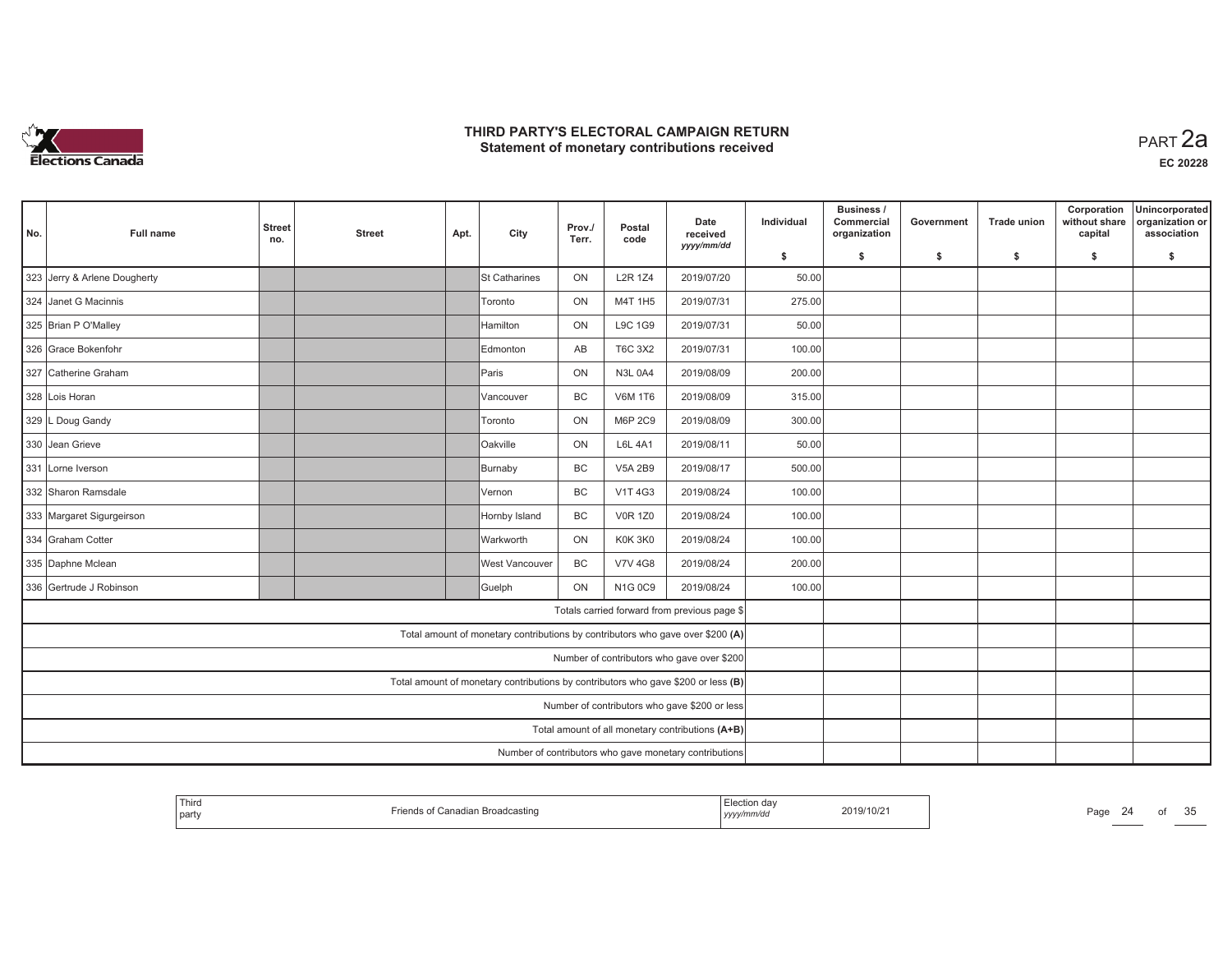# THIRD PARTY'S ELECTORAL CAMPAIGN RETURN
## Statement of monetary contributions received

PART 2a

EC 20228

| No. | Full name | Street no. | Street | Apt. | City | Prov./ Terr. | Postal code | Date received yyyy/mm/dd | Individual $ | Business / Commercial organization $ | Government $ | Trade union $ | Corporation without share capital $ | Unincorporated organization or association $ |
|---|---|---|---|---|---|---|---|---|---|---|---|---|---|---|
| 323 | Jerry & Arlene Dougherty | | | | St Catharines | ON | L2R 1Z4 | 2019/07/20 | 50.00 | | | | | |
| 324 | Janet G Macinnis | | | | Toronto | ON | M4T 1H5 | 2019/07/31 | 275.00 | | | | | |
| 325 | Brian P O'Malley | | | | Hamilton | ON | L9C 1G9 | 2019/07/31 | 50.00 | | | | | |
| 326 | Grace Bokenfohr | | | | Edmonton | AB | T6C 3X2 | 2019/07/31 | 100.00 | | | | | |
| 327 | Catherine Graham | | | | Paris | ON | N3L 0A4 | 2019/08/09 | 200.00 | | | | | |
| 328 | Lois Horan | | | | Vancouver | BC | V6M 1T6 | 2019/08/09 | 315.00 | | | | | |
| 329 | L Doug Gandy | | | | Toronto | ON | M6P 2C9 | 2019/08/09 | 300.00 | | | | | |
| 330 | Jean Grieve | | | | Oakville | ON | L6L 4A1 | 2019/08/11 | 50.00 | | | | | |
| 331 | Lorne Iverson | | | | Burnaby | BC | V5A 2B9 | 2019/08/17 | 500.00 | | | | | |
| 332 | Sharon Ramsdale | | | | Vernon | BC | V1T 4G3 | 2019/08/24 | 100.00 | | | | | |
| 333 | Margaret Sigurgeirson | | | | Hornby Island | BC | V0R 1Z0 | 2019/08/24 | 100.00 | | | | | |
| 334 | Graham Cotter | | | | Warkworth | ON | K0K 3K0 | 2019/08/24 | 100.00 | | | | | |
| 335 | Daphne Mclean | | | | West Vancouver | BC | V7V 4G8 | 2019/08/24 | 200.00 | | | | | |
| 336 | Gertrude J Robinson | | | | Guelph | ON | N1G 0C9 | 2019/08/24 | 100.00 | | | | | |
| | Totals carried forward from previous page $ | | | | | | | | | | | | | |
| | Total amount of monetary contributions by contributors who gave over $200 (A) | | | | | | | | | | | | | |
| | Number of contributors who gave over $200 | | | | | | | | | | | | | |
| | Total amount of monetary contributions by contributors who gave $200 or less (B) | | | | | | | | | | | | | |
| | Number of contributors who gave $200 or less | | | | | | | | | | | | | |
| | Total amount of all monetary contributions (A+B) | | | | | | | | | | | | | |
| | Number of contributors who gave monetary contributions | | | | | | | | | | | | | |

Third party: Friends of Canadian Broadcasting

Election day (yyyy/mm/dd): 2019/10/21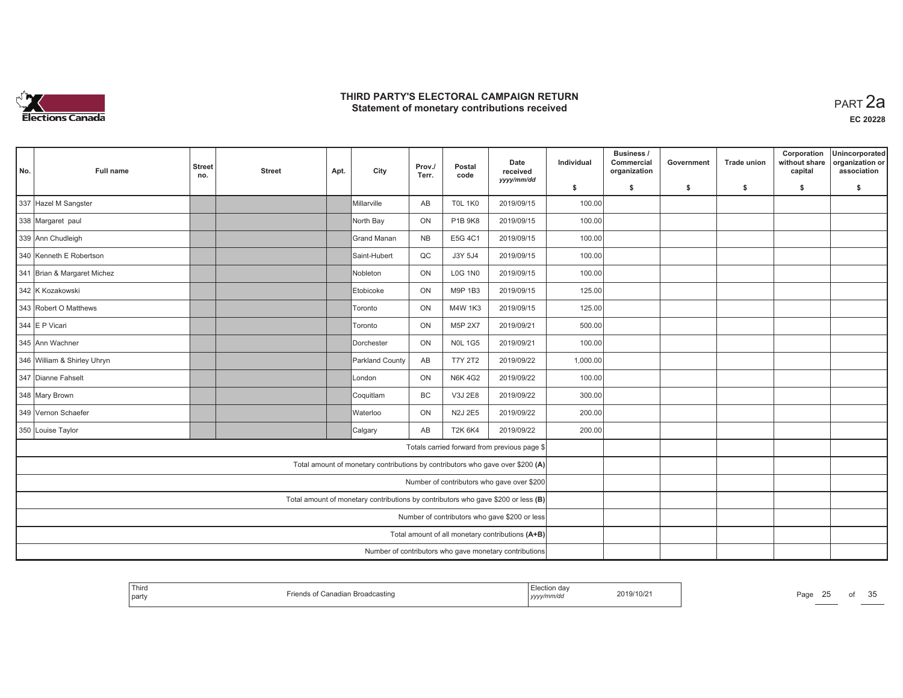# THIRD PARTY'S ELECTORAL CAMPAIGN RETURN
## Statement of monetary contributions received

PART 2a

EC 20228

| No. | Full name | Street no. | Street | Apt. | City | Prov./ Terr. | Postal code | Date received yyyy/mm/dd | Individual $ | Business / Commercial organization $ | Government $ | Trade union $ | Corporation without share capital $ | Unincorporated organization or association $ |
|---|---|---|---|---|---|---|---|---|---|---|---|---|---|---|
| 337 | Hazel M Sangster | | | | Millarville | AB | T0L 1K0 | 2019/09/15 | 100.00 | | | | | |
| 338 | Margaret paul | | | | North Bay | ON | P1B 9K8 | 2019/09/15 | 100.00 | | | | | |
| 339 | Ann Chudleigh | | | | Grand Manan | NB | E5G 4C1 | 2019/09/15 | 100.00 | | | | | |
| 340 | Kenneth E Robertson | | | | Saint-Hubert | QC | J3Y 5J4 | 2019/09/15 | 100.00 | | | | | |
| 341 | Brian & Margaret Michez | | | | Nobleton | ON | L0G 1N0 | 2019/09/15 | 100.00 | | | | | |
| 342 | K Kozakowski | | | | Etobicoke | ON | M9P 1B3 | 2019/09/15 | 125.00 | | | | | |
| 343 | Robert O Matthews | | | | Toronto | ON | M4W 1K3 | 2019/09/15 | 125.00 | | | | | |
| 344 | E P Vicari | | | | Toronto | ON | M5P 2X7 | 2019/09/21 | 500.00 | | | | | |
| 345 | Ann Wachner | | | | Dorchester | ON | N0L 1G5 | 2019/09/21 | 100.00 | | | | | |
| 346 | William & Shirley Uhryn | | | | Parkland County | AB | T7Y 2T2 | 2019/09/22 | 1,000.00 | | | | | |
| 347 | Dianne Fahselt | | | | London | ON | N6K 4G2 | 2019/09/22 | 100.00 | | | | | |
| 348 | Mary Brown | | | | Coquitlam | BC | V3J 2E8 | 2019/09/22 | 300.00 | | | | | |
| 349 | Vernon Schaefer | | | | Waterloo | ON | N2J 2E5 | 2019/09/22 | 200.00 | | | | | |
| 350 | Louise Taylor | | | | Calgary | AB | T2K 6K4 | 2019/09/22 | 200.00 | | | | | |
| Totals carried forward from previous page $ | | | | | | | | | | | | | | |
| Total amount of monetary contributions by contributors who gave over $200 (A) | | | | | | | | | | | | | | |
| Number of contributors who gave over $200 | | | | | | | | | | | | | | |
| Total amount of monetary contributions by contributors who gave $200 or less (B) | | | | | | | | | | | | | | |
| Number of contributors who gave $200 or less | | | | | | | | | | | | | | |
| Total amount of all monetary contributions (A+B) | | | | | | | | | | | | | | |
| Number of contributors who gave monetary contributions | | | | | | | | | | | | | | |

| Third party | Friends of Canadian Broadcasting | Election day yyyy/mm/dd | 2019/10/21 |
|---|---|---|---|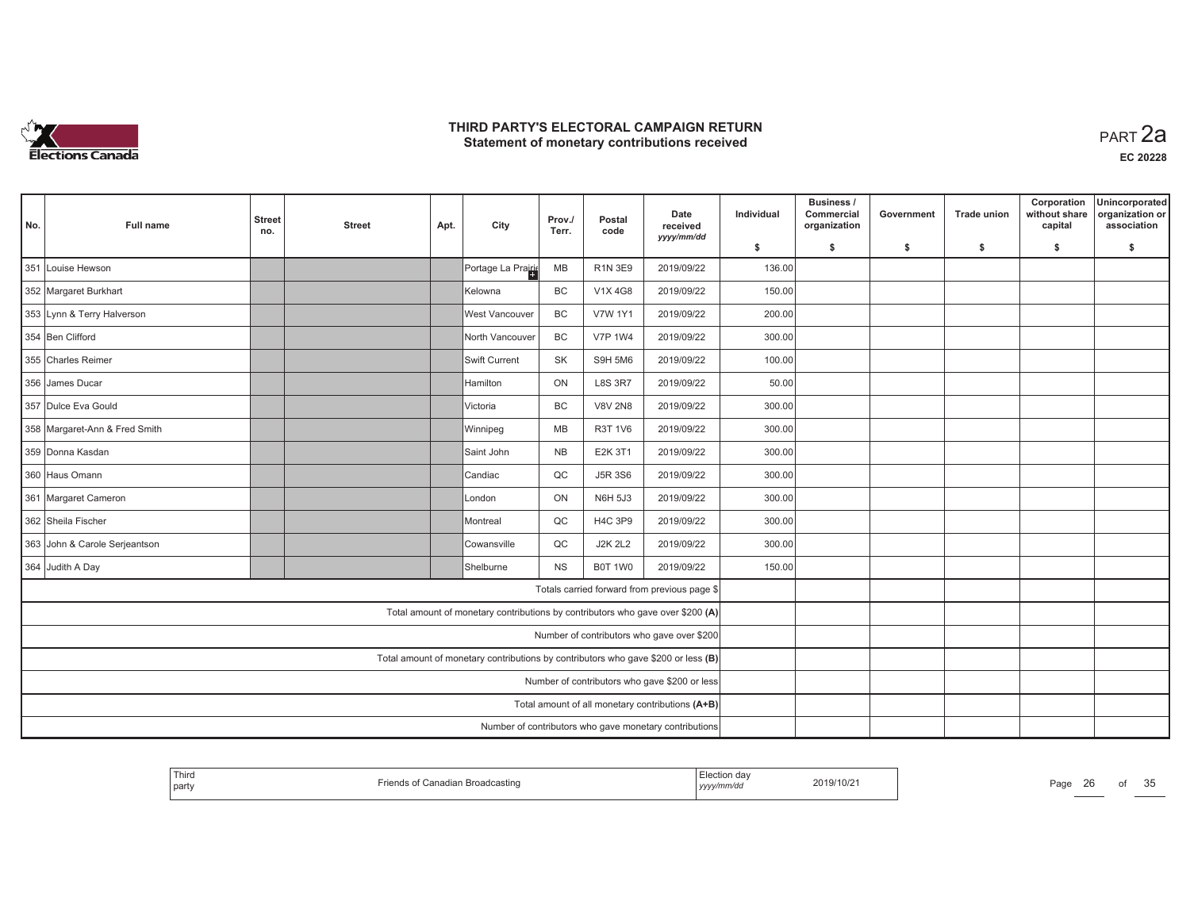# THIRD PARTY'S ELECTORAL CAMPAIGN RETURN
## Statement of monetary contributions received

PART 2a

EC 20228

| No. | Full name | Street no. | Street | Apt. | City | Prov./Terr. | Postal code | Date received yyyy/mm/dd | Individual $ | Business / Commercial organization $ | Government $ | Trade union $ | Corporation without share capital $ | Unincorporated organization or association $ |
|---|---|---|---|---|---|---|---|---|---|---|---|---|---|---|
| 351 | Louise Hewson | | | | Portage La Prairie | MB | R1N 3E9 | 2019/09/22 | 136.00 | | | | | |
| 352 | Margaret Burkhart | | | | Kelowna | BC | V1X 4G8 | 2019/09/22 | 150.00 | | | | | |
| 353 | Lynn & Terry Halverson | | | | West Vancouver | BC | V7W 1Y1 | 2019/09/22 | 200.00 | | | | | |
| 354 | Ben Clifford | | | | North Vancouver | BC | V7P 1W4 | 2019/09/22 | 300.00 | | | | | |
| 355 | Charles Reimer | | | | Swift Current | SK | S9H 5M6 | 2019/09/22 | 100.00 | | | | | |
| 356 | James Ducar | | | | Hamilton | ON | L8S 3R7 | 2019/09/22 | 50.00 | | | | | |
| 357 | Dulce Eva Gould | | | | Victoria | BC | V8V 2N8 | 2019/09/22 | 300.00 | | | | | |
| 358 | Margaret-Ann & Fred Smith | | | | Winnipeg | MB | R3T 1V6 | 2019/09/22 | 300.00 | | | | | |
| 359 | Donna Kasdan | | | | Saint John | NB | E2K 3T1 | 2019/09/22 | 300.00 | | | | | |
| 360 | Haus Omann | | | | Candiac | QC | J5R 3S6 | 2019/09/22 | 300.00 | | | | | |
| 361 | Margaret Cameron | | | | London | ON | N6H 5J3 | 2019/09/22 | 300.00 | | | | | |
| 362 | Sheila Fischer | | | | Montreal | QC | H4C 3P9 | 2019/09/22 | 300.00 | | | | | |
| 363 | John & Carole Serjeantson | | | | Cowansville | QC | J2K 2L2 | 2019/09/22 | 300.00 | | | | | |
| 364 | Judith A Day | | | | Shelburne | NS | B0T 1W0 | 2019/09/22 | 150.00 | | | | | |
| | Totals carried forward from previous page $ | | | | | | | | | | | | | |
| | Total amount of monetary contributions by contributors who gave over $200 (A) | | | | | | | | | | | | | |
| | Number of contributors who gave over $200 | | | | | | | | | | | | | |
| | Total amount of monetary contributions by contributors who gave $200 or less (B) | | | | | | | | | | | | | |
| | Number of contributors who gave $200 or less | | | | | | | | | | | | | |
| | Total amount of all monetary contributions (A+B) | | | | | | | | | | | | | |
| | Number of contributors who gave monetary contributions | | | | | | | | | | | | | |

| Third party | Friends of Canadian Broadcasting | Election day yyyy/mm/dd | 2019/10/21 |
|---|---|---|---|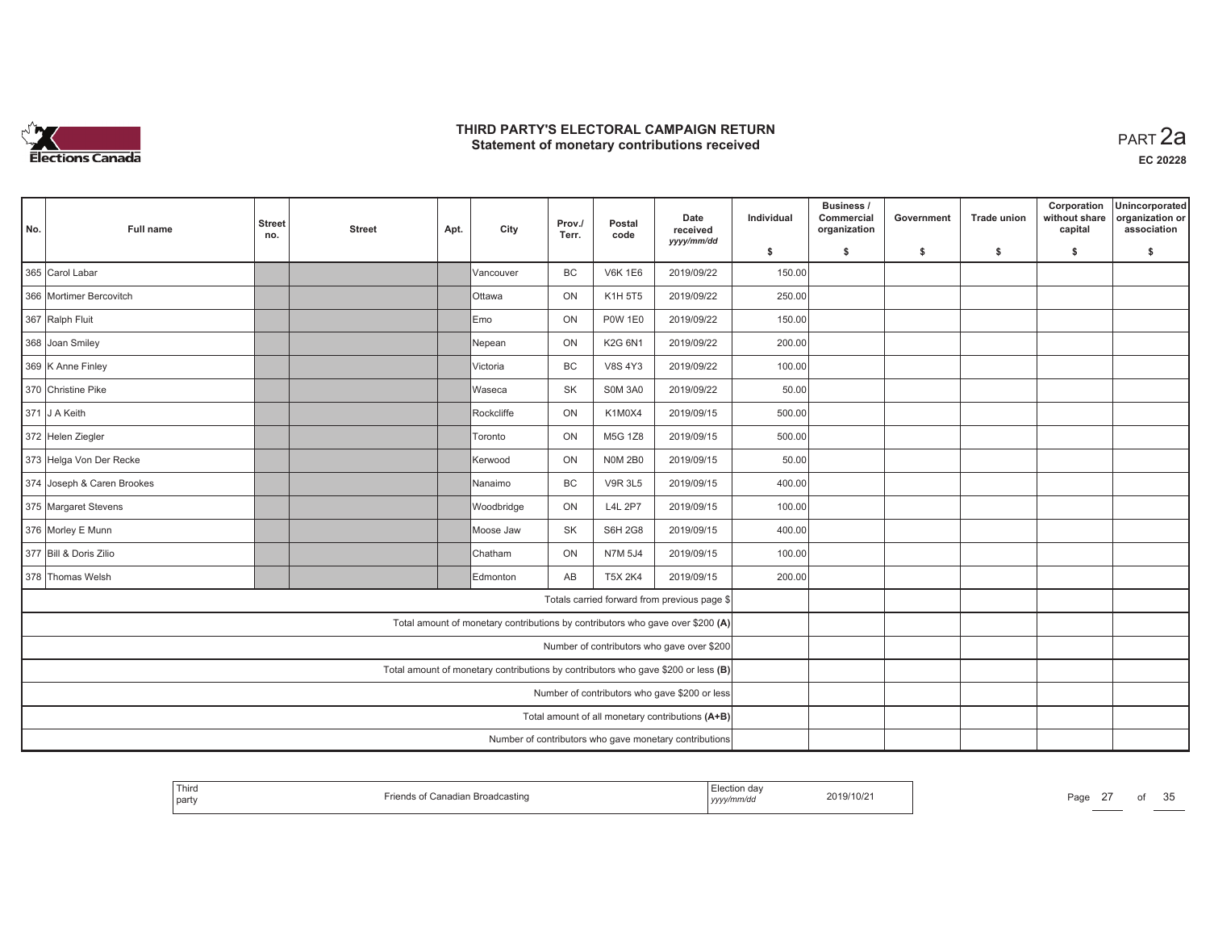# THIRD PARTY'S ELECTORAL CAMPAIGN RETURN
## Statement of monetary contributions received

PART 2a

EC 20228

| No. | Full name | Street no. | Street | Apt. | City | Prov./ Terr. | Postal code | Date received yyyy/mm/dd | Individual $ | Business / Commercial organization $ | Government $ | Trade union $ | Corporation without share capital $ | Unincorporated organization or association $ |
|---|---|---|---|---|---|---|---|---|---|---|---|---|---|---|
| 365 | Carol Labar | | | | Vancouver | BC | V6K 1E6 | 2019/09/22 | 150.00 | | | | | |
| 366 | Mortimer Bercovitch | | | | Ottawa | ON | K1H 5T5 | 2019/09/22 | 250.00 | | | | | |
| 367 | Ralph Fluit | | | | Emo | ON | P0W 1E0 | 2019/09/22 | 150.00 | | | | | |
| 368 | Joan Smiley | | | | Nepean | ON | K2G 6N1 | 2019/09/22 | 200.00 | | | | | |
| 369 | K Anne Finley | | | | Victoria | BC | V8S 4Y3 | 2019/09/22 | 100.00 | | | | | |
| 370 | Christine Pike | | | | Waseca | SK | S0M 3A0 | 2019/09/22 | 50.00 | | | | | |
| 371 | J A Keith | | | | Rockcliffe | ON | K1M0X4 | 2019/09/15 | 500.00 | | | | | |
| 372 | Helen Ziegler | | | | Toronto | ON | M5G 1Z8 | 2019/09/15 | 500.00 | | | | | |
| 373 | Helga Von Der Recke | | | | Kerwood | ON | N0M 2B0 | 2019/09/15 | 50.00 | | | | | |
| 374 | Joseph & Caren Brookes | | | | Nanaimo | BC | V9R 3L5 | 2019/09/15 | 400.00 | | | | | |
| 375 | Margaret Stevens | | | | Woodbridge | ON | L4L 2P7 | 2019/09/15 | 100.00 | | | | | |
| 376 | Morley E Munn | | | | Moose Jaw | SK | S6H 2G8 | 2019/09/15 | 400.00 | | | | | |
| 377 | Bill & Doris Zilio | | | | Chatham | ON | N7M 5J4 | 2019/09/15 | 100.00 | | | | | |
| 378 | Thomas Welsh | | | | Edmonton | AB | T5X 2K4 | 2019/09/15 | 200.00 | | | | | |
| | Totals carried forward from previous page $ | | | | | | | | | | | | | |
| | Total amount of monetary contributions by contributors who gave over $200 (A) | | | | | | | | | | | | | |
| | Number of contributors who gave over $200 | | | | | | | | | | | | | |
| | Total amount of monetary contributions by contributors who gave $200 or less (B) | | | | | | | | | | | | | |
| | Number of contributors who gave $200 or less | | | | | | | | | | | | | |
| | Total amount of all monetary contributions (A+B) | | | | | | | | | | | | | |
| | Number of contributors who gave monetary contributions | | | | | | | | | | | | | |

| Third party | Friends of Canadian Broadcasting | Election day yyyy/mm/dd | 2019/10/21 |
|---|---|---|---|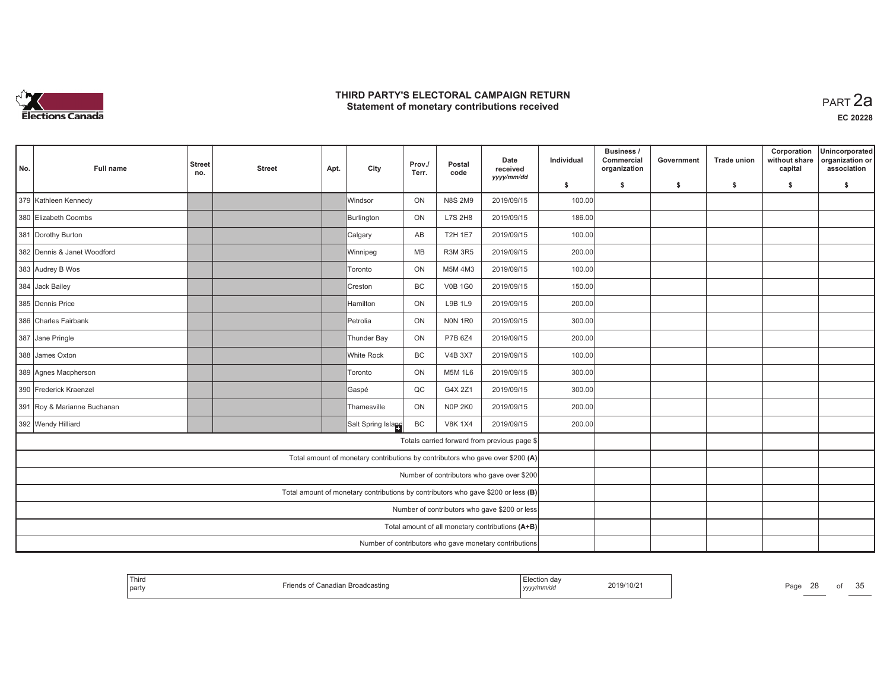# THIRD PARTY'S ELECTORAL CAMPAIGN RETURN
## Statement of monetary contributions received

PART 2a

EC 20228

| No. | Full name | Street no. | Street | Apt. | City | Prov./ Terr. | Postal code | Date received yyyy/mm/dd | Individual $ | Business / Commercial organization $ | Government $ | Trade union $ | Corporation without share capital $ | Unincorporated organization or association $ |
|---|---|---|---|---|---|---|---|---|---|---|---|---|---|---|
| 379 | Kathleen Kennedy | | | | Windsor | ON | N8S 2M9 | 2019/09/15 | 100.00 | | | | | |
| 380 | Elizabeth Coombs | | | | Burlington | ON | L7S 2H8 | 2019/09/15 | 186.00 | | | | | |
| 381 | Dorothy Burton | | | | Calgary | AB | T2H 1E7 | 2019/09/15 | 100.00 | | | | | |
| 382 | Dennis & Janet Woodford | | | | Winnipeg | MB | R3M 3R5 | 2019/09/15 | 200.00 | | | | | |
| 383 | Audrey B Wos | | | | Toronto | ON | M5M 4M3 | 2019/09/15 | 100.00 | | | | | |
| 384 | Jack Bailey | | | | Creston | BC | V0B 1G0 | 2019/09/15 | 150.00 | | | | | |
| 385 | Dennis Price | | | | Hamilton | ON | L9B 1L9 | 2019/09/15 | 200.00 | | | | | |
| 386 | Charles Fairbank | | | | Petrolia | ON | N0N 1R0 | 2019/09/15 | 300.00 | | | | | |
| 387 | Jane Pringle | | | | Thunder Bay | ON | P7B 6Z4 | 2019/09/15 | 200.00 | | | | | |
| 388 | James Oxton | | | | White Rock | BC | V4B 3X7 | 2019/09/15 | 100.00 | | | | | |
| 389 | Agnes Macpherson | | | | Toronto | ON | M5M 1L6 | 2019/09/15 | 300.00 | | | | | |
| 390 | Frederick Kraenzel | | | | Gaspé | QC | G4X 2Z1 | 2019/09/15 | 300.00 | | | | | |
| 391 | Roy & Marianne Buchanan | | | | Thamesville | ON | N0P 2K0 | 2019/09/15 | 200.00 | | | | | |
| 392 | Wendy Hilliard | | | | Salt Spring Island | BC | V8K 1X4 | 2019/09/15 | 200.00 | | | | | |
| | Totals carried forward from previous page $ | | | | | | | | | | | | | |
| | Total amount of monetary contributions by contributors who gave over $200 (A) | | | | | | | | | | | | | |
| | Number of contributors who gave over $200 | | | | | | | | | | | | | |
| | Total amount of monetary contributions by contributors who gave $200 or less (B) | | | | | | | | | | | | | |
| | Number of contributors who gave $200 or less | | | | | | | | | | | | | |
| | Total amount of all monetary contributions (A+B) | | | | | | | | | | | | | |
| | Number of contributors who gave monetary contributions | | | | | | | | | | | | | |

Third party: Friends of Canadian Broadcasting

Election day yyyy/mm/dd: 2019/10/21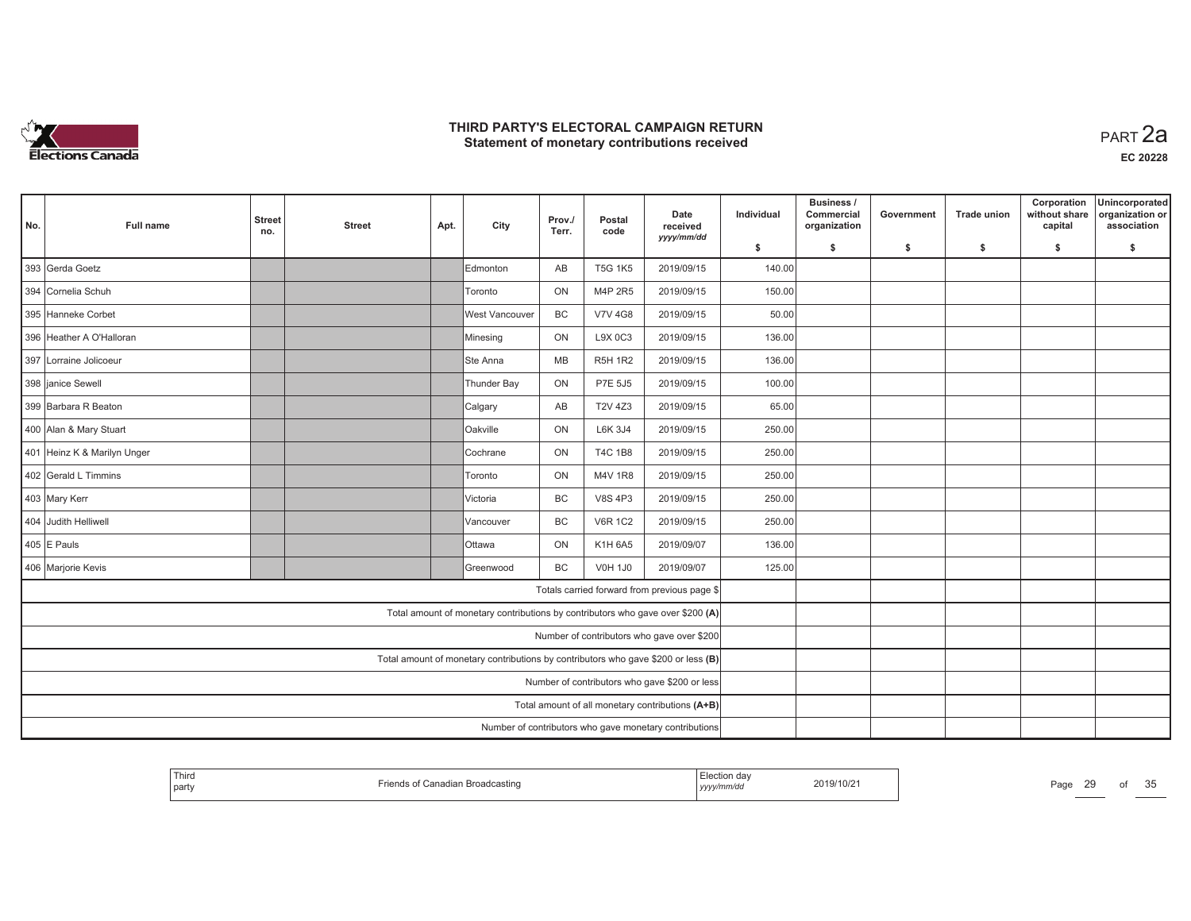# THIRD PARTY'S ELECTORAL CAMPAIGN RETURN
## Statement of monetary contributions received

PART 2a

EC 20228

| No. | Full name | Street no. | Street | Apt. | City | Prov./ Terr. | Postal code | Date received yyyy/mm/dd | Individual $ | Business / Commercial organization $ | Government $ | Trade union $ | Corporation without share capital $ | Unincorporated organization or association $ |
|---|---|---|---|---|---|---|---|---|---|---|---|---|---|---|
| 393 | Gerda Goetz | | | | Edmonton | AB | T5G 1K5 | 2019/09/15 | 140.00 | | | | | |
| 394 | Cornelia Schuh | | | | Toronto | ON | M4P 2R5 | 2019/09/15 | 150.00 | | | | | |
| 395 | Hanneke Corbet | | | | West Vancouver | BC | V7V 4G8 | 2019/09/15 | 50.00 | | | | | |
| 396 | Heather A O'Halloran | | | | Minesing | ON | L9X 0C3 | 2019/09/15 | 136.00 | | | | | |
| 397 | Lorraine Jolicoeur | | | | Ste Anna | MB | R5H 1R2 | 2019/09/15 | 136.00 | | | | | |
| 398 | janice Sewell | | | | Thunder Bay | ON | P7E 5J5 | 2019/09/15 | 100.00 | | | | | |
| 399 | Barbara R Beaton | | | | Calgary | AB | T2V 4Z3 | 2019/09/15 | 65.00 | | | | | |
| 400 | Alan & Mary Stuart | | | | Oakville | ON | L6K 3J4 | 2019/09/15 | 250.00 | | | | | |
| 401 | Heinz K & Marilyn Unger | | | | Cochrane | ON | T4C 1B8 | 2019/09/15 | 250.00 | | | | | |
| 402 | Gerald L Timmins | | | | Toronto | ON | M4V 1R8 | 2019/09/15 | 250.00 | | | | | |
| 403 | Mary Kerr | | | | Victoria | BC | V8S 4P3 | 2019/09/15 | 250.00 | | | | | |
| 404 | Judith Helliwell | | | | Vancouver | BC | V6R 1C2 | 2019/09/15 | 250.00 | | | | | |
| 405 | E Pauls | | | | Ottawa | ON | K1H 6A5 | 2019/09/07 | 136.00 | | | | | |
| 406 | Marjorie Kevis | | | | Greenwood | BC | V0H 1J0 | 2019/09/07 | 125.00 | | | | | |
| | Totals carried forward from previous page $ | | | | | | | | | | | | | |
| | Total amount of monetary contributions by contributors who gave over $200 (A) | | | | | | | | | | | | | |
| | Number of contributors who gave over $200 | | | | | | | | | | | | | |
| | Total amount of monetary contributions by contributors who gave $200 or less (B) | | | | | | | | | | | | | |
| | Number of contributors who gave $200 or less | | | | | | | | | | | | | |
| | Total amount of all monetary contributions (A+B) | | | | | | | | | | | | | |
| | Number of contributors who gave monetary contributions | | | | | | | | | | | | | |

| Third party | Friends of Canadian Broadcasting | Election day yyyy/mm/dd | 2019/10/21 |
|---|---|---|---|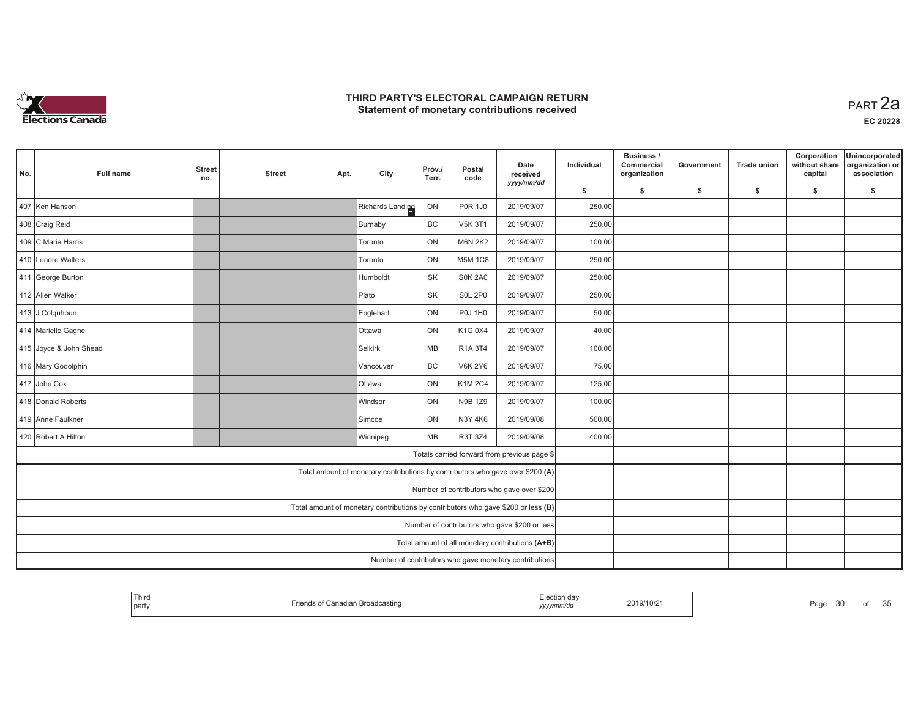# THIRD PARTY'S ELECTORAL CAMPAIGN RETURN
## Statement of monetary contributions received

PART 2a

EC 20228

| No. | Full name | Street no. | Street | Apt. | City | Prov./ Terr. | Postal code | Date received yyyy/mm/dd | Individual $ | Business / Commercial organization $ | Government $ | Trade union $ | Corporation without share capital $ | Unincorporated organization or association $ |
|---|---|---|---|---|---|---|---|---|---|---|---|---|---|---|
| 407 | Ken Hanson | | | | Richards Landing | ON | P0R 1J0 | 2019/09/07 | 250.00 | | | | | |
| 408 | Craig Reid | | | | Burnaby | BC | V5K 3T1 | 2019/09/07 | 250.00 | | | | | |
| 409 | C Marie Harris | | | | Toronto | ON | M6N 2K2 | 2019/09/07 | 100.00 | | | | | |
| 410 | Lenore Walters | | | | Toronto | ON | M5M 1C8 | 2019/09/07 | 250.00 | | | | | |
| 411 | George Burton | | | | Humboldt | SK | S0K 2A0 | 2019/09/07 | 250.00 | | | | | |
| 412 | Allen Walker | | | | Plato | SK | S0L 2P0 | 2019/09/07 | 250.00 | | | | | |
| 413 | J Colquhoun | | | | Englehart | ON | P0J 1H0 | 2019/09/07 | 50.00 | | | | | |
| 414 | Marielle Gagne | | | | Ottawa | ON | K1G 0X4 | 2019/09/07 | 40.00 | | | | | |
| 415 | Joyce & John Shead | | | | Selkirk | MB | R1A 3T4 | 2019/09/07 | 100.00 | | | | | |
| 416 | Mary Godolphin | | | | Vancouver | BC | V6K 2Y6 | 2019/09/07 | 75.00 | | | | | |
| 417 | John Cox | | | | Ottawa | ON | K1M 2C4 | 2019/09/07 | 125.00 | | | | | |
| 418 | Donald Roberts | | | | Windsor | ON | N9B 1Z9 | 2019/09/07 | 100.00 | | | | | |
| 419 | Anne Faulkner | | | | Simcoe | ON | N3Y 4K6 | 2019/09/08 | 500.00 | | | | | |
| 420 | Robert A Hilton | | | | Winnipeg | MB | R3T 3Z4 | 2019/09/08 | 400.00 | | | | | |
| | Totals carried forward from previous page $ | | | | | | | | | | | | | |
| | Total amount of monetary contributions by contributors who gave over $200 (A) | | | | | | | | | | | | | |
| | Number of contributors who gave over $200 | | | | | | | | | | | | | |
| | Total amount of monetary contributions by contributors who gave $200 or less (B) | | | | | | | | | | | | | |
| | Number of contributors who gave $200 or less | | | | | | | | | | | | | |
| | Total amount of all monetary contributions (A+B) | | | | | | | | | | | | | |
| | Number of contributors who gave monetary contributions | | | | | | | | | | | | | |

| Third party | Friends of Canadian Broadcasting | Election day yyyy/mm/dd | 2019/10/21 |
|---|---|---|---|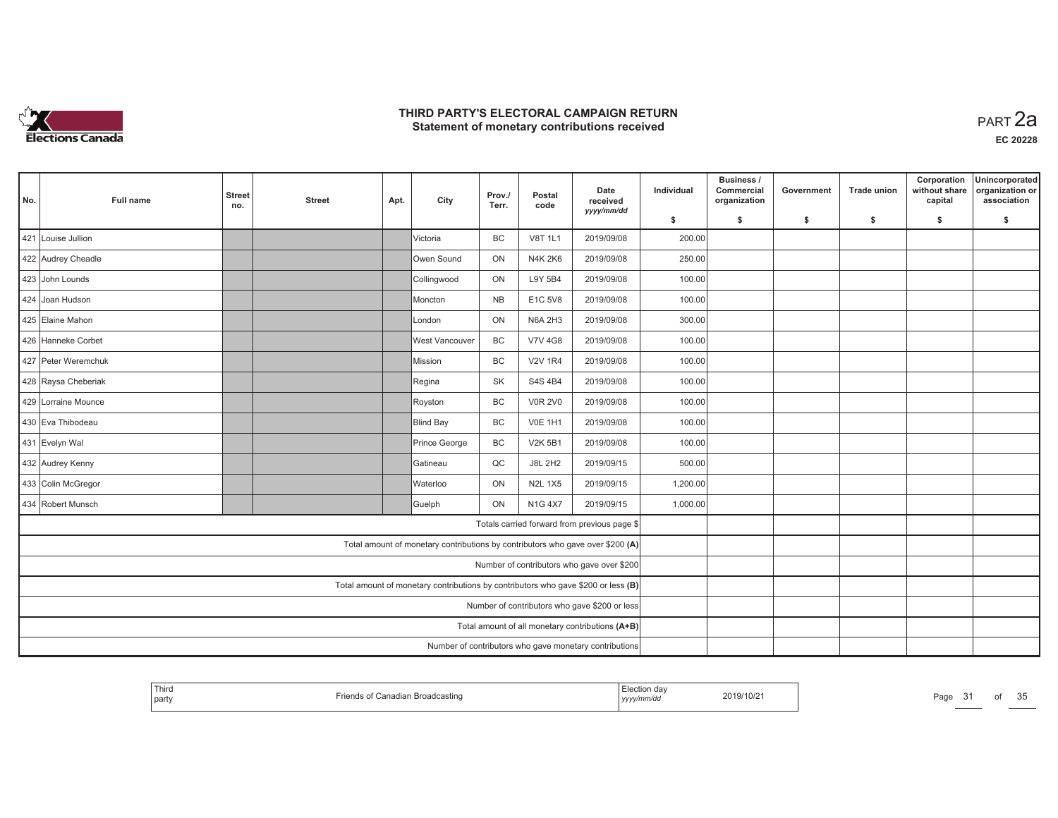# THIRD PARTY'S ELECTORAL CAMPAIGN RETURN
## Statement of monetary contributions received

PART 2a

**EC 20228**

| No. | Full name | Street no. | Street | Apt. | City | Prov./ Terr. | Postal code | Date received yyyy/mm/dd | Individual $ | Business / Commercial organization $ | Government $ | Trade union $ | Corporation without share capital $ | Unincorporated organization or association $ |
|---|---|---|---|---|---|---|---|---|---|---|---|---|---|---|
| 421 | Louise Jullion | | | | Victoria | BC | V8T 1L1 | 2019/09/08 | 200.00 | | | | | |
| 422 | Audrey Cheadle | | | | Owen Sound | ON | N4K 2K6 | 2019/09/08 | 250.00 | | | | | |
| 423 | John Lounds | | | | Collingwood | ON | L9Y 5B4 | 2019/09/08 | 100.00 | | | | | |
| 424 | Joan Hudson | | | | Moncton | NB | E1C 5V8 | 2019/09/08 | 100.00 | | | | | |
| 425 | Elaine Mahon | | | | London | ON | N6A 2H3 | 2019/09/08 | 300.00 | | | | | |
| 426 | Hanneke Corbet | | | | West Vancouver | BC | V7V 4G8 | 2019/09/08 | 100.00 | | | | | |
| 427 | Peter Weremchuk | | | | Mission | BC | V2V 1R4 | 2019/09/08 | 100.00 | | | | | |
| 428 | Raysa Cheberiak | | | | Regina | SK | S4S 4B4 | 2019/09/08 | 100.00 | | | | | |
| 429 | Lorraine Mounce | | | | Royston | BC | V0R 2V0 | 2019/09/08 | 100.00 | | | | | |
| 430 | Eva Thibodeau | | | | Blind Bay | BC | V0E 1H1 | 2019/09/08 | 100.00 | | | | | |
| 431 | Evelyn Wal | | | | Prince George | BC | V2K 5B1 | 2019/09/08 | 100.00 | | | | | |
| 432 | Audrey Kenny | | | | Gatineau | QC | J8L 2H2 | 2019/09/15 | 500.00 | | | | | |
| 433 | Colin McGregor | | | | Waterloo | ON | N2L 1X5 | 2019/09/15 | 1,200.00 | | | | | |
| 434 | Robert Munsch | | | | Guelph | ON | N1G 4X7 | 2019/09/15 | 1,000.00 | | | | | |
| | Totals carried forward from previous page $ | | | | | | | | | | | | | |
| | Total amount of monetary contributions by contributors who gave over $200 (A) | | | | | | | | | | | | | |
| | Number of contributors who gave over $200 | | | | | | | | | | | | | |
| | Total amount of monetary contributions by contributors who gave $200 or less (B) | | | | | | | | | | | | | |
| | Number of contributors who gave $200 or less | | | | | | | | | | | | | |
| | Total amount of all monetary contributions (A+B) | | | | | | | | | | | | | |
| | Number of contributors who gave monetary contributions | | | | | | | | | | | | | |

| Third party | Friends of Canadian Broadcasting | Election day yyyy/mm/dd | 2019/10/21 |
|---|---|---|---|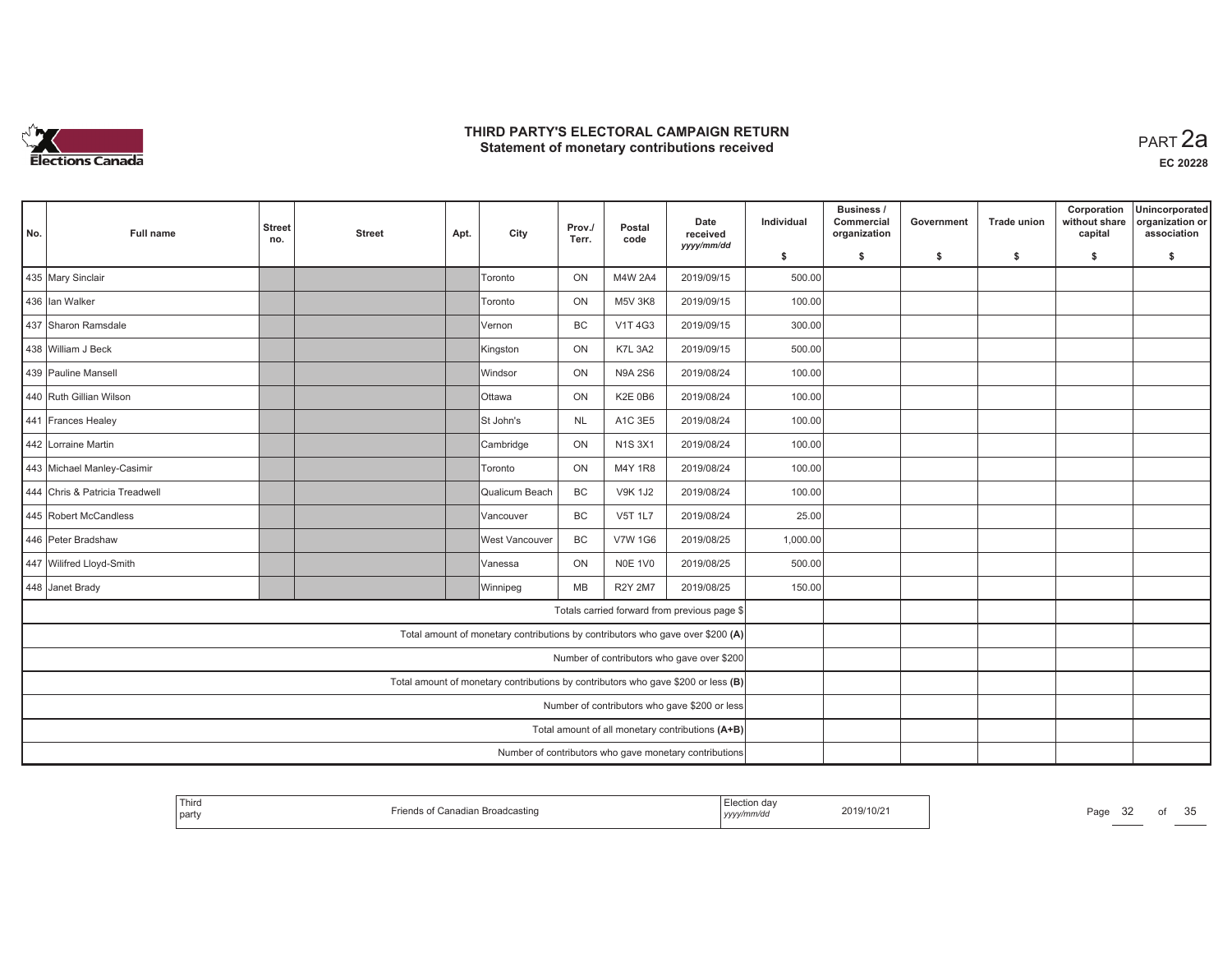# THIRD PARTY'S ELECTORAL CAMPAIGN RETURN
## Statement of monetary contributions received

PART 2a

EC 20228

| No. | Full name | Street no. | Street | Apt. | City | Prov./ Terr. | Postal code | Date received yyyy/mm/dd | Individual $ | Business / Commercial organization $ | Government $ | Trade union $ | Corporation without share capital $ | Unincorporated organization or association $ |
|---|---|---|---|---|---|---|---|---|---|---|---|---|---|---|
| 435 | Mary Sinclair | | | | Toronto | ON | M4W 2A4 | 2019/09/15 | 500.00 | | | | | |
| 436 | Ian Walker | | | | Toronto | ON | M5V 3K8 | 2019/09/15 | 100.00 | | | | | |
| 437 | Sharon Ramsdale | | | | Vernon | BC | V1T 4G3 | 2019/09/15 | 300.00 | | | | | |
| 438 | William J Beck | | | | Kingston | ON | K7L 3A2 | 2019/09/15 | 500.00 | | | | | |
| 439 | Pauline Mansell | | | | Windsor | ON | N9A 2S6 | 2019/08/24 | 100.00 | | | | | |
| 440 | Ruth Gillian Wilson | | | | Ottawa | ON | K2E 0B6 | 2019/08/24 | 100.00 | | | | | |
| 441 | Frances Healey | | | | St John's | NL | A1C 3E5 | 2019/08/24 | 100.00 | | | | | |
| 442 | Lorraine Martin | | | | Cambridge | ON | N1S 3X1 | 2019/08/24 | 100.00 | | | | | |
| 443 | Michael Manley-Casimir | | | | Toronto | ON | M4Y 1R8 | 2019/08/24 | 100.00 | | | | | |
| 444 | Chris & Patricia Treadwell | | | | Qualicum Beach | BC | V9K 1J2 | 2019/08/24 | 100.00 | | | | | |
| 445 | Robert McCandless | | | | Vancouver | BC | V5T 1L7 | 2019/08/24 | 25.00 | | | | | |
| 446 | Peter Bradshaw | | | | West Vancouver | BC | V7W 1G6 | 2019/08/25 | 1,000.00 | | | | | |
| 447 | Wilifred Lloyd-Smith | | | | Vanessa | ON | N0E 1V0 | 2019/08/25 | 500.00 | | | | | |
| 448 | Janet Brady | | | | Winnipeg | MB | R2Y 2M7 | 2019/08/25 | 150.00 | | | | | |
| | Totals carried forward from previous page $ | | | | | | | | | | | | | |
| | Total amount of monetary contributions by contributors who gave over $200 (A) | | | | | | | | | | | | | |
| | Number of contributors who gave over $200 | | | | | | | | | | | | | |
| | Total amount of monetary contributions by contributors who gave $200 or less (B) | | | | | | | | | | | | | |
| | Number of contributors who gave $200 or less | | | | | | | | | | | | | |
| | Total amount of all monetary contributions (A+B) | | | | | | | | | | | | | |
| | Number of contributors who gave monetary contributions | | | | | | | | | | | | | |

| Third party | Friends of Canadian Broadcasting | Election day yyyy/mm/dd | 2019/10/21 |
|---|---|---|---|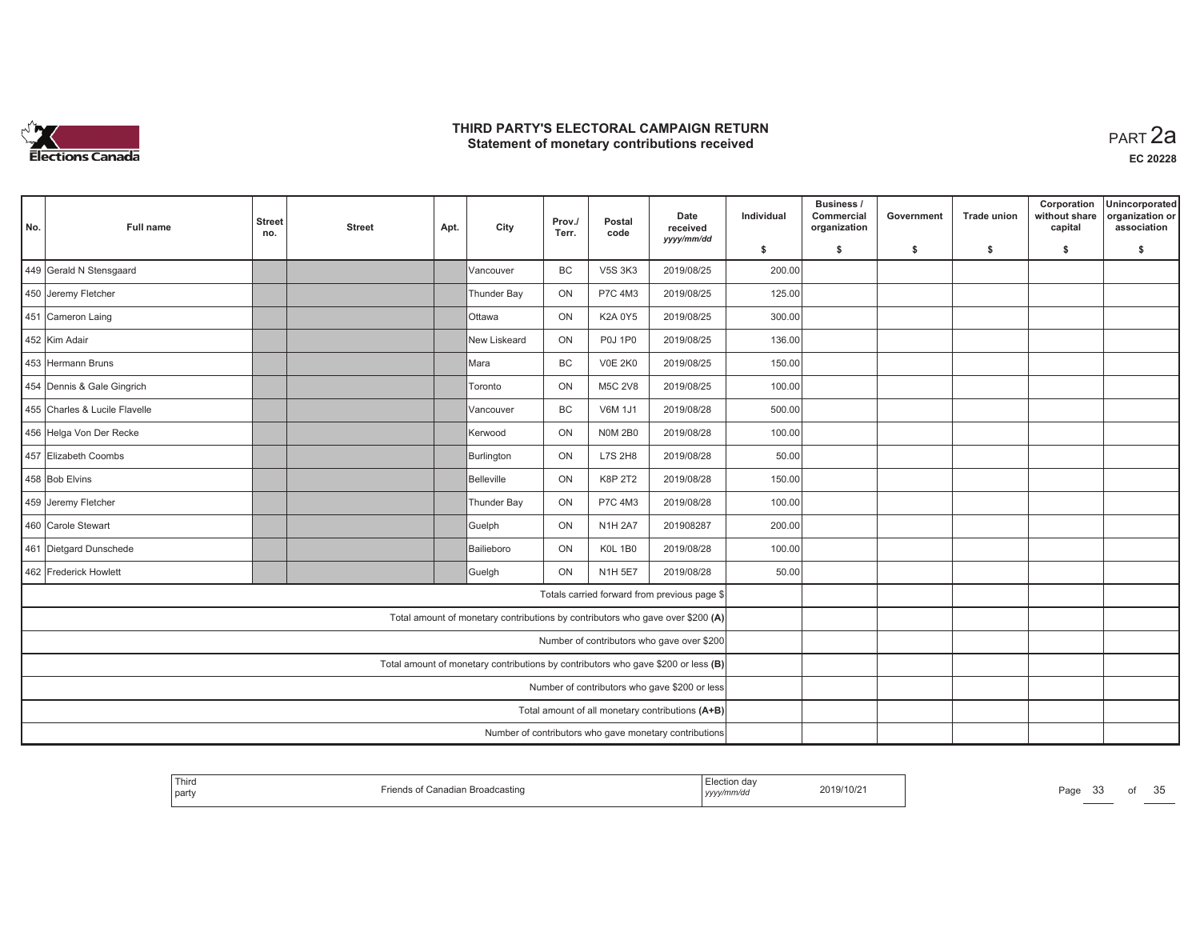# THIRD PARTY'S ELECTORAL CAMPAIGN RETURN
## Statement of monetary contributions received

PART 2a

EC 20228

| No. | Full name | Street no. | Street | Apt. | City | Prov./Terr. | Postal code | Date received yyyy/mm/dd | Individual $ | Business / Commercial organization $ | Government $ | Trade union $ | Corporation without share capital $ | Unincorporated organization or association $ |
|---|---|---|---|---|---|---|---|---|---|---|---|---|---|---|
| 449 | Gerald N Stensgaard | | | | Vancouver | BC | V5S 3K3 | 2019/08/25 | 200.00 | | | | | |
| 450 | Jeremy Fletcher | | | | Thunder Bay | ON | P7C 4M3 | 2019/08/25 | 125.00 | | | | | |
| 451 | Cameron Laing | | | | Ottawa | ON | K2A 0Y5 | 2019/08/25 | 300.00 | | | | | |
| 452 | Kim Adair | | | | New Liskeard | ON | P0J 1P0 | 2019/08/25 | 136.00 | | | | | |
| 453 | Hermann Bruns | | | | Mara | BC | V0E 2K0 | 2019/08/25 | 150.00 | | | | | |
| 454 | Dennis & Gale Gingrich | | | | Toronto | ON | M5C 2V8 | 2019/08/25 | 100.00 | | | | | |
| 455 | Charles & Lucile Flavelle | | | | Vancouver | BC | V6M 1J1 | 2019/08/28 | 500.00 | | | | | |
| 456 | Helga Von Der Recke | | | | Kerwood | ON | N0M 2B0 | 2019/08/28 | 100.00 | | | | | |
| 457 | Elizabeth Coombs | | | | Burlington | ON | L7S 2H8 | 2019/08/28 | 50.00 | | | | | |
| 458 | Bob Elvins | | | | Belleville | ON | K8P 2T2 | 2019/08/28 | 150.00 | | | | | |
| 459 | Jeremy Fletcher | | | | Thunder Bay | ON | P7C 4M3 | 2019/08/28 | 100.00 | | | | | |
| 460 | Carole Stewart | | | | Guelph | ON | N1H 2A7 | 201908287 | 200.00 | | | | | |
| 461 | Dietgard Dunschede | | | | Bailieboro | ON | K0L 1B0 | 2019/08/28 | 100.00 | | | | | |
| 462 | Frederick Howlett | | | | Guelgh | ON | N1H 5E7 | 2019/08/28 | 50.00 | | | | | |
| | Totals carried forward from previous page $ | | | | | | | | | | | | | |
| | Total amount of monetary contributions by contributors who gave over $200 (A) | | | | | | | | | | | | | |
| | Number of contributors who gave over $200 | | | | | | | | | | | | | |
| | Total amount of monetary contributions by contributors who gave $200 or less (B) | | | | | | | | | | | | | |
| | Number of contributors who gave $200 or less | | | | | | | | | | | | | |
| | Total amount of all monetary contributions (A+B) | | | | | | | | | | | | | |
| | Number of contributors who gave monetary contributions | | | | | | | | | | | | | |

| Third party | Friends of Canadian Broadcasting | Election day yyyy/mm/dd | 2019/10/21 |
|---|---|---|---|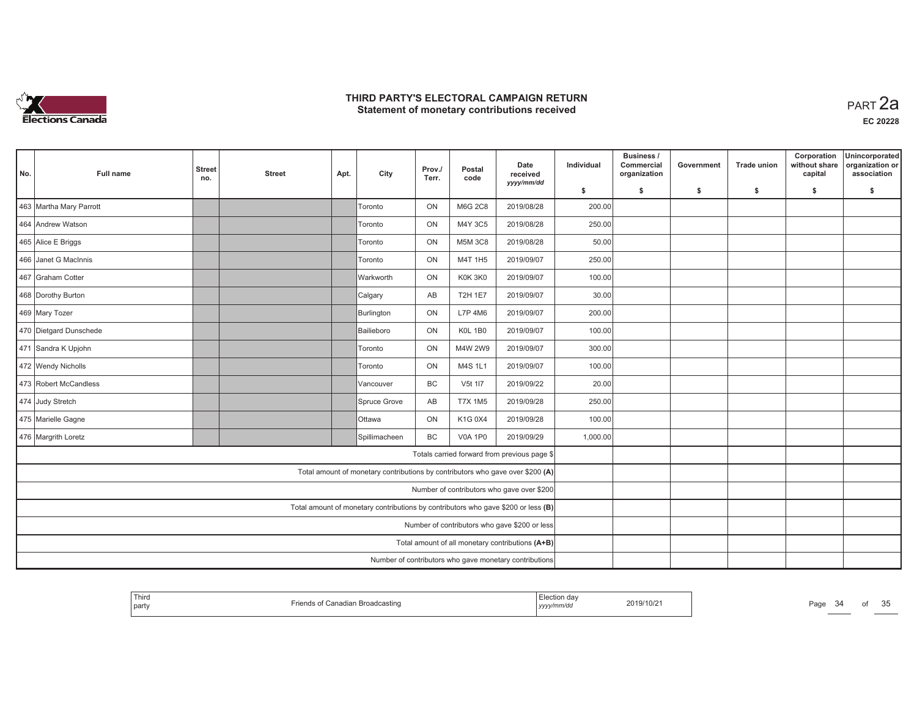# THIRD PARTY'S ELECTORAL CAMPAIGN RETURN
## Statement of monetary contributions received

PART 2a

EC 20228

| No. | Full name | Street no. | Street | Apt. | City | Prov./Terr. | Postal code | Date received yyyy/mm/dd | Individual $ | Business / Commercial organization $ | Government $ | Trade union $ | Corporation without share capital $ | Unincorporated organization or association $ |
|---|---|---|---|---|---|---|---|---|---|---|---|---|---|---|
| 463 | Martha Mary Parrott | | | | Toronto | ON | M6G 2C8 | 2019/08/28 | 200.00 | | | | | |
| 464 | Andrew Watson | | | | Toronto | ON | M4Y 3C5 | 2019/08/28 | 250.00 | | | | | |
| 465 | Alice E Briggs | | | | Toronto | ON | M5M 3C8 | 2019/08/28 | 50.00 | | | | | |
| 466 | Janet G MacInnis | | | | Toronto | ON | M4T 1H5 | 2019/09/07 | 250.00 | | | | | |
| 467 | Graham Cotter | | | | Warkworth | ON | K0K 3K0 | 2019/09/07 | 100.00 | | | | | |
| 468 | Dorothy Burton | | | | Calgary | AB | T2H 1E7 | 2019/09/07 | 30.00 | | | | | |
| 469 | Mary Tozer | | | | Burlington | ON | L7P 4M6 | 2019/09/07 | 200.00 | | | | | |
| 470 | Dietgard Dunschede | | | | Bailieboro | ON | K0L 1B0 | 2019/09/07 | 100.00 | | | | | |
| 471 | Sandra K Upjohn | | | | Toronto | ON | M4W 2W9 | 2019/09/07 | 300.00 | | | | | |
| 472 | Wendy Nicholls | | | | Toronto | ON | M4S 1L1 | 2019/09/07 | 100.00 | | | | | |
| 473 | Robert McCandless | | | | Vancouver | BC | V5t 1I7 | 2019/09/22 | 20.00 | | | | | |
| 474 | Judy Stretch | | | | Spruce Grove | AB | T7X 1M5 | 2019/09/28 | 250.00 | | | | | |
| 475 | Marielle Gagne | | | | Ottawa | ON | K1G 0X4 | 2019/09/28 | 100.00 | | | | | |
| 476 | Margrith Loretz | | | | Spillimacheen | BC | V0A 1P0 | 2019/09/29 | 1,000.00 | | | | | |
| | Totals carried forward from previous page $ | | | | | | | | | | | | | |
| | Total amount of monetary contributions by contributors who gave over $200 (A) | | | | | | | | | | | | | |
| | Number of contributors who gave over $200 | | | | | | | | | | | | | |
| | Total amount of monetary contributions by contributors who gave $200 or less (B) | | | | | | | | | | | | | |
| | Number of contributors who gave $200 or less | | | | | | | | | | | | | |
| | Total amount of all monetary contributions (A+B) | | | | | | | | | | | | | |
| | Number of contributors who gave monetary contributions | | | | | | | | | | | | | |

Third party: Friends of Canadian Broadcasting

Election day (yyyy/mm/dd): 2019/10/21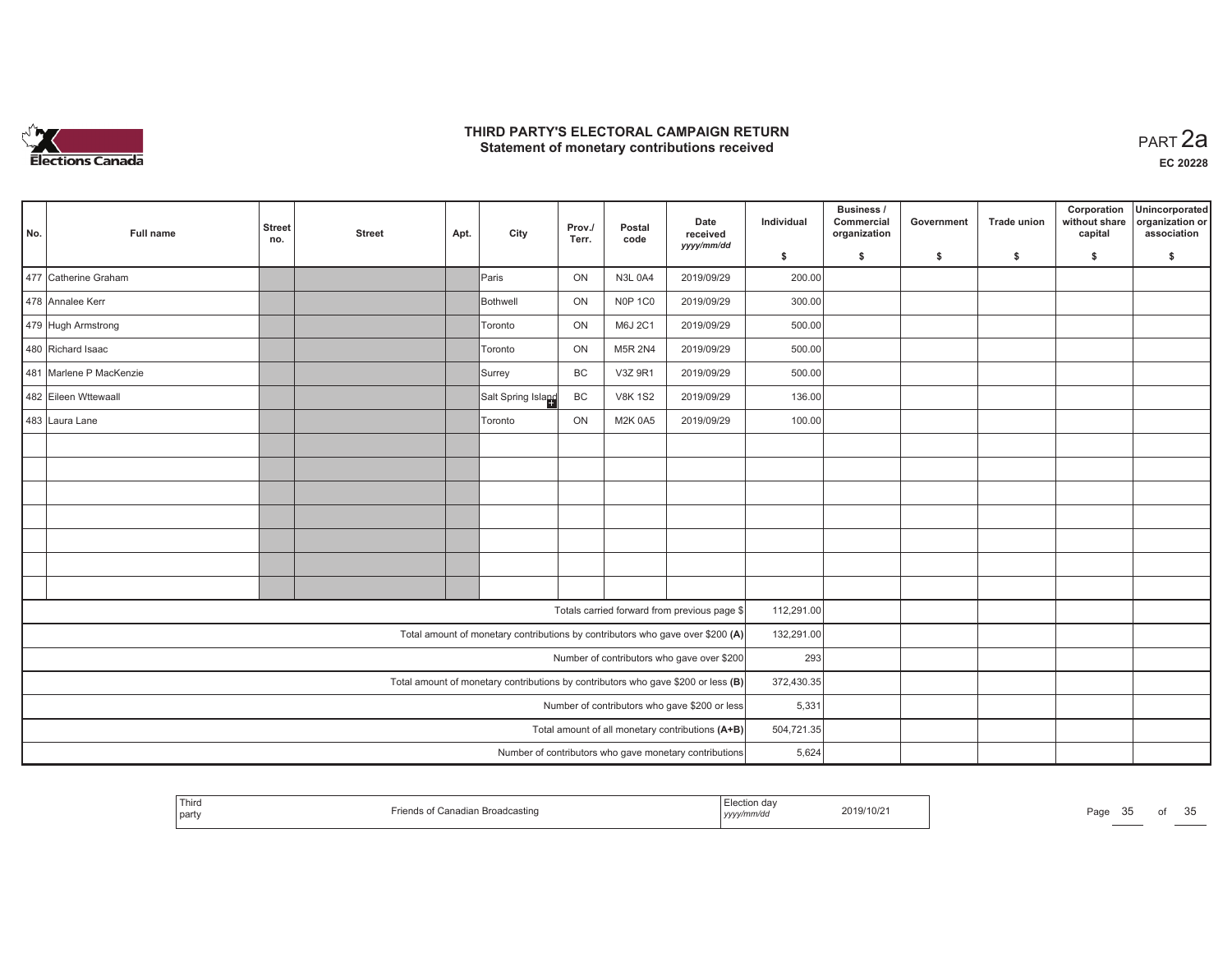# THIRD PARTY'S ELECTORAL CAMPAIGN RETURN
## Statement of monetary contributions received

PART 2a

EC 20228

| No. | Full name | Street no. | Street | Apt. | City | Prov./ Terr. | Postal code | Date received yyyy/mm/dd | Individual $ | Business / Commercial organization $ | Government $ | Trade union $ | Corporation without share capital $ | Unincorporated organization or association $ |
|---|---|---|---|---|---|---|---|---|---|---|---|---|---|---|
| 477 | Catherine Graham | | | | Paris | ON | N3L 0A4 | 2019/09/29 | 200.00 | | | | | |
| 478 | Annalee Kerr | | | | Bothwell | ON | N0P 1C0 | 2019/09/29 | 300.00 | | | | | |
| 479 | Hugh Armstrong | | | | Toronto | ON | M6J 2C1 | 2019/09/29 | 500.00 | | | | | |
| 480 | Richard Isaac | | | | Toronto | ON | M5R 2N4 | 2019/09/29 | 500.00 | | | | | |
| 481 | Marlene P MacKenzie | | | | Surrey | BC | V3Z 9R1 | 2019/09/29 | 500.00 | | | | | |
| 482 | Eileen Wttewaall | | | | Salt Spring Island | BC | V8K 1S2 | 2019/09/29 | 136.00 | | | | | |
| 483 | Laura Lane | | | | Toronto | ON | M2K 0A5 | 2019/09/29 | 100.00 | | | | | |
| | | | | | | | | | | | | | | |
| | | | | | | | | | | | | | | |
| | | | | | | | | | | | | | | |
| | | | | | | | | | | | | | | |
| | | | | | | | | | | | | | | |
| | | | | | | | | | | | | | | |
| | | | | | | | | | | | | | | |
| Totals carried forward from previous page $ | | | | | | | | | 112,291.00 | | | | | |
| Total amount of monetary contributions by contributors who gave over $200 (A) | | | | | | | | | 132,291.00 | | | | | |
| Number of contributors who gave over $200 | | | | | | | | | 293 | | | | | |
| Total amount of monetary contributions by contributors who gave $200 or less (B) | | | | | | | | | 372,430.35 | | | | | |
| Number of contributors who gave $200 or less | | | | | | | | | 5,331 | | | | | |
| Total amount of all monetary contributions (A+B) | | | | | | | | | 504,721.35 | | | | | |
| Number of contributors who gave monetary contributions | | | | | | | | | 5,624 | | | | | |

| Third party | Friends of Canadian Broadcasting | Election day yyyy/mm/dd | 2019/10/21 |
|---|---|---|---|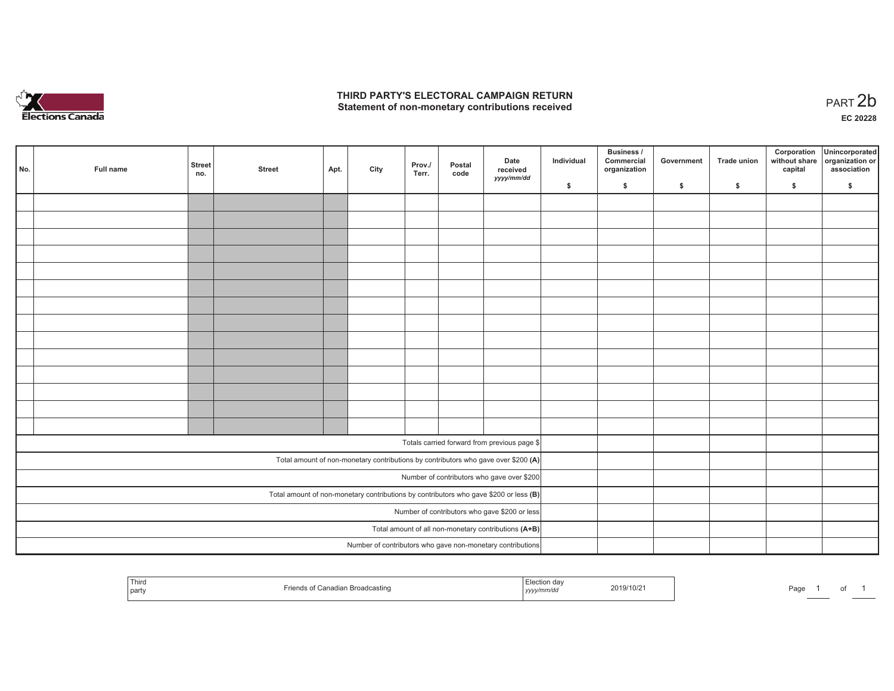# THIRD PARTY'S ELECTORAL CAMPAIGN RETURN

## Statement of non-monetary contributions received

PART 2b

EC 20228

| No. | Full name | Street no. | Street | Apt. | City | Prov./ Terr. | Postal code | Date received yyyy/mm/dd | Individual $ | Business / Commercial organization $ | Government $ | Trade union $ | Corporation without share capital $ | Unincorporated organization or association $ |
|---|---|---|---|---|---|---|---|---|---|---|---|---|---|---|
| | | | | | | | | | | | | | | |
| | | | | | | | | | | | | | | |
| | | | | | | | | | | | | | | |
| | | | | | | | | | | | | | | |
| | | | | | | | | | | | | | | |
| | | | | | | | | | | | | | | |
| | | | | | | | | | | | | | | |
| | | | | | | | | | | | | | | |
| | | | | | | | | | | | | | | |
| | | | | | | | | | | | | | | |
| | | | | | | | | | | | | | | |
| | | | | | | | | | | | | | | |
| | | | | | | | | | | | | | | |
| | | | | | | | | | | | | | | |
| Totals carried forward from previous page $ | | | | | | | | | | | | | | |
| Total amount of non-monetary contributions by contributors who gave over $200 (A) | | | | | | | | | | | | | | |
| Number of contributors who gave over $200 | | | | | | | | | | | | | | |
| Total amount of non-monetary contributions by contributors who gave $200 or less (B) | | | | | | | | | | | | | | |
| Number of contributors who gave $200 or less | | | | | | | | | | | | | | |
| Total amount of all non-monetary contributions (A+B) | | | | | | | | | | | | | | |
| Number of contributors who gave non-monetary contributions | | | | | | | | | | | | | | |

| Third party | Friends of Canadian Broadcasting | Election day yyyy/mm/dd | 2019/10/21 |
|---|---|---|---|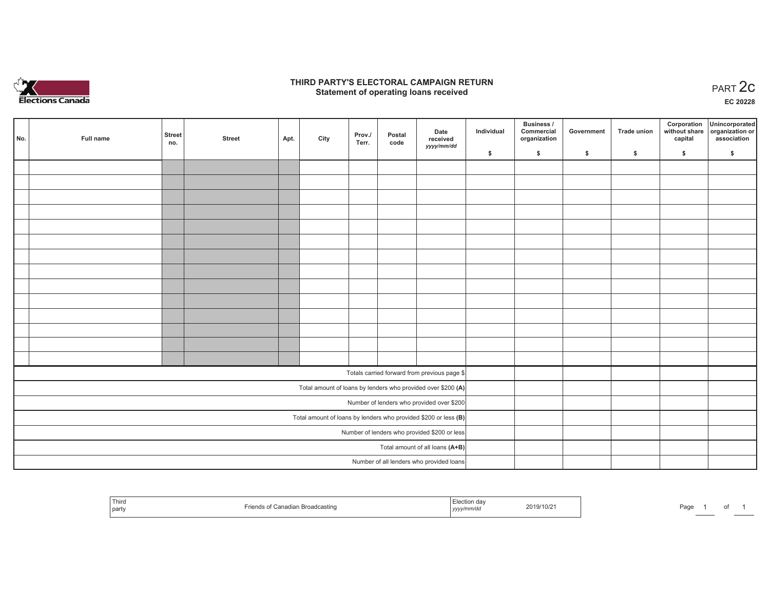# THIRD PARTY'S ELECTORAL CAMPAIGN RETURN

## Statement of operating loans received

PART 2c

EC 20228

| No. | Full name | Street no. | Street | Apt. | City | Prov./ Terr. | Postal code | Date received yyyy/mm/dd | Individual $ | Business / Commercial organization $ | Government $ | Trade union $ | Corporation without share capital $ | Unincorporated organization or association $ |
|---|---|---|---|---|---|---|---|---|---|---|---|---|---|---|
| | | | | | | | | | | | | | | |
| | | | | | | | | | | | | | | |
| | | | | | | | | | | | | | | |
| | | | | | | | | | | | | | | |
| | | | | | | | | | | | | | | |
| | | | | | | | | | | | | | | |
| | | | | | | | | | | | | | | |
| | | | | | | | | | | | | | | |
| | | | | | | | | | | | | | | |
| | | | | | | | | | | | | | | |
| | | | | | | | | | | | | | | |
| | | | | | | | | | | | | | | |
| | | | | | | | | | | | | | | |
| | | | | | | | | | | | | | | |
| Totals carried forward from previous page $ | | | | | | | | | | | | | | |
| Total amount of loans by lenders who provided over $200 **(A)** | | | | | | | | | | | | | | |
| Number of lenders who provided over $200 | | | | | | | | | | | | | | |
| Total amount of loans by lenders who provided $200 or less **(B)** | | | | | | | | | | | | | | |
| Number of lenders who provided $200 or less | | | | | | | | | | | | | | |
| Total amount of all loans **(A+B)** | | | | | | | | | | | | | | |
| Number of all lenders who provided loans | | | | | | | | | | | | | | |

| Third party | Friends of Canadian Broadcasting | Election day yyyy/mm/dd | 2019/10/21 |
|---|---|---|---|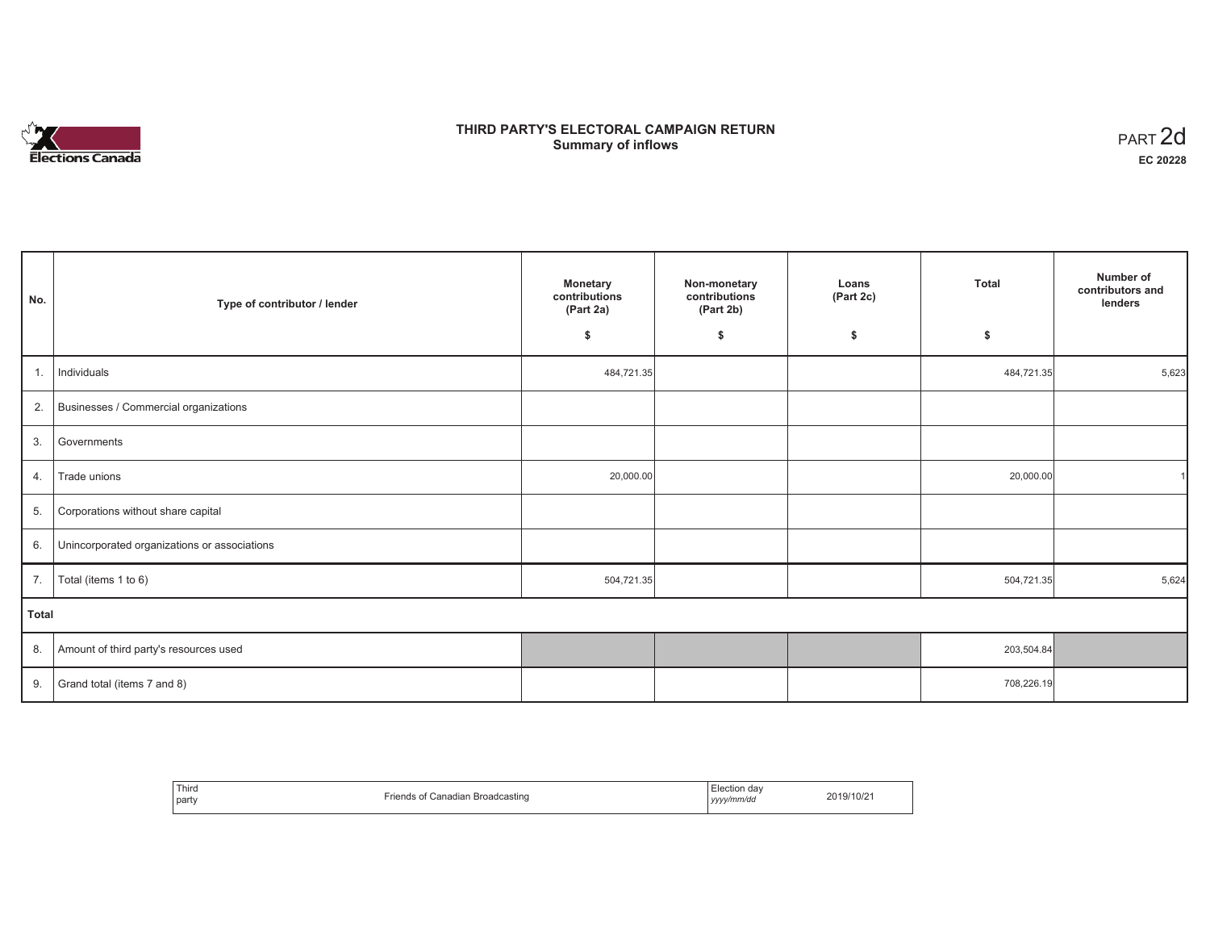# THIRD PARTY'S ELECTORAL CAMPAIGN RETURN
## Summary of inflows

PART 2d
**EC 20228**

| No. | Type of contributor / lender | Monetary contributions (Part 2a) $ | Non-monetary contributions (Part 2b) $ | Loans (Part 2c) $ | Total $ | Number of contributors and lenders |
|---|---|---|---|---|---|---|
| 1. | Individuals | 484,721.35 | | | 484,721.35 | 5,623 |
| 2. | Businesses / Commercial organizations | | | | | |
| 3. | Governments | | | | | |
| 4. | Trade unions | 20,000.00 | | | 20,000.00 | 1 |
| 5. | Corporations without share capital | | | | | |
| 6. | Unincorporated organizations or associations | | | | | |
| 7. | Total (items 1 to 6) | 504,721.35 | | | 504,721.35 | 5,624 |
| **Total** | | | | | | |
| 8. | Amount of third party's resources used | | | | 203,504.84 | |
| 9. | Grand total (items 7 and 8) | | | | 708,226.19 | |

| Third party | Friends of Canadian Broadcasting | Election day *yyyy/mm/dd* | 2019/10/21 |
|---|---|---|---|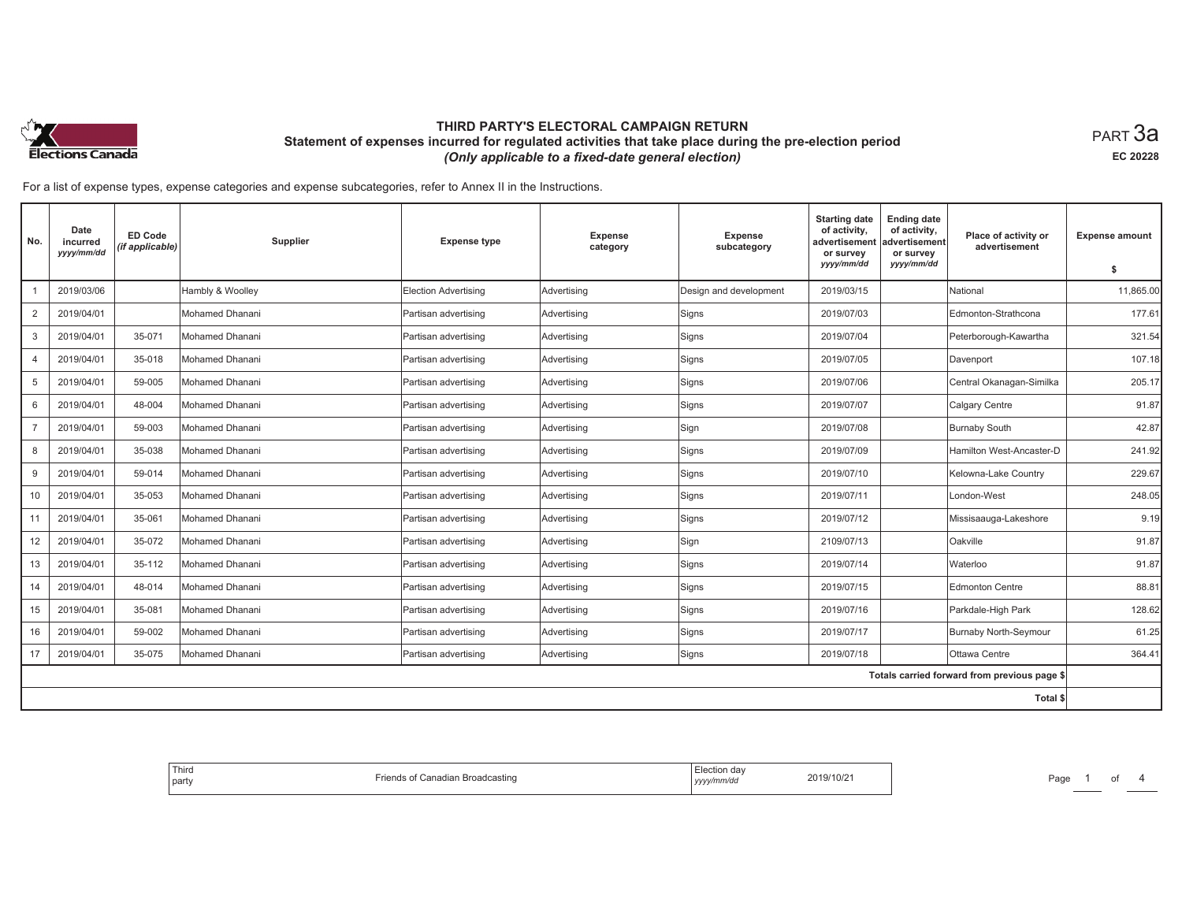# THIRD PARTY'S ELECTORAL CAMPAIGN RETURN

## Statement of expenses incurred for regulated activities that take place during the pre-election period

*(Only applicable to a fixed-date general election)*

PART 3a

EC 20228

For a list of expense types, expense categories and expense subcategories, refer to Annex II in the Instructions.

| No. | Date incurred *yyyy/mm/dd* | ED Code *(if applicable)* | Supplier | Expense type | Expense category | Expense subcategory | Starting date of activity, advertisement or survey *yyyy/mm/dd* | Ending date of activity, advertisement or survey *yyyy/mm/dd* | Place of activity or advertisement | Expense amount $ |
|---|---|---|---|---|---|---|---|---|---|---|
| 1 | 2019/03/06 | | Hambly & Woolley | Election Advertising | Advertising | Design and development | 2019/03/15 | | National | 11,865.00 |
| 2 | 2019/04/01 | | Mohamed Dhanani | Partisan advertising | Advertising | Signs | 2019/07/03 | | Edmonton-Strathcona | 177.61 |
| 3 | 2019/04/01 | 35-071 | Mohamed Dhanani | Partisan advertising | Advertising | Signs | 2019/07/04 | | Peterborough-Kawartha | 321.54 |
| 4 | 2019/04/01 | 35-018 | Mohamed Dhanani | Partisan advertising | Advertising | Signs | 2019/07/05 | | Davenport | 107.18 |
| 5 | 2019/04/01 | 59-005 | Mohamed Dhanani | Partisan advertising | Advertising | Signs | 2019/07/06 | | Central Okanagan-Similka | 205.17 |
| 6 | 2019/04/01 | 48-004 | Mohamed Dhanani | Partisan advertising | Advertising | Signs | 2019/07/07 | | Calgary Centre | 91.87 |
| 7 | 2019/04/01 | 59-003 | Mohamed Dhanani | Partisan advertising | Advertising | Sign | 2019/07/08 | | Burnaby South | 42.87 |
| 8 | 2019/04/01 | 35-038 | Mohamed Dhanani | Partisan advertising | Advertising | Signs | 2019/07/09 | | Hamilton West-Ancaster-D | 241.92 |
| 9 | 2019/04/01 | 59-014 | Mohamed Dhanani | Partisan advertising | Advertising | Signs | 2019/07/10 | | Kelowna-Lake Country | 229.67 |
| 10 | 2019/04/01 | 35-053 | Mohamed Dhanani | Partisan advertising | Advertising | Signs | 2019/07/11 | | London-West | 248.05 |
| 11 | 2019/04/01 | 35-061 | Mohamed Dhanani | Partisan advertising | Advertising | Signs | 2019/07/12 | | Missisaauga-Lakeshore | 9.19 |
| 12 | 2019/04/01 | 35-072 | Mohamed Dhanani | Partisan advertising | Advertising | Sign | 2109/07/13 | | Oakville | 91.87 |
| 13 | 2019/04/01 | 35-112 | Mohamed Dhanani | Partisan advertising | Advertising | Signs | 2019/07/14 | | Waterloo | 91.87 |
| 14 | 2019/04/01 | 48-014 | Mohamed Dhanani | Partisan advertising | Advertising | Signs | 2019/07/15 | | Edmonton Centre | 88.81 |
| 15 | 2019/04/01 | 35-081 | Mohamed Dhanani | Partisan advertising | Advertising | Signs | 2019/07/16 | | Parkdale-High Park | 128.62 |
| 16 | 2019/04/01 | 59-002 | Mohamed Dhanani | Partisan advertising | Advertising | Signs | 2019/07/17 | | Burnaby North-Seymour | 61.25 |
| 17 | 2019/04/01 | 35-075 | Mohamed Dhanani | Partisan advertising | Advertising | Signs | 2019/07/18 | | Ottawa Centre | 364.41 |
| | | | | | | | | | Totals carried forward from previous page $ | |
| | | | | | | | | | Total $ | |

| Third party | Friends of Canadian Broadcasting | Election day *yyyy/mm/dd* | 2019/10/21 |
|---|---|---|---|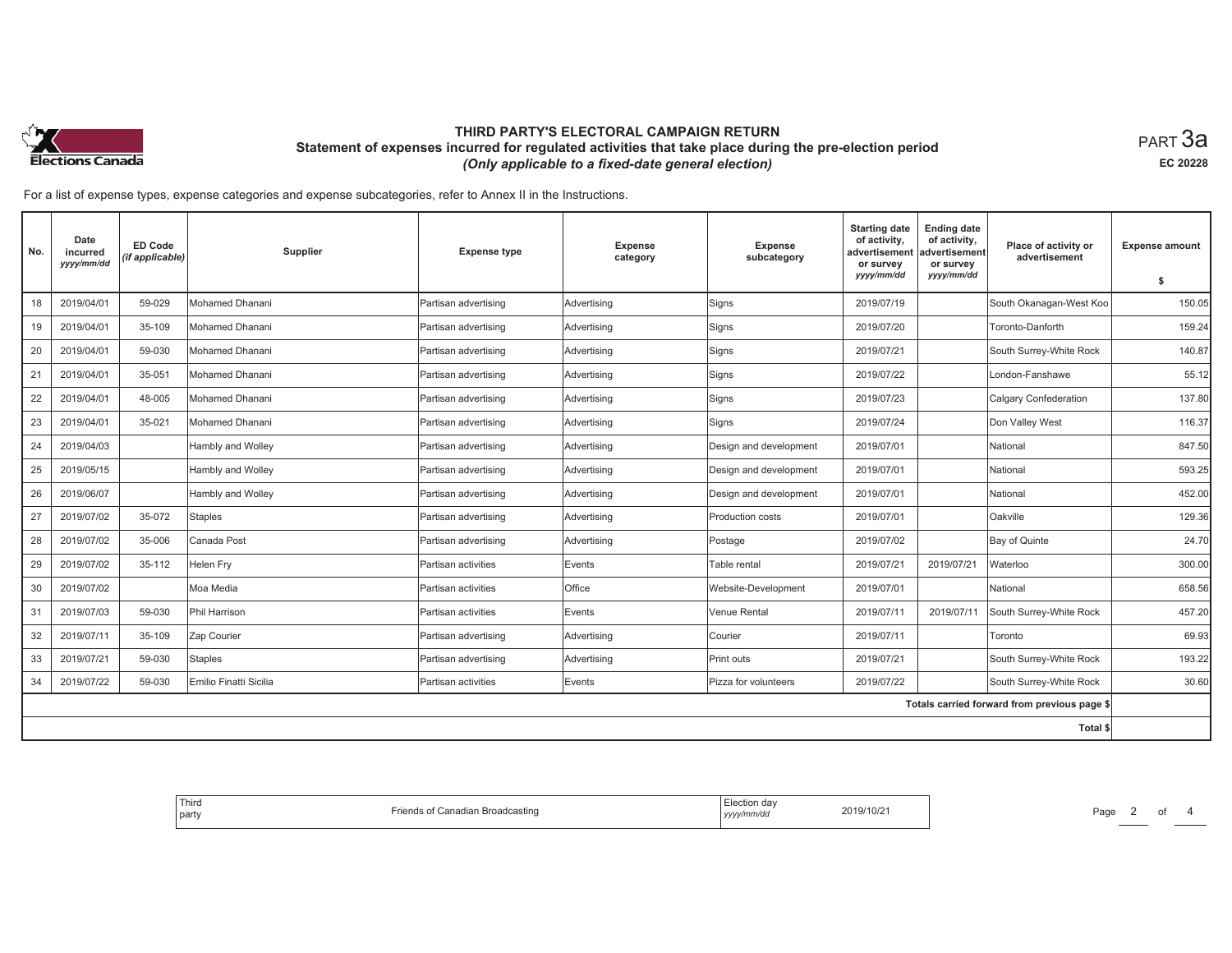# THIRD PARTY'S ELECTORAL CAMPAIGN RETURN

## Statement of expenses incurred for regulated activities that take place during the pre-election period

*(Only applicable to a fixed-date general election)*

PART 3a

EC 20228

For a list of expense types, expense categories and expense subcategories, refer to Annex II in the Instructions.

| No. | Date incurred *yyyy/mm/dd* | ED Code *(if applicable)* | Supplier | Expense type | Expense category | Expense subcategory | Starting date of activity, advertisement or survey *yyyy/mm/dd* | Ending date of activity, advertisement or survey *yyyy/mm/dd* | Place of activity or advertisement | Expense amount $ |
|---|---|---|---|---|---|---|---|---|---|---|
| 18 | 2019/04/01 | 59-029 | Mohamed Dhanani | Partisan advertising | Advertising | Signs | 2019/07/19 | | South Okanagan-West Koo | 150.05 |
| 19 | 2019/04/01 | 35-109 | Mohamed Dhanani | Partisan advertising | Advertising | Signs | 2019/07/20 | | Toronto-Danforth | 159.24 |
| 20 | 2019/04/01 | 59-030 | Mohamed Dhanani | Partisan advertising | Advertising | Signs | 2019/07/21 | | South Surrey-White Rock | 140.87 |
| 21 | 2019/04/01 | 35-051 | Mohamed Dhanani | Partisan advertising | Advertising | Signs | 2019/07/22 | | London-Fanshawe | 55.12 |
| 22 | 2019/04/01 | 48-005 | Mohamed Dhanani | Partisan advertising | Advertising | Signs | 2019/07/23 | | Calgary Confederation | 137.80 |
| 23 | 2019/04/01 | 35-021 | Mohamed Dhanani | Partisan advertising | Advertising | Signs | 2019/07/24 | | Don Valley West | 116.37 |
| 24 | 2019/04/03 | | Hambly and Wolley | Partisan advertising | Advertising | Design and development | 2019/07/01 | | National | 847.50 |
| 25 | 2019/05/15 | | Hambly and Wolley | Partisan advertising | Advertising | Design and development | 2019/07/01 | | National | 593.25 |
| 26 | 2019/06/07 | | Hambly and Wolley | Partisan advertising | Advertising | Design and development | 2019/07/01 | | National | 452.00 |
| 27 | 2019/07/02 | 35-072 | Staples | Partisan advertising | Advertising | Production costs | 2019/07/01 | | Oakville | 129.36 |
| 28 | 2019/07/02 | 35-006 | Canada Post | Partisan advertising | Advertising | Postage | 2019/07/02 | | Bay of Quinte | 24.70 |
| 29 | 2019/07/02 | 35-112 | Helen Fry | Partisan activities | Events | Table rental | 2019/07/21 | 2019/07/21 | Waterloo | 300.00 |
| 30 | 2019/07/02 | | Moa Media | Partisan activities | Office | Website-Development | 2019/07/01 | | National | 658.56 |
| 31 | 2019/07/03 | 59-030 | Phil Harrison | Partisan activities | Events | Venue Rental | 2019/07/11 | 2019/07/11 | South Surrey-White Rock | 457.20 |
| 32 | 2019/07/11 | 35-109 | Zap Courier | Partisan advertising | Advertising | Courier | 2019/07/11 | | Toronto | 69.93 |
| 33 | 2019/07/21 | 59-030 | Staples | Partisan advertising | Advertising | Print outs | 2019/07/21 | | South Surrey-White Rock | 193.22 |
| 34 | 2019/07/22 | 59-030 | Emilio Finatti Sicilia | Partisan activities | Events | Pizza for volunteers | 2019/07/22 | | South Surrey-White Rock | 30.60 |
| | | | | | | | | | Totals carried forward from previous page $ | |
| | | | | | | | | | Total $ | |

| Third party | Friends of Canadian Broadcasting | Election day *yyyy/mm/dd* | 2019/10/21 |
|---|---|---|---|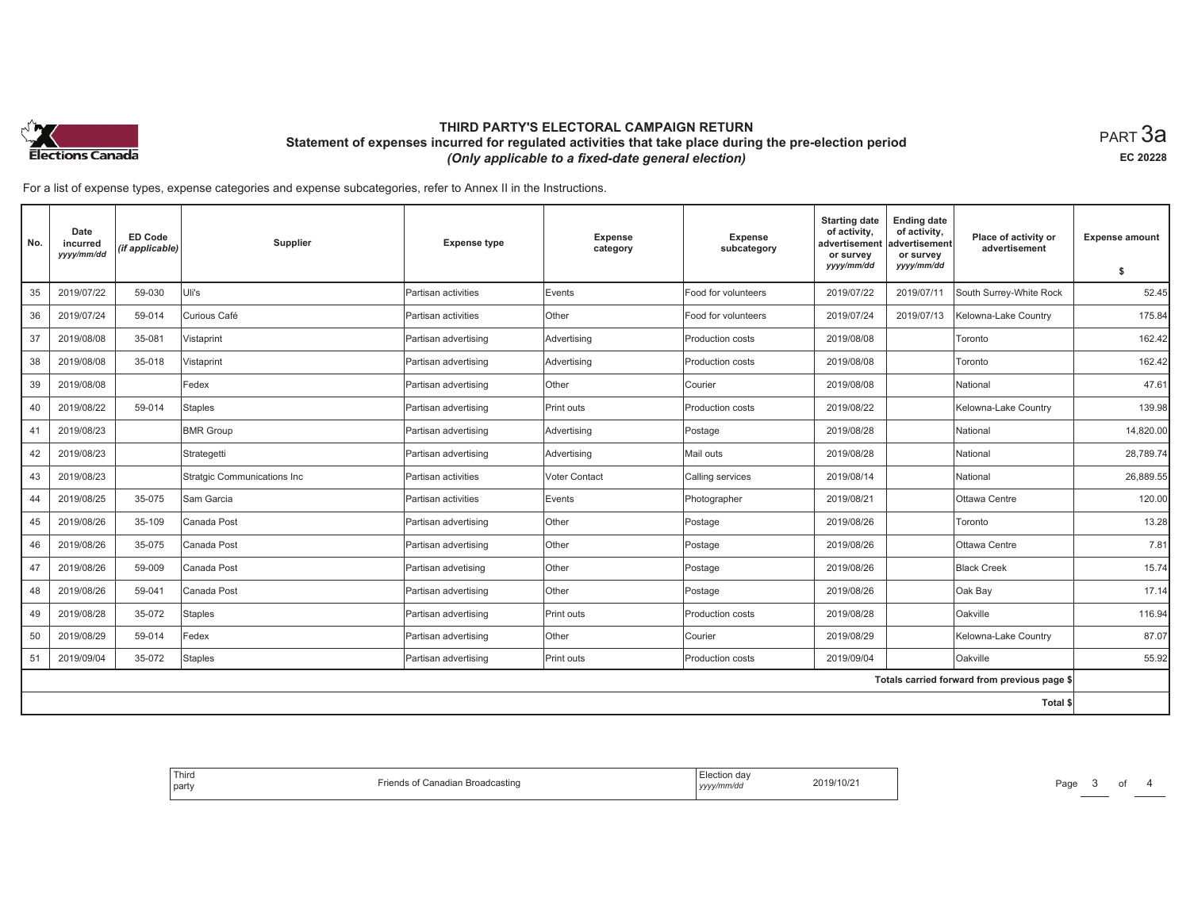# THIRD PARTY'S ELECTORAL CAMPAIGN RETURN

## Statement of expenses incurred for regulated activities that take place during the pre-election period

*(Only applicable to a fixed-date general election)*

PART 3a

EC 20228

For a list of expense types, expense categories and expense subcategories, refer to Annex II in the Instructions.

| No. | Date incurred *yyyy/mm/dd* | ED Code *(if applicable)* | Supplier | Expense type | Expense category | Expense subcategory | Starting date of activity, advertisement or survey *yyyy/mm/dd* | Ending date of activity, advertisement or survey *yyyy/mm/dd* | Place of activity or advertisement | Expense amount $ |
|---|---|---|---|---|---|---|---|---|---|---|
| 35 | 2019/07/22 | 59-030 | Uli's | Partisan activities | Events | Food for volunteers | 2019/07/22 | 2019/07/11 | South Surrey-White Rock | 52.45 |
| 36 | 2019/07/24 | 59-014 | Curious Café | Partisan activities | Other | Food for volunteers | 2019/07/24 | 2019/07/13 | Kelowna-Lake Country | 175.84 |
| 37 | 2019/08/08 | 35-081 | Vistaprint | Partisan advertising | Advertising | Production costs | 2019/08/08 | | Toronto | 162.42 |
| 38 | 2019/08/08 | 35-018 | Vistaprint | Partisan advertising | Advertising | Production costs | 2019/08/08 | | Toronto | 162.42 |
| 39 | 2019/08/08 | | Fedex | Partisan advertising | Other | Courier | 2019/08/08 | | National | 47.61 |
| 40 | 2019/08/22 | 59-014 | Staples | Partisan advertising | Print outs | Production costs | 2019/08/22 | | Kelowna-Lake Country | 139.98 |
| 41 | 2019/08/23 | | BMR Group | Partisan advertising | Advertising | Postage | 2019/08/28 | | National | 14,820.00 |
| 42 | 2019/08/23 | | Strategetti | Partisan advertising | Advertising | Mail outs | 2019/08/28 | | National | 28,789.74 |
| 43 | 2019/08/23 | | Stratgic Communications Inc | Partisan activities | Voter Contact | Calling services | 2019/08/14 | | National | 26,889.55 |
| 44 | 2019/08/25 | 35-075 | Sam Garcia | Partisan activities | Events | Photographer | 2019/08/21 | | Ottawa Centre | 120.00 |
| 45 | 2019/08/26 | 35-109 | Canada Post | Partisan advertising | Other | Postage | 2019/08/26 | | Toronto | 13.28 |
| 46 | 2019/08/26 | 35-075 | Canada Post | Partisan advertising | Other | Postage | 2019/08/26 | | Ottawa Centre | 7.81 |
| 47 | 2019/08/26 | 59-009 | Canada Post | Partisan advetising | Other | Postage | 2019/08/26 | | Black Creek | 15.74 |
| 48 | 2019/08/26 | 59-041 | Canada Post | Partisan advertising | Other | Postage | 2019/08/26 | | Oak Bay | 17.14 |
| 49 | 2019/08/28 | 35-072 | Staples | Partisan advertising | Print outs | Production costs | 2019/08/28 | | Oakville | 116.94 |
| 50 | 2019/08/29 | 59-014 | Fedex | Partisan advertising | Other | Courier | 2019/08/29 | | Kelowna-Lake Country | 87.07 |
| 51 | 2019/09/04 | 35-072 | Staples | Partisan advertising | Print outs | Production costs | 2019/09/04 | | Oakville | 55.92 |
| | | | | | | | | | Totals carried forward from previous page $ | |
| | | | | | | | | | Total $ | |

Third party: Friends of Canadian Broadcasting

Election day *yyyy/mm/dd*: 2019/10/21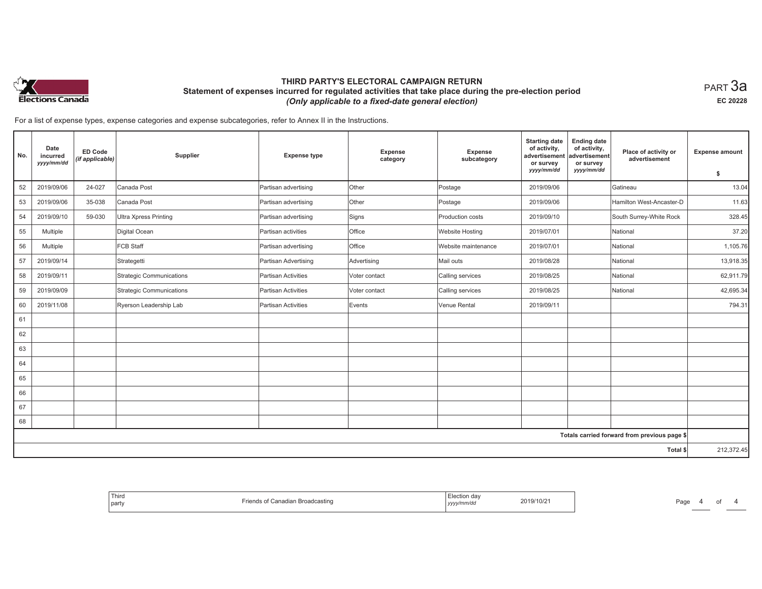# THIRD PARTY'S ELECTORAL CAMPAIGN RETURN

## Statement of expenses incurred for regulated activities that take place during the pre-election period

*(Only applicable to a fixed-date general election)*

PART 3a

EC 20228

For a list of expense types, expense categories and expense subcategories, refer to Annex II in the Instructions.

| No. | Date incurred *yyyy/mm/dd* | ED Code *(if applicable)* | Supplier | Expense type | Expense category | Expense subcategory | Starting date of activity, advertisement or survey *yyyy/mm/dd* | Ending date of activity, advertisement or survey *yyyy/mm/dd* | Place of activity or advertisement | Expense amount $ |
|---|---|---|---|---|---|---|---|---|---|---|
| 52 | 2019/09/06 | 24-027 | Canada Post | Partisan advertising | Other | Postage | 2019/09/06 | | Gatineau | 13.04 |
| 53 | 2019/09/06 | 35-038 | Canada Post | Partisan advertising | Other | Postage | 2019/09/06 | | Hamilton West-Ancaster-D | 11.63 |
| 54 | 2019/09/10 | 59-030 | Ultra Xpress Printing | Partisan advertising | Signs | Production costs | 2019/09/10 | | South Surrey-White Rock | 328.45 |
| 55 | Multiple | | Digital Ocean | Partisan activities | Office | Website Hosting | 2019/07/01 | | National | 37.20 |
| 56 | Multiple | | FCB Staff | Partisan advertising | Office | Website maintenance | 2019/07/01 | | National | 1,105.76 |
| 57 | 2019/09/14 | | Strategetti | Partisan Advertising | Advertising | Mail outs | 2019/08/28 | | National | 13,918.35 |
| 58 | 2019/09/11 | | Strategic Communications | Partisan Activities | Voter contact | Calling services | 2019/08/25 | | National | 62,911.79 |
| 59 | 2019/09/09 | | Strategic Communications | Partisan Activities | Voter contact | Calling services | 2019/08/25 | | National | 42,695.34 |
| 60 | 2019/11/08 | | Ryerson Leadership Lab | Partisan Activities | Events | Venue Rental | 2019/09/11 | | | 794.31 |
| 61 | | | | | | | | | | |
| 62 | | | | | | | | | | |
| 63 | | | | | | | | | | |
| 64 | | | | | | | | | | |
| 65 | | | | | | | | | | |
| 66 | | | | | | | | | | |
| 67 | | | | | | | | | | |
| 68 | | | | | | | | | | |
| | | | | | | | | | Totals carried forward from previous page $ | |
| | | | | | | | | | Total $ | 212,372.45 |

| Third party | Friends of Canadian Broadcasting | Election day *yyyy/mm/dd* | 2019/10/21 |
|---|---|---|---|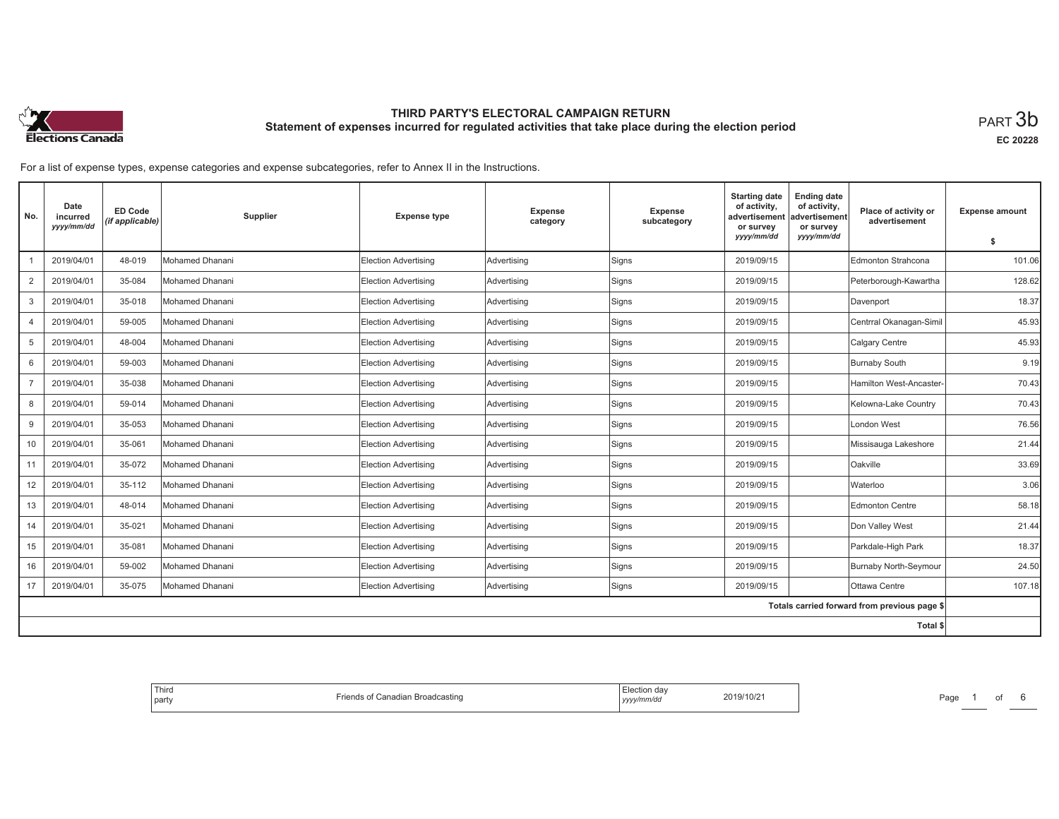# THIRD PARTY'S ELECTORAL CAMPAIGN RETURN

## Statement of expenses incurred for regulated activities that take place during the election period

PART 3b

EC 20228

For a list of expense types, expense categories and expense subcategories, refer to Annex II in the Instructions.

| No. | Date incurred *yyyy/mm/dd* | ED Code *(if applicable)* | Supplier | Expense type | Expense category | Expense subcategory | Starting date of activity, advertisement or survey *yyyy/mm/dd* | Ending date of activity, advertisement or survey *yyyy/mm/dd* | Place of activity or advertisement | Expense amount $ |
|---|---|---|---|---|---|---|---|---|---|---|
| 1 | 2019/04/01 | 48-019 | Mohamed Dhanani | Election Advertising | Advertising | Signs | 2019/09/15 | | Edmonton Strahcona | 101.06 |
| 2 | 2019/04/01 | 35-084 | Mohamed Dhanani | Election Advertising | Advertising | Signs | 2019/09/15 | | Peterborough-Kawartha | 128.62 |
| 3 | 2019/04/01 | 35-018 | Mohamed Dhanani | Election Advertising | Advertising | Signs | 2019/09/15 | | Davenport | 18.37 |
| 4 | 2019/04/01 | 59-005 | Mohamed Dhanani | Election Advertising | Advertising | Signs | 2019/09/15 | | Centrral Okanagan-Simil | 45.93 |
| 5 | 2019/04/01 | 48-004 | Mohamed Dhanani | Election Advertising | Advertising | Signs | 2019/09/15 | | Calgary Centre | 45.93 |
| 6 | 2019/04/01 | 59-003 | Mohamed Dhanani | Election Advertising | Advertising | Signs | 2019/09/15 | | Burnaby South | 9.19 |
| 7 | 2019/04/01 | 35-038 | Mohamed Dhanani | Election Advertising | Advertising | Signs | 2019/09/15 | | Hamilton West-Ancaster- | 70.43 |
| 8 | 2019/04/01 | 59-014 | Mohamed Dhanani | Election Advertising | Advertising | Signs | 2019/09/15 | | Kelowna-Lake Country | 70.43 |
| 9 | 2019/04/01 | 35-053 | Mohamed Dhanani | Election Advertising | Advertising | Signs | 2019/09/15 | | London West | 76.56 |
| 10 | 2019/04/01 | 35-061 | Mohamed Dhanani | Election Advertising | Advertising | Signs | 2019/09/15 | | Missisauga Lakeshore | 21.44 |
| 11 | 2019/04/01 | 35-072 | Mohamed Dhanani | Election Advertising | Advertising | Signs | 2019/09/15 | | Oakville | 33.69 |
| 12 | 2019/04/01 | 35-112 | Mohamed Dhanani | Election Advertising | Advertising | Signs | 2019/09/15 | | Waterloo | 3.06 |
| 13 | 2019/04/01 | 48-014 | Mohamed Dhanani | Election Advertising | Advertising | Signs | 2019/09/15 | | Edmonton Centre | 58.18 |
| 14 | 2019/04/01 | 35-021 | Mohamed Dhanani | Election Advertising | Advertising | Signs | 2019/09/15 | | Don Valley West | 21.44 |
| 15 | 2019/04/01 | 35-081 | Mohamed Dhanani | Election Advertising | Advertising | Signs | 2019/09/15 | | Parkdale-High Park | 18.37 |
| 16 | 2019/04/01 | 59-002 | Mohamed Dhanani | Election Advertising | Advertising | Signs | 2019/09/15 | | Burnaby North-Seymour | 24.50 |
| 17 | 2019/04/01 | 35-075 | Mohamed Dhanani | Election Advertising | Advertising | Signs | 2019/09/15 | | Ottawa Centre | 107.18 |
| | | | | | | | | | Totals carried forward from previous page $ | |
| | | | | | | | | | Total $ | |

| Third party | Friends of Canadian Broadcasting | Election day *yyyy/mm/dd* | 2019/10/21 |
|---|---|---|---|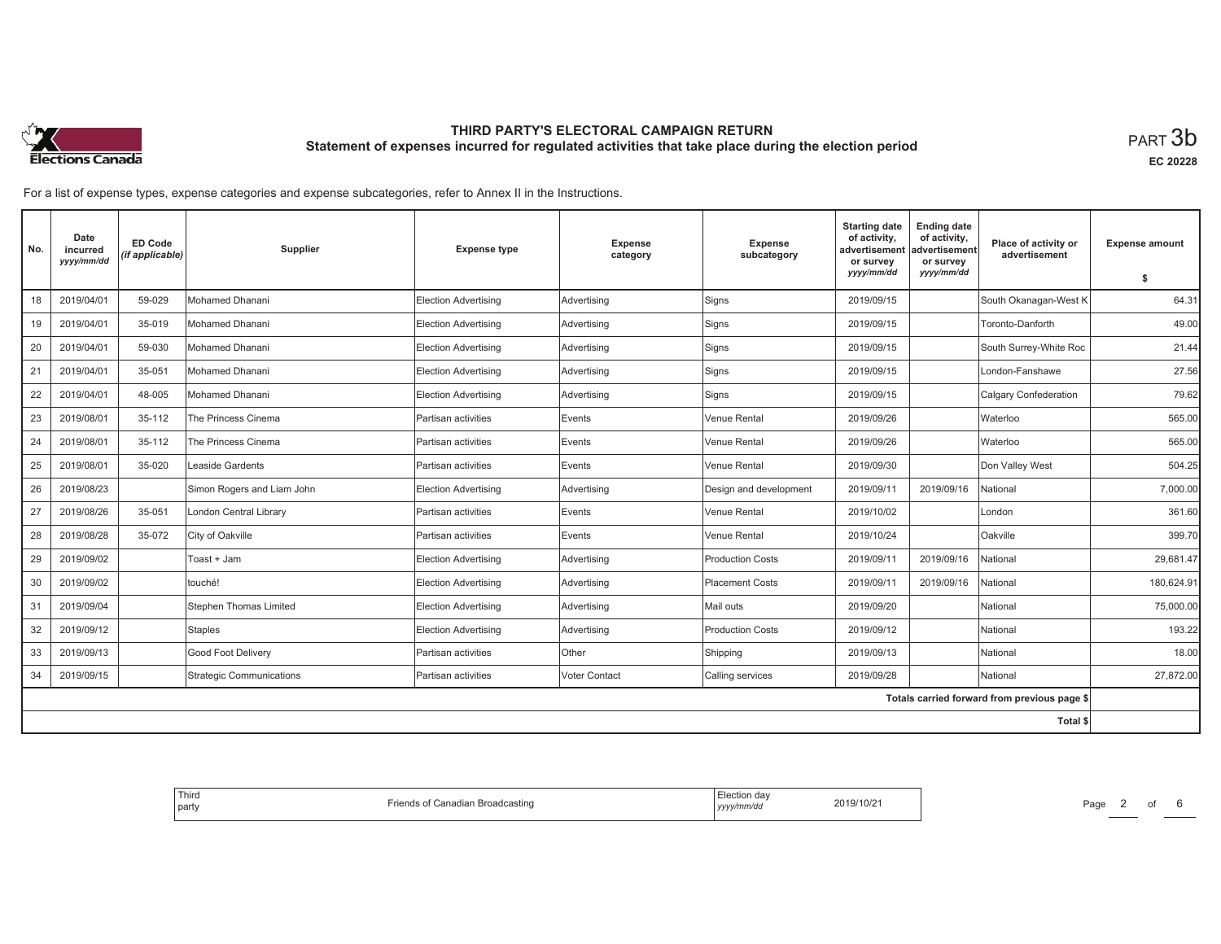# THIRD PARTY'S ELECTORAL CAMPAIGN RETURN

## Statement of expenses incurred for regulated activities that take place during the election period

PART 3b

EC 20228

For a list of expense types, expense categories and expense subcategories, refer to Annex II in the Instructions.

| No. | Date incurred *yyyy/mm/dd* | ED Code *(if applicable)* | Supplier | Expense type | Expense category | Expense subcategory | Starting date of activity, advertisement or survey *yyyy/mm/dd* | Ending date of activity, advertisement or survey *yyyy/mm/dd* | Place of activity or advertisement | Expense amount $ |
|---|---|---|---|---|---|---|---|---|---|---|
| 18 | 2019/04/01 | 59-029 | Mohamed Dhanani | Election Advertising | Advertising | Signs | 2019/09/15 | | South Okanagan-West K | 64.31 |
| 19 | 2019/04/01 | 35-019 | Mohamed Dhanani | Election Advertising | Advertising | Signs | 2019/09/15 | | Toronto-Danforth | 49.00 |
| 20 | 2019/04/01 | 59-030 | Mohamed Dhanani | Election Advertising | Advertising | Signs | 2019/09/15 | | South Surrey-White Roc | 21.44 |
| 21 | 2019/04/01 | 35-051 | Mohamed Dhanani | Election Advertising | Advertising | Signs | 2019/09/15 | | London-Fanshawe | 27.56 |
| 22 | 2019/04/01 | 48-005 | Mohamed Dhanani | Election Advertising | Advertising | Signs | 2019/09/15 | | Calgary Confederation | 79.62 |
| 23 | 2019/08/01 | 35-112 | The Princess Cinema | Partisan activities | Events | Venue Rental | 2019/09/26 | | Waterloo | 565.00 |
| 24 | 2019/08/01 | 35-112 | The Princess Cinema | Partisan activities | Events | Venue Rental | 2019/09/26 | | Waterloo | 565.00 |
| 25 | 2019/08/01 | 35-020 | Leaside Gardents | Partisan activities | Events | Venue Rental | 2019/09/30 | | Don Valley West | 504.25 |
| 26 | 2019/08/23 | | Simon Rogers and Liam John | Election Advertising | Advertising | Design and development | 2019/09/11 | 2019/09/16 | National | 7,000.00 |
| 27 | 2019/08/26 | 35-051 | London Central Library | Partisan activities | Events | Venue Rental | 2019/10/02 | | London | 361.60 |
| 28 | 2019/08/28 | 35-072 | City of Oakville | Partisan activities | Events | Venue Rental | 2019/10/24 | | Oakville | 399.70 |
| 29 | 2019/09/02 | | Toast + Jam | Election Advertising | Advertising | Production Costs | 2019/09/11 | 2019/09/16 | National | 29,681.47 |
| 30 | 2019/09/02 | | touché! | Election Advertising | Advertising | Placement Costs | 2019/09/11 | 2019/09/16 | National | 180,624.91 |
| 31 | 2019/09/04 | | Stephen Thomas Limited | Election Advertising | Advertising | Mail outs | 2019/09/20 | | National | 75,000.00 |
| 32 | 2019/09/12 | | Staples | Election Advertising | Advertising | Production Costs | 2019/09/12 | | National | 193.22 |
| 33 | 2019/09/13 | | Good Foot Delivery | Partisan activities | Other | Shipping | 2019/09/13 | | National | 18.00 |
| 34 | 2019/09/15 | | Strategic Communications | Partisan activities | Voter Contact | Calling services | 2019/09/28 | | National | 27,872.00 |
| | | | | | | | | | Totals carried forward from previous page $ | |
| | | | | | | | | | Total $ | |

| Third party | Friends of Canadian Broadcasting | Election day *yyyy/mm/dd* | 2019/10/21 |
|---|---|---|---|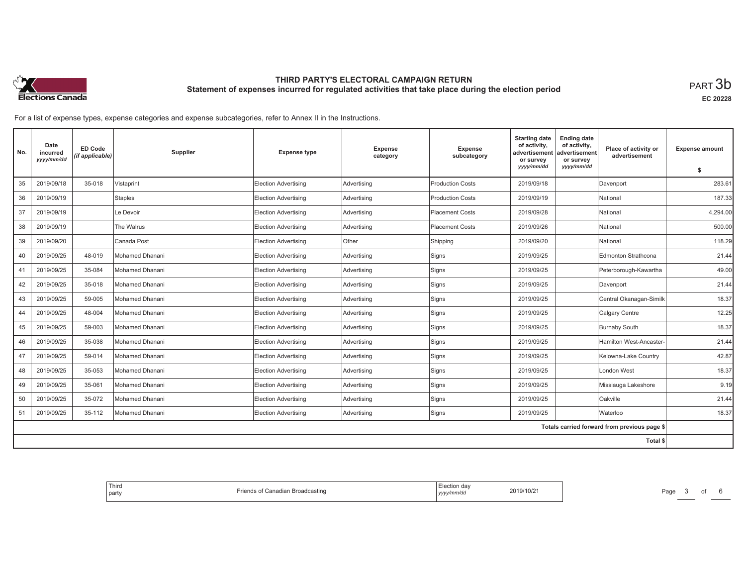# THIRD PARTY'S ELECTORAL CAMPAIGN RETURN

## Statement of expenses incurred for regulated activities that take place during the election period

PART 3b

EC 20228

For a list of expense types, expense categories and expense subcategories, refer to Annex II in the Instructions.

| No. | Date incurred *yyyy/mm/dd* | ED Code *(if applicable)* | Supplier | Expense type | Expense category | Expense subcategory | Starting date of activity, advertisement or survey *yyyy/mm/dd* | Ending date of activity, advertisement or survey *yyyy/mm/dd* | Place of activity or advertisement | Expense amount $ |
|---|---|---|---|---|---|---|---|---|---|---|
| 35 | 2019/09/18 | 35-018 | Vistaprint | Election Advertising | Advertising | Production Costs | 2019/09/18 | | Davenport | 283.61 |
| 36 | 2019/09/19 | | Staples | Election Advertising | Advertising | Production Costs | 2019/09/19 | | National | 187.33 |
| 37 | 2019/09/19 | | Le Devoir | Election Advertising | Advertising | Placement Costs | 2019/09/28 | | National | 4,294.00 |
| 38 | 2019/09/19 | | The Walrus | Election Advertising | Advertising | Placement Costs | 2019/09/26 | | National | 500.00 |
| 39 | 2019/09/20 | | Canada Post | Election Advertising | Other | Shipping | 2019/09/20 | | National | 118.29 |
| 40 | 2019/09/25 | 48-019 | Mohamed Dhanani | Election Advertising | Advertising | Signs | 2019/09/25 | | Edmonton Strathcona | 21.44 |
| 41 | 2019/09/25 | 35-084 | Mohamed Dhanani | Election Advertising | Advertising | Signs | 2019/09/25 | | Peterborough-Kawartha | 49.00 |
| 42 | 2019/09/25 | 35-018 | Mohamed Dhanani | Election Advertising | Advertising | Signs | 2019/09/25 | | Davenport | 21.44 |
| 43 | 2019/09/25 | 59-005 | Mohamed Dhanani | Election Advertising | Advertising | Signs | 2019/09/25 | | Central Okanagan-Similk | 18.37 |
| 44 | 2019/09/25 | 48-004 | Mohamed Dhanani | Election Advertising | Advertising | Signs | 2019/09/25 | | Calgary Centre | 12.25 |
| 45 | 2019/09/25 | 59-003 | Mohamed Dhanani | Election Advertising | Advertising | Signs | 2019/09/25 | | Burnaby South | 18.37 |
| 46 | 2019/09/25 | 35-038 | Mohamed Dhanani | Election Advertising | Advertising | Signs | 2019/09/25 | | Hamilton West-Ancaster- | 21.44 |
| 47 | 2019/09/25 | 59-014 | Mohamed Dhanani | Election Advertising | Advertising | Signs | 2019/09/25 | | Kelowna-Lake Country | 42.87 |
| 48 | 2019/09/25 | 35-053 | Mohamed Dhanani | Election Advertising | Advertising | Signs | 2019/09/25 | | London West | 18.37 |
| 49 | 2019/09/25 | 35-061 | Mohamed Dhanani | Election Advertising | Advertising | Signs | 2019/09/25 | | Missiauga Lakeshore | 9.19 |
| 50 | 2019/09/25 | 35-072 | Mohamed Dhanani | Election Advertising | Advertising | Signs | 2019/09/25 | | Oakville | 21.44 |
| 51 | 2019/09/25 | 35-112 | Mohamed Dhanani | Election Advertising | Advertising | Signs | 2019/09/25 | | Waterloo | 18.37 |
| | | | | | | | | | Totals carried forward from previous page $ | |
| | | | | | | | | | Total $ | |

Third party: Friends of Canadian Broadcasting

Election day *yyyy/mm/dd*: 2019/10/21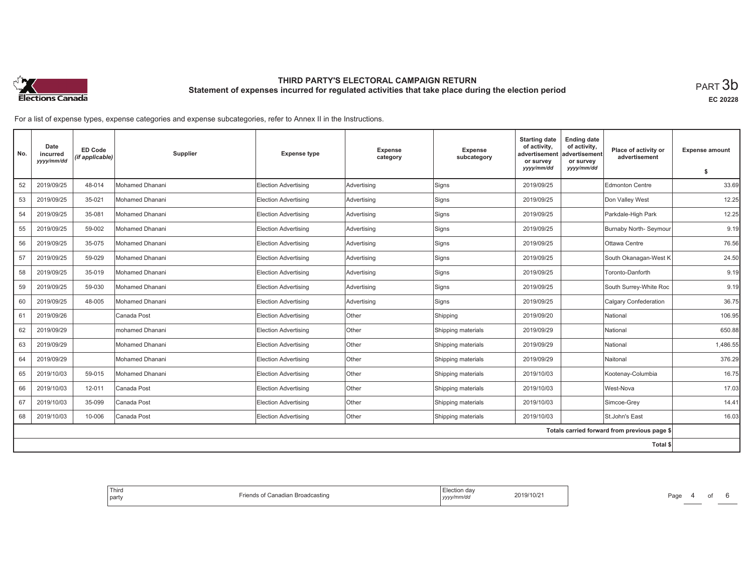# THIRD PARTY'S ELECTORAL CAMPAIGN RETURN

## Statement of expenses incurred for regulated activities that take place during the election period

PART 3b

EC 20228

For a list of expense types, expense categories and expense subcategories, refer to Annex II in the Instructions.

| No. | Date incurred *yyyy/mm/dd* | ED Code *(if applicable)* | Supplier | Expense type | Expense category | Expense subcategory | Starting date of activity, advertisement or survey *yyyy/mm/dd* | Ending date of activity, advertisement or survey *yyyy/mm/dd* | Place of activity or advertisement | Expense amount $ |
|---|---|---|---|---|---|---|---|---|---|---|
| 52 | 2019/09/25 | 48-014 | Mohamed Dhanani | Election Advertising | Advertising | Signs | 2019/09/25 | | Edmonton Centre | 33.69 |
| 53 | 2019/09/25 | 35-021 | Mohamed Dhanani | Election Advertising | Advertising | Signs | 2019/09/25 | | Don Valley West | 12.25 |
| 54 | 2019/09/25 | 35-081 | Mohamed Dhanani | Election Advertising | Advertising | Signs | 2019/09/25 | | Parkdale-High Park | 12.25 |
| 55 | 2019/09/25 | 59-002 | Mohamed Dhanani | Election Advertising | Advertising | Signs | 2019/09/25 | | Burnaby North- Seymour | 9.19 |
| 56 | 2019/09/25 | 35-075 | Mohamed Dhanani | Election Advertising | Advertising | Signs | 2019/09/25 | | Ottawa Centre | 76.56 |
| 57 | 2019/09/25 | 59-029 | Mohamed Dhanani | Election Advertising | Advertising | Signs | 2019/09/25 | | South Okanagan-West K | 24.50 |
| 58 | 2019/09/25 | 35-019 | Mohamed Dhanani | Election Advertising | Advertising | Signs | 2019/09/25 | | Toronto-Danforth | 9.19 |
| 59 | 2019/09/25 | 59-030 | Mohamed Dhanani | Election Advertising | Advertising | Signs | 2019/09/25 | | South Surrey-White Roc | 9.19 |
| 60 | 2019/09/25 | 48-005 | Mohamed Dhanani | Election Advertising | Advertising | Signs | 2019/09/25 | | Calgary Confederation | 36.75 |
| 61 | 2019/09/26 | | Canada Post | Election Advertising | Other | Shipping | 2019/09/20 | | National | 106.95 |
| 62 | 2019/09/29 | | mohamed Dhanani | Election Advertising | Other | Shipping materials | 2019/09/29 | | National | 650.88 |
| 63 | 2019/09/29 | | Mohamed Dhanani | Election Advertising | Other | Shipping materials | 2019/09/29 | | National | 1,486.55 |
| 64 | 2019/09/29 | | Mohamed Dhanani | Election Advertising | Other | Shipping materials | 2019/09/29 | | Naitonal | 376.29 |
| 65 | 2019/10/03 | 59-015 | Mohamed Dhanani | Election Advertising | Other | Shipping materials | 2019/10/03 | | Kootenay-Columbia | 16.75 |
| 66 | 2019/10/03 | 12-011 | Canada Post | Election Advertising | Other | Shipping materials | 2019/10/03 | | West-Nova | 17.03 |
| 67 | 2019/10/03 | 35-099 | Canada Post | Election Advertising | Other | Shipping materials | 2019/10/03 | | Simcoe-Grey | 14.41 |
| 68 | 2019/10/03 | 10-006 | Canada Post | Election Advertising | Other | Shipping materials | 2019/10/03 | | St.John's East | 16.03 |
| | | | | | | | | | Totals carried forward from previous page $ | |
| | | | | | | | | | Total $ | |

| Third party | Friends of Canadian Broadcasting | Election day *yyyy/mm/dd* | 2019/10/21 |
|---|---|---|---|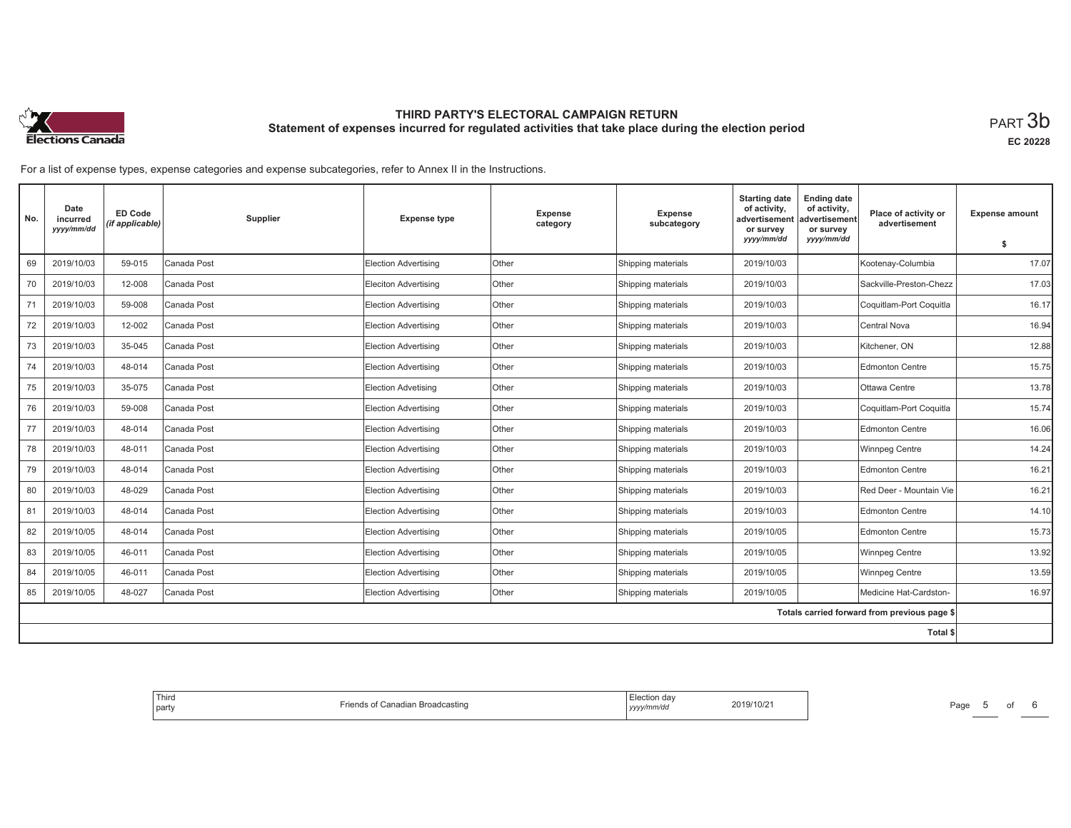# THIRD PARTY'S ELECTORAL CAMPAIGN RETURN

## Statement of expenses incurred for regulated activities that take place during the election period

PART 3b

EC 20228

For a list of expense types, expense categories and expense subcategories, refer to Annex II in the Instructions.

| No. | Date incurred yyyy/mm/dd | ED Code (if applicable) | Supplier | Expense type | Expense category | Expense subcategory | Starting date of activity, advertisement or survey yyyy/mm/dd | Ending date of activity, advertisement or survey yyyy/mm/dd | Place of activity or advertisement | Expense amount $ |
|---|---|---|---|---|---|---|---|---|---|---|
| 69 | 2019/10/03 | 59-015 | Canada Post | Election Advertising | Other | Shipping materials | 2019/10/03 | | Kootenay-Columbia | 17.07 |
| 70 | 2019/10/03 | 12-008 | Canada Post | Eleciton Advertising | Other | Shipping materials | 2019/10/03 | | Sackville-Preston-Chezz | 17.03 |
| 71 | 2019/10/03 | 59-008 | Canada Post | Election Advertising | Other | Shipping materials | 2019/10/03 | | Coquitlam-Port Coquitla | 16.17 |
| 72 | 2019/10/03 | 12-002 | Canada Post | Election Advertising | Other | Shipping materials | 2019/10/03 | | Central Nova | 16.94 |
| 73 | 2019/10/03 | 35-045 | Canada Post | Election Advertising | Other | Shipping materials | 2019/10/03 | | Kitchener, ON | 12.88 |
| 74 | 2019/10/03 | 48-014 | Canada Post | Election Advertising | Other | Shipping materials | 2019/10/03 | | Edmonton Centre | 15.75 |
| 75 | 2019/10/03 | 35-075 | Canada Post | Election Advetising | Other | Shipping materials | 2019/10/03 | | Ottawa Centre | 13.78 |
| 76 | 2019/10/03 | 59-008 | Canada Post | Election Advertising | Other | Shipping materials | 2019/10/03 | | Coquitlam-Port Coquitla | 15.74 |
| 77 | 2019/10/03 | 48-014 | Canada Post | Election Advertising | Other | Shipping materials | 2019/10/03 | | Edmonton Centre | 16.06 |
| 78 | 2019/10/03 | 48-011 | Canada Post | Election Advertising | Other | Shipping materials | 2019/10/03 | | Winnpeg Centre | 14.24 |
| 79 | 2019/10/03 | 48-014 | Canada Post | Election Advertising | Other | Shipping materials | 2019/10/03 | | Edmonton Centre | 16.21 |
| 80 | 2019/10/03 | 48-029 | Canada Post | Election Advertising | Other | Shipping materials | 2019/10/03 | | Red Deer - Mountain Vie | 16.21 |
| 81 | 2019/10/03 | 48-014 | Canada Post | Election Advertising | Other | Shipping materials | 2019/10/03 | | Edmonton Centre | 14.10 |
| 82 | 2019/10/05 | 48-014 | Canada Post | Election Advertising | Other | Shipping materials | 2019/10/05 | | Edmonton Centre | 15.73 |
| 83 | 2019/10/05 | 46-011 | Canada Post | Election Advertising | Other | Shipping materials | 2019/10/05 | | Winnpeg Centre | 13.92 |
| 84 | 2019/10/05 | 46-011 | Canada Post | Election Advertising | Other | Shipping materials | 2019/10/05 | | Winnpeg Centre | 13.59 |
| 85 | 2019/10/05 | 48-027 | Canada Post | Election Advertising | Other | Shipping materials | 2019/10/05 | | Medicine Hat-Cardston- | 16.97 |
| | | | | | | | | | Totals carried forward from previous page $ | |
| | | | | | | | | | Total $ | |

| Third party | Friends of Canadian Broadcasting | Election day yyyy/mm/dd | 2019/10/21 |
|---|---|---|---|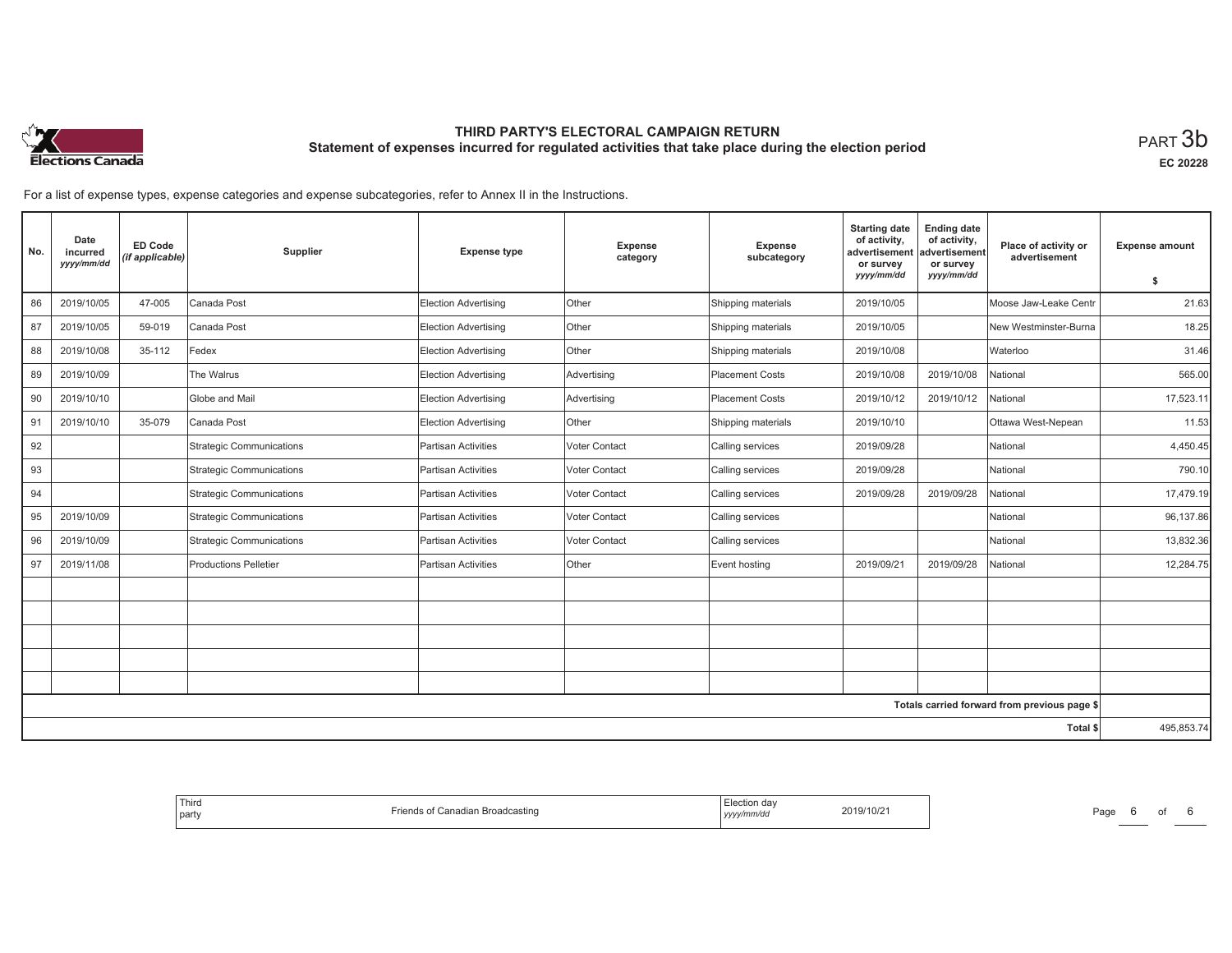**Elections Canada**

# THIRD PARTY'S ELECTORAL CAMPAIGN RETURN
## Statement of expenses incurred for regulated activities that take place during the election period

PART 3b

EC 20228

For a list of expense types, expense categories and expense subcategories, refer to Annex II in the Instructions.

| No. | Date incurred *yyyy/mm/dd* | ED Code *(if applicable)* | Supplier | Expense type | Expense category | Expense subcategory | Starting date of activity, advertisement or survey *yyyy/mm/dd* | Ending date of activity, advertisement or survey *yyyy/mm/dd* | Place of activity or advertisement | Expense amount $ |
|---|---|---|---|---|---|---|---|---|---|---|
| 86 | 2019/10/05 | 47-005 | Canada Post | Election Advertising | Other | Shipping materials | 2019/10/05 | | Moose Jaw-Leake Centr | 21.63 |
| 87 | 2019/10/05 | 59-019 | Canada Post | Election Advertising | Other | Shipping materials | 2019/10/05 | | New Westminster-Burna | 18.25 |
| 88 | 2019/10/08 | 35-112 | Fedex | Election Advertising | Other | Shipping materials | 2019/10/08 | | Waterloo | 31.46 |
| 89 | 2019/10/09 | | The Walrus | Election Advertising | Advertising | Placement Costs | 2019/10/08 | 2019/10/08 | National | 565.00 |
| 90 | 2019/10/10 | | Globe and Mail | Election Advertising | Advertising | Placement Costs | 2019/10/12 | 2019/10/12 | National | 17,523.11 |
| 91 | 2019/10/10 | 35-079 | Canada Post | Election Advertising | Other | Shipping materials | 2019/10/10 | | Ottawa West-Nepean | 11.53 |
| 92 | | | Strategic Communications | Partisan Activities | Voter Contact | Calling services | 2019/09/28 | | National | 4,450.45 |
| 93 | | | Strategic Communications | Partisan Activities | Voter Contact | Calling services | 2019/09/28 | | National | 790.10 |
| 94 | | | Strategic Communications | Partisan Activities | Voter Contact | Calling services | 2019/09/28 | 2019/09/28 | National | 17,479.19 |
| 95 | 2019/10/09 | | Strategic Communications | Partisan Activities | Voter Contact | Calling services | | | National | 96,137.86 |
| 96 | 2019/10/09 | | Strategic Communications | Partisan Activities | Voter Contact | Calling services | | | National | 13,832.36 |
| 97 | 2019/11/08 | | Productions Pelletier | Partisan Activities | Other | Event hosting | 2019/09/21 | 2019/09/28 | National | 12,284.75 |
| | | | | | | | | | | |
| | | | | | | | | | | |
| | | | | | | | | | | |
| | | | | | | | | | | |
| | | | | | | | | | | |
| | | | | | | | | | Totals carried forward from previous page $ | |
| | | | | | | | | | Total $ | 495,853.74 |

| Third party | Friends of Canadian Broadcasting | Election day *yyyy/mm/dd* | 2019/10/21 |
|---|---|---|---|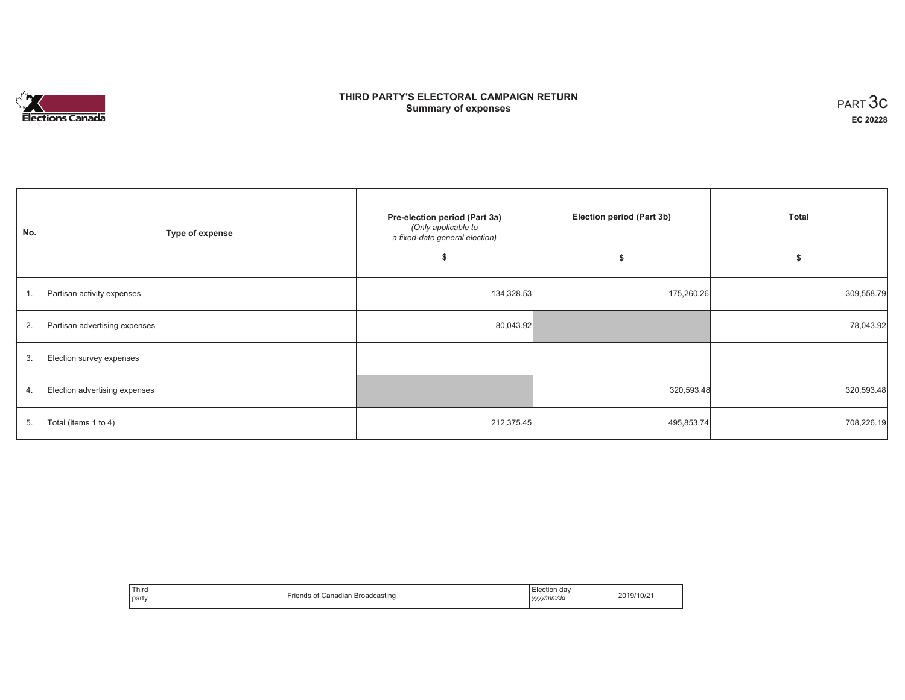Elections Canada

# THIRD PARTY'S ELECTORAL CAMPAIGN RETURN
## Summary of expenses

PART 3c
**EC 20228**

| No. | Type of expense | Pre-election period (Part 3a) *(Only applicable to a fixed-date general election)* $ | Election period (Part 3b) $ | Total $ |
|---|---|---|---|---|
| 1. | Partisan activity expenses | 134,328.53 | 175,260.26 | 309,558.79 |
| 2. | Partisan advertising expenses | 80,043.92 | | 78,043.92 |
| 3. | Election survey expenses | | | |
| 4. | Election advertising expenses | | 320,593.48 | 320,593.48 |
| 5. | Total (items 1 to 4) | 212,375.45 | 495,853.74 | 708,226.19 |

| Third party | Friends of Canadian Broadcasting | Election day *yyyy/mm/dd* | 2019/10/21 |
|---|---|---|---|